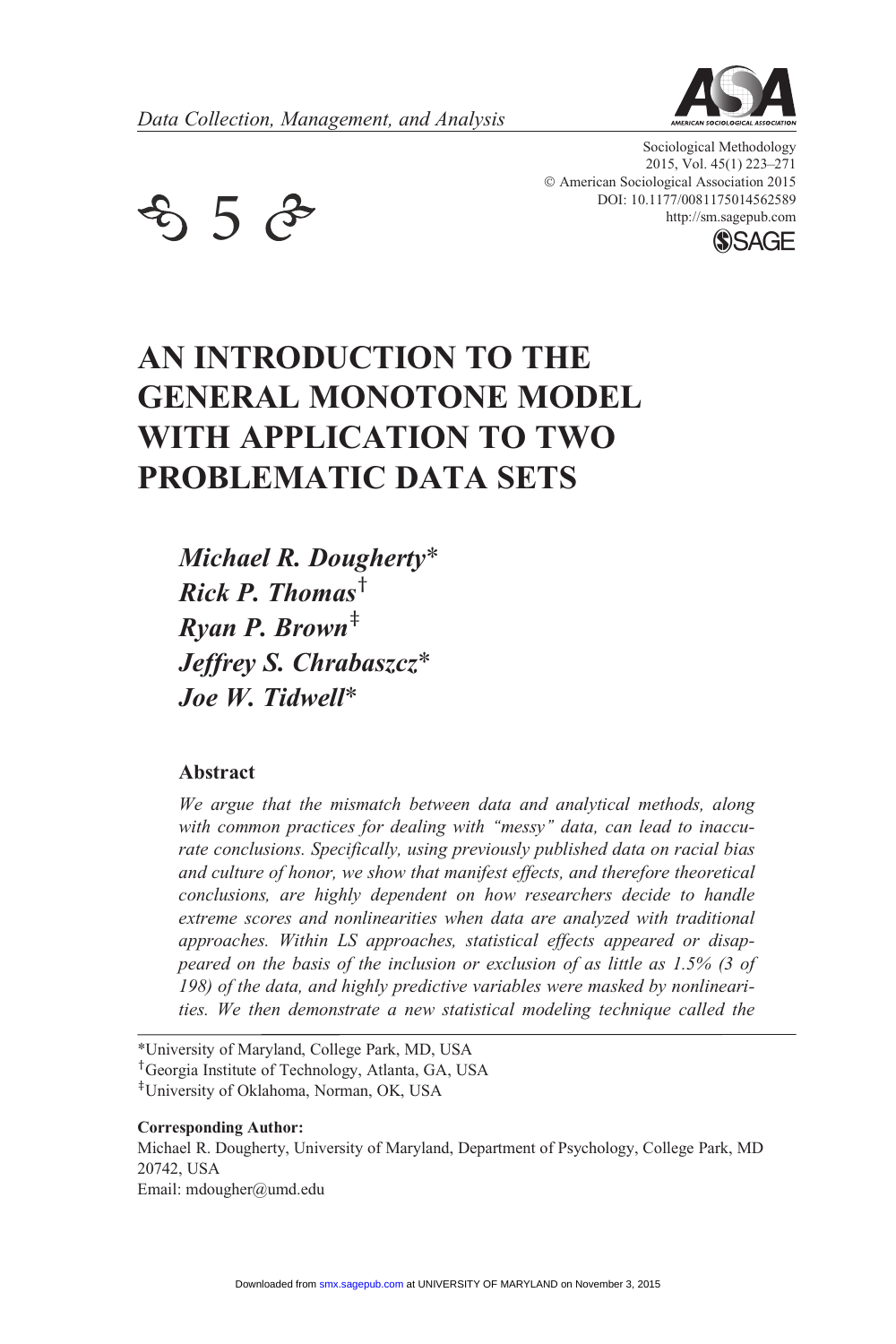# AN INTRODUCTION TO THE GENERAL MONOTONE MODEL WITH APPLICATION TO TWO PROBLEMATIC DATA SETS

*Michael R. Dougherty**
*Rick P. Thomas*[†]
*Ryan P. Brown*[‡]
*Jeffrey S. Chrabaszcz**
*Joe W. Tidwell**

## Abstract

*We argue that the mismatch between data and analytical methods, along with common practices for dealing with "messy" data, can lead to inaccurate conclusions. Specifically, using previously published data on racial bias and culture of honor, we show that manifest effects, and therefore theoretical conclusions, are highly dependent on how researchers decide to handle extreme scores and nonlinearities when data are analyzed with traditional approaches. Within LS approaches, statistical effects appeared or disappeared on the basis of the inclusion or exclusion of as little as 1.5% (3 of 198) of the data, and highly predictive variables were masked by nonlinearities. We then demonstrate a new statistical modeling technique called the*

*University of Maryland, College Park, MD, USA
[†]Georgia Institute of Technology, Atlanta, GA, USA
[‡]University of Oklahoma, Norman, OK, USA

**Corresponding Author:**
Michael R. Dougherty, University of Maryland, Department of Psychology, College Park, MD 20742, USA
Email: mdougher@umd.edu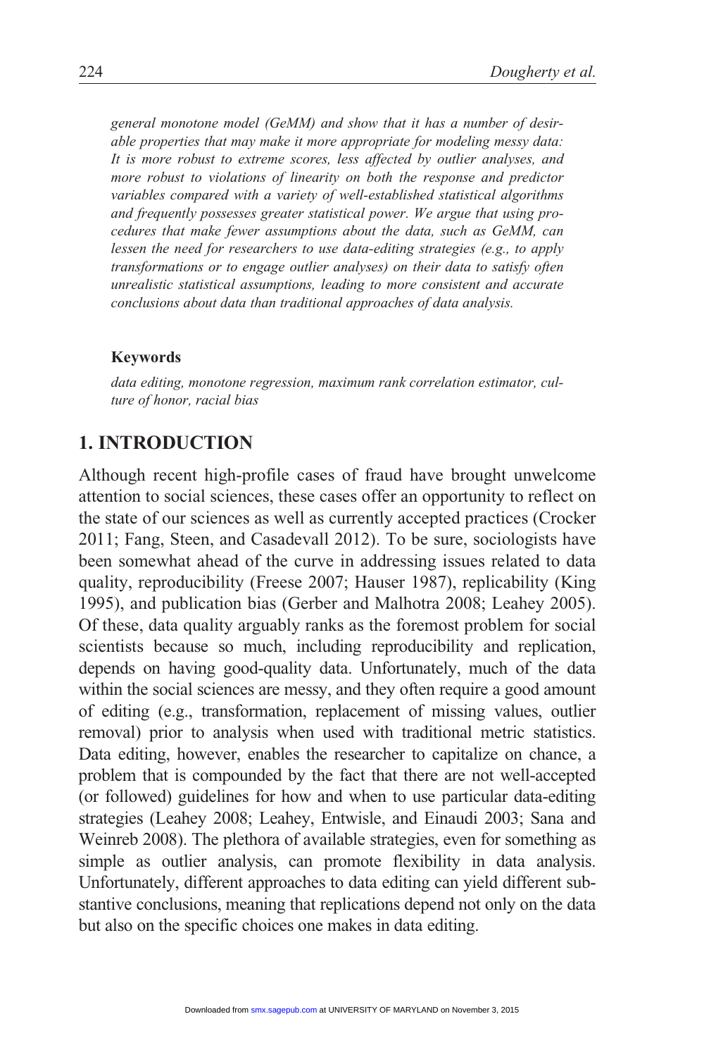*general monotone model (GeMM) and show that it has a number of desirable properties that may make it more appropriate for modeling messy data: It is more robust to extreme scores, less affected by outlier analyses, and more robust to violations of linearity on both the response and predictor variables compared with a variety of well-established statistical algorithms and frequently possesses greater statistical power. We argue that using procedures that make fewer assumptions about the data, such as GeMM, can lessen the need for researchers to use data-editing strategies (e.g., to apply transformations or to engage outlier analyses) on their data to satisfy often unrealistic statistical assumptions, leading to more consistent and accurate conclusions about data than traditional approaches of data analysis.*

**Keywords**

*data editing, monotone regression, maximum rank correlation estimator, culture of honor, racial bias*

## 1. INTRODUCTION

Although recent high-profile cases of fraud have brought unwelcome attention to social sciences, these cases offer an opportunity to reflect on the state of our sciences as well as currently accepted practices (Crocker 2011; Fang, Steen, and Casadevall 2012). To be sure, sociologists have been somewhat ahead of the curve in addressing issues related to data quality, reproducibility (Freese 2007; Hauser 1987), replicability (King 1995), and publication bias (Gerber and Malhotra 2008; Leahey 2005). Of these, data quality arguably ranks as the foremost problem for social scientists because so much, including reproducibility and replication, depends on having good-quality data. Unfortunately, much of the data within the social sciences are messy, and they often require a good amount of editing (e.g., transformation, replacement of missing values, outlier removal) prior to analysis when used with traditional metric statistics. Data editing, however, enables the researcher to capitalize on chance, a problem that is compounded by the fact that there are not well-accepted (or followed) guidelines for how and when to use particular data-editing strategies (Leahey 2008; Leahey, Entwisle, and Einaudi 2003; Sana and Weinreb 2008). The plethora of available strategies, even for something as simple as outlier analysis, can promote flexibility in data analysis. Unfortunately, different approaches to data editing can yield different substantive conclusions, meaning that replications depend not only on the data but also on the specific choices one makes in data editing.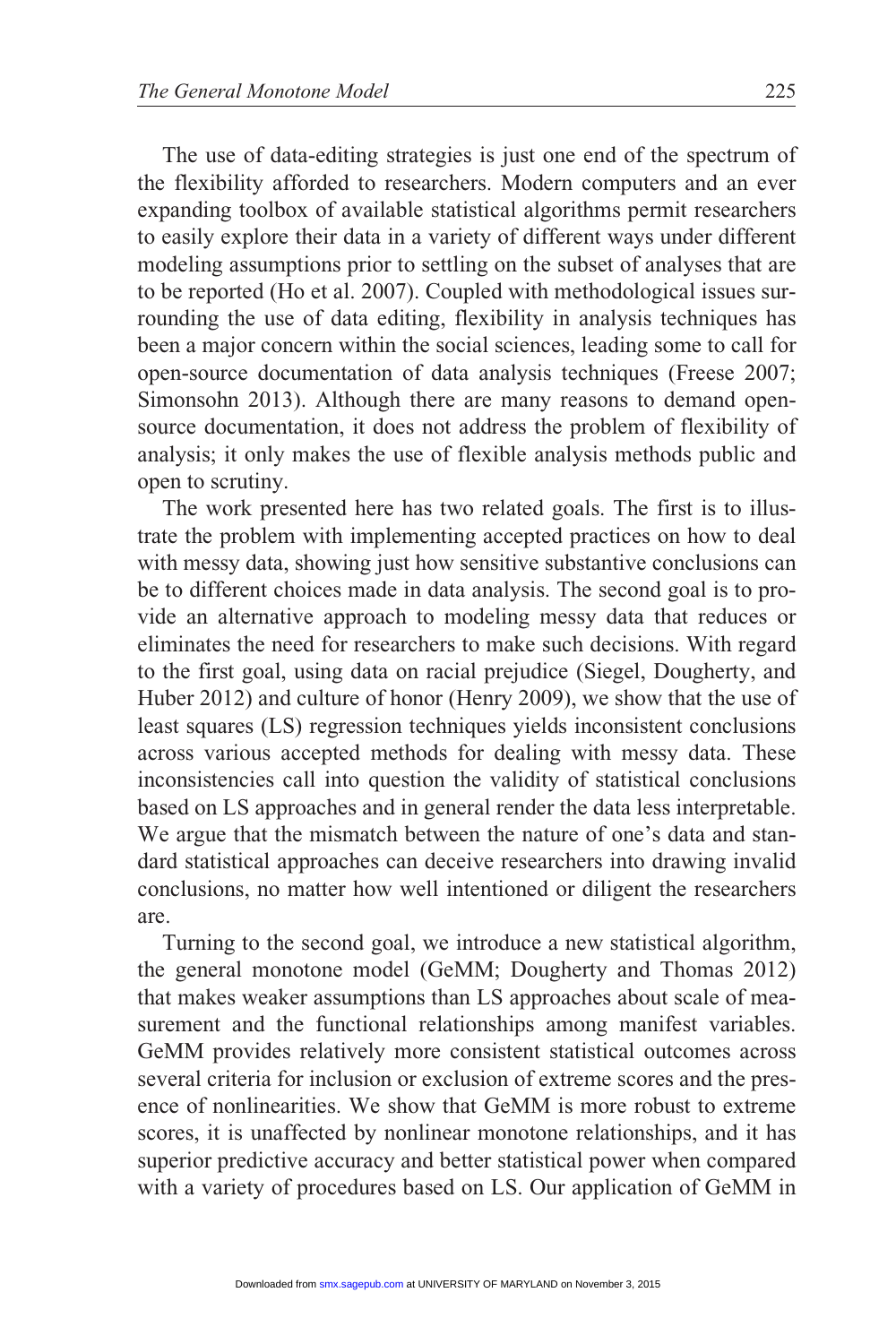The use of data-editing strategies is just one end of the spectrum of the flexibility afforded to researchers. Modern computers and an ever expanding toolbox of available statistical algorithms permit researchers to easily explore their data in a variety of different ways under different modeling assumptions prior to settling on the subset of analyses that are to be reported (Ho et al. 2007). Coupled with methodological issues surrounding the use of data editing, flexibility in analysis techniques has been a major concern within the social sciences, leading some to call for open-source documentation of data analysis techniques (Freese 2007; Simonsohn 2013). Although there are many reasons to demand open-source documentation, it does not address the problem of flexibility of analysis; it only makes the use of flexible analysis methods public and open to scrutiny.

The work presented here has two related goals. The first is to illustrate the problem with implementing accepted practices on how to deal with messy data, showing just how sensitive substantive conclusions can be to different choices made in data analysis. The second goal is to provide an alternative approach to modeling messy data that reduces or eliminates the need for researchers to make such decisions. With regard to the first goal, using data on racial prejudice (Siegel, Dougherty, and Huber 2012) and culture of honor (Henry 2009), we show that the use of least squares (LS) regression techniques yields inconsistent conclusions across various accepted methods for dealing with messy data. These inconsistencies call into question the validity of statistical conclusions based on LS approaches and in general render the data less interpretable. We argue that the mismatch between the nature of one's data and standard statistical approaches can deceive researchers into drawing invalid conclusions, no matter how well intentioned or diligent the researchers are.

Turning to the second goal, we introduce a new statistical algorithm, the general monotone model (GeMM; Dougherty and Thomas 2012) that makes weaker assumptions than LS approaches about scale of measurement and the functional relationships among manifest variables. GeMM provides relatively more consistent statistical outcomes across several criteria for inclusion or exclusion of extreme scores and the presence of nonlinearities. We show that GeMM is more robust to extreme scores, it is unaffected by nonlinear monotone relationships, and it has superior predictive accuracy and better statistical power when compared with a variety of procedures based on LS. Our application of GeMM in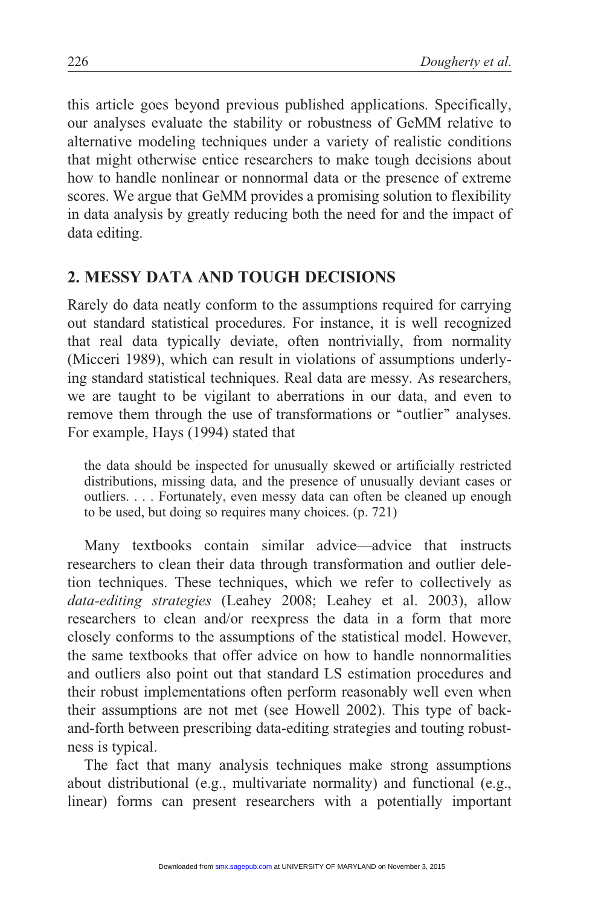this article goes beyond previous published applications. Specifically, our analyses evaluate the stability or robustness of GeMM relative to alternative modeling techniques under a variety of realistic conditions that might otherwise entice researchers to make tough decisions about how to handle nonlinear or nonnormal data or the presence of extreme scores. We argue that GeMM provides a promising solution to flexibility in data analysis by greatly reducing both the need for and the impact of data editing.

## 2. MESSY DATA AND TOUGH DECISIONS

Rarely do data neatly conform to the assumptions required for carrying out standard statistical procedures. For instance, it is well recognized that real data typically deviate, often nontrivially, from normality (Micceri 1989), which can result in violations of assumptions underlying standard statistical techniques. Real data are messy. As researchers, we are taught to be vigilant to aberrations in our data, and even to remove them through the use of transformations or "outlier" analyses. For example, Hays (1994) stated that

> the data should be inspected for unusually skewed or artificially restricted distributions, missing data, and the presence of unusually deviant cases or outliers. . . . Fortunately, even messy data can often be cleaned up enough to be used, but doing so requires many choices. (p. 721)

Many textbooks contain similar advice—advice that instructs researchers to clean their data through transformation and outlier deletion techniques. These techniques, which we refer to collectively as *data-editing strategies* (Leahey 2008; Leahey et al. 2003), allow researchers to clean and/or reexpress the data in a form that more closely conforms to the assumptions of the statistical model. However, the same textbooks that offer advice on how to handle nonnormalities and outliers also point out that standard LS estimation procedures and their robust implementations often perform reasonably well even when their assumptions are not met (see Howell 2002). This type of back-and-forth between prescribing data-editing strategies and touting robustness is typical.

The fact that many analysis techniques make strong assumptions about distributional (e.g., multivariate normality) and functional (e.g., linear) forms can present researchers with a potentially important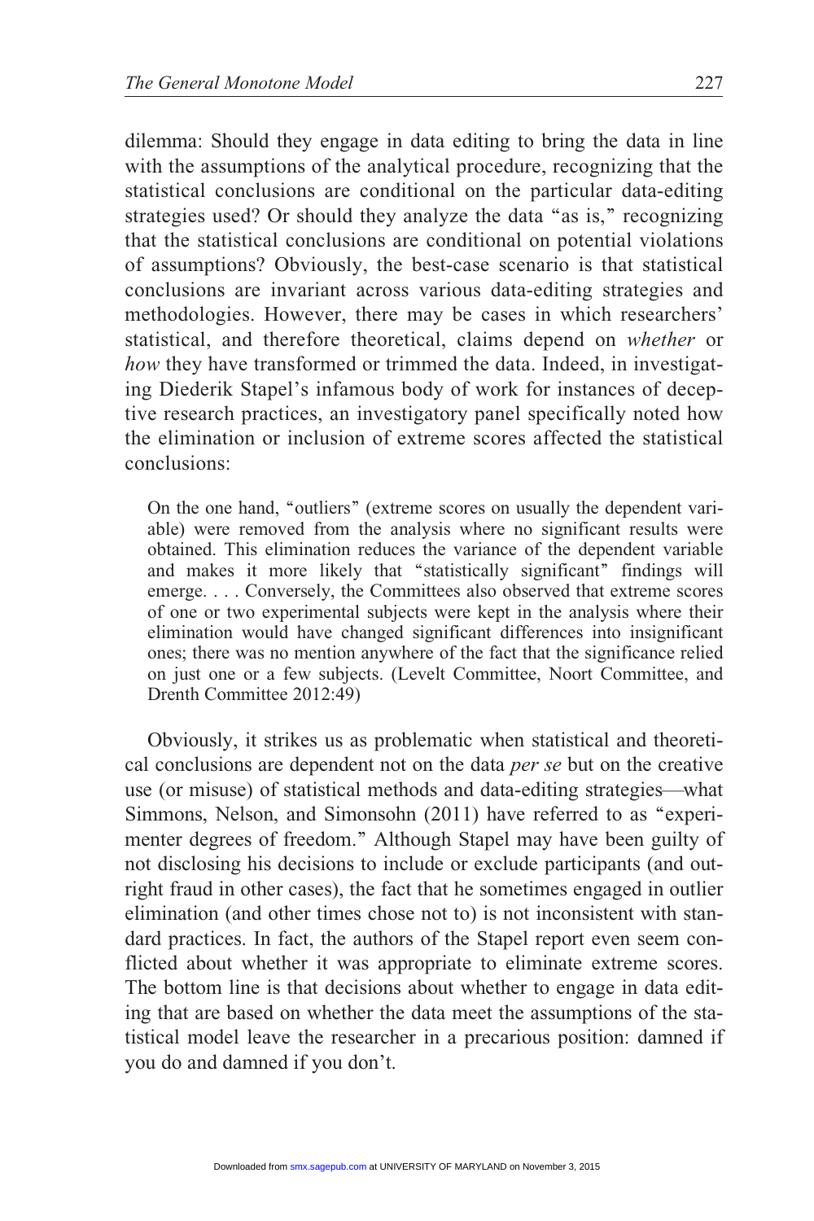dilemma: Should they engage in data editing to bring the data in line with the assumptions of the analytical procedure, recognizing that the statistical conclusions are conditional on the particular data-editing strategies used? Or should they analyze the data "as is," recognizing that the statistical conclusions are conditional on potential violations of assumptions? Obviously, the best-case scenario is that statistical conclusions are invariant across various data-editing strategies and methodologies. However, there may be cases in which researchers' statistical, and therefore theoretical, claims depend on *whether* or *how* they have transformed or trimmed the data. Indeed, in investigating Diederik Stapel's infamous body of work for instances of deceptive research practices, an investigatory panel specifically noted how the elimination or inclusion of extreme scores affected the statistical conclusions:

> On the one hand, "outliers" (extreme scores on usually the dependent variable) were removed from the analysis where no significant results were obtained. This elimination reduces the variance of the dependent variable and makes it more likely that "statistically significant" findings will emerge. . . . Conversely, the Committees also observed that extreme scores of one or two experimental subjects were kept in the analysis where their elimination would have changed significant differences into insignificant ones; there was no mention anywhere of the fact that the significance relied on just one or a few subjects. (Levelt Committee, Noort Committee, and Drenth Committee 2012:49)

Obviously, it strikes us as problematic when statistical and theoretical conclusions are dependent not on the data *per se* but on the creative use (or misuse) of statistical methods and data-editing strategies—what Simmons, Nelson, and Simonsohn (2011) have referred to as "experimenter degrees of freedom." Although Stapel may have been guilty of not disclosing his decisions to include or exclude participants (and outright fraud in other cases), the fact that he sometimes engaged in outlier elimination (and other times chose not to) is not inconsistent with standard practices. In fact, the authors of the Stapel report even seem conflicted about whether it was appropriate to eliminate extreme scores. The bottom line is that decisions about whether to engage in data editing that are based on whether the data meet the assumptions of the statistical model leave the researcher in a precarious position: damned if you do and damned if you don't.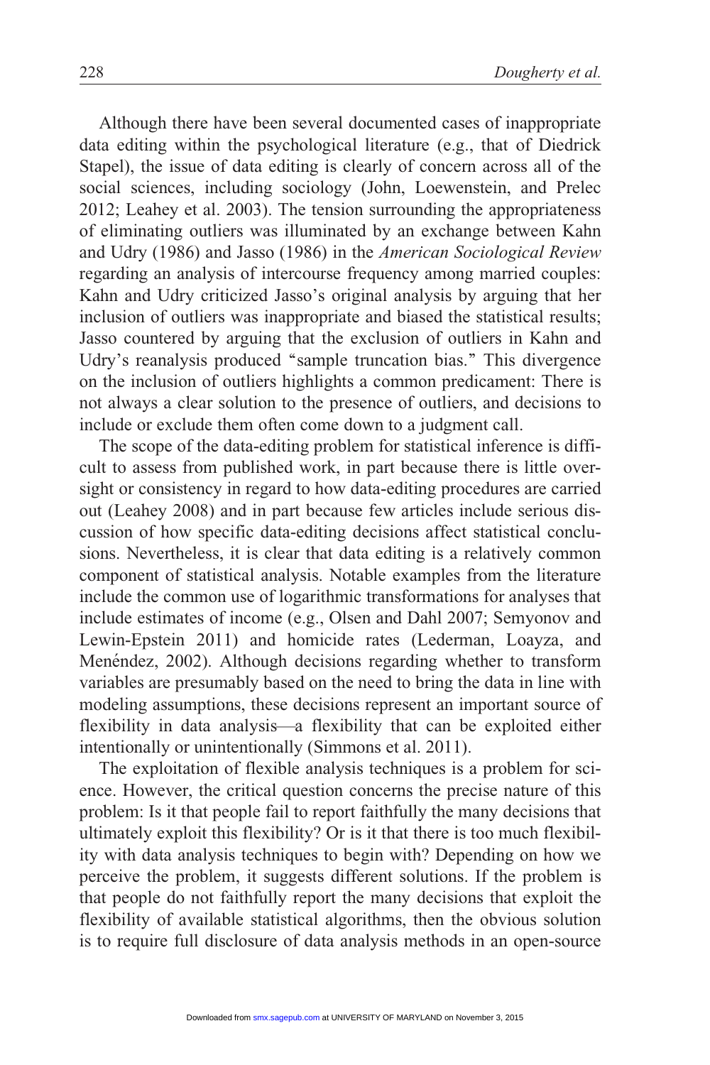Although there have been several documented cases of inappropriate data editing within the psychological literature (e.g., that of Diedrick Stapel), the issue of data editing is clearly of concern across all of the social sciences, including sociology (John, Loewenstein, and Prelec 2012; Leahey et al. 2003). The tension surrounding the appropriateness of eliminating outliers was illuminated by an exchange between Kahn and Udry (1986) and Jasso (1986) in the *American Sociological Review* regarding an analysis of intercourse frequency among married couples: Kahn and Udry criticized Jasso's original analysis by arguing that her inclusion of outliers was inappropriate and biased the statistical results; Jasso countered by arguing that the exclusion of outliers in Kahn and Udry's reanalysis produced "sample truncation bias." This divergence on the inclusion of outliers highlights a common predicament: There is not always a clear solution to the presence of outliers, and decisions to include or exclude them often come down to a judgment call.

The scope of the data-editing problem for statistical inference is difficult to assess from published work, in part because there is little oversight or consistency in regard to how data-editing procedures are carried out (Leahey 2008) and in part because few articles include serious discussion of how specific data-editing decisions affect statistical conclusions. Nevertheless, it is clear that data editing is a relatively common component of statistical analysis. Notable examples from the literature include the common use of logarithmic transformations for analyses that include estimates of income (e.g., Olsen and Dahl 2007; Semyonov and Lewin-Epstein 2011) and homicide rates (Lederman, Loayza, and Menéndez, 2002). Although decisions regarding whether to transform variables are presumably based on the need to bring the data in line with modeling assumptions, these decisions represent an important source of flexibility in data analysis—a flexibility that can be exploited either intentionally or unintentionally (Simmons et al. 2011).

The exploitation of flexible analysis techniques is a problem for science. However, the critical question concerns the precise nature of this problem: Is it that people fail to report faithfully the many decisions that ultimately exploit this flexibility? Or is it that there is too much flexibility with data analysis techniques to begin with? Depending on how we perceive the problem, it suggests different solutions. If the problem is that people do not faithfully report the many decisions that exploit the flexibility of available statistical algorithms, then the obvious solution is to require full disclosure of data analysis methods in an open-source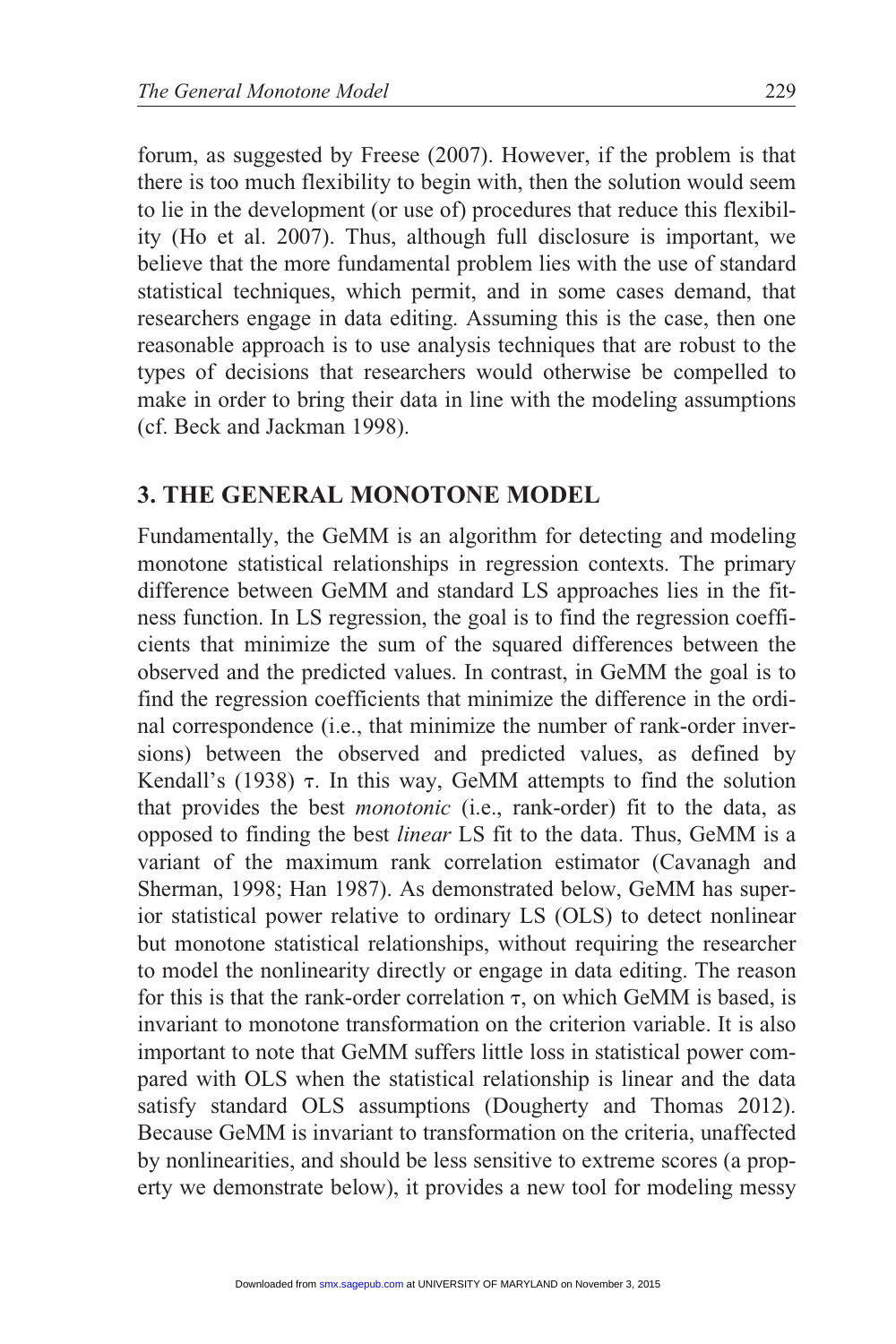forum, as suggested by Freese (2007). However, if the problem is that there is too much flexibility to begin with, then the solution would seem to lie in the development (or use of) procedures that reduce this flexibility (Ho et al. 2007). Thus, although full disclosure is important, we believe that the more fundamental problem lies with the use of standard statistical techniques, which permit, and in some cases demand, that researchers engage in data editing. Assuming this is the case, then one reasonable approach is to use analysis techniques that are robust to the types of decisions that researchers would otherwise be compelled to make in order to bring their data in line with the modeling assumptions (cf. Beck and Jackman 1998).

## 3. THE GENERAL MONOTONE MODEL

Fundamentally, the GeMM is an algorithm for detecting and modeling monotone statistical relationships in regression contexts. The primary difference between GeMM and standard LS approaches lies in the fitness function. In LS regression, the goal is to find the regression coefficients that minimize the sum of the squared differences between the observed and the predicted values. In contrast, in GeMM the goal is to find the regression coefficients that minimize the difference in the ordinal correspondence (i.e., that minimize the number of rank-order inversions) between the observed and predicted values, as defined by Kendall's (1938) $\tau$. In this way, GeMM attempts to find the solution that provides the best *monotonic* (i.e., rank-order) fit to the data, as opposed to finding the best *linear* LS fit to the data. Thus, GeMM is a variant of the maximum rank correlation estimator (Cavanagh and Sherman, 1998; Han 1987). As demonstrated below, GeMM has superior statistical power relative to ordinary LS (OLS) to detect nonlinear but monotone statistical relationships, without requiring the researcher to model the nonlinearity directly or engage in data editing. The reason for this is that the rank-order correlation $\tau$, on which GeMM is based, is invariant to monotone transformation on the criterion variable. It is also important to note that GeMM suffers little loss in statistical power compared with OLS when the statistical relationship is linear and the data satisfy standard OLS assumptions (Dougherty and Thomas 2012). Because GeMM is invariant to transformation on the criteria, unaffected by nonlinearities, and should be less sensitive to extreme scores (a property we demonstrate below), it provides a new tool for modeling messy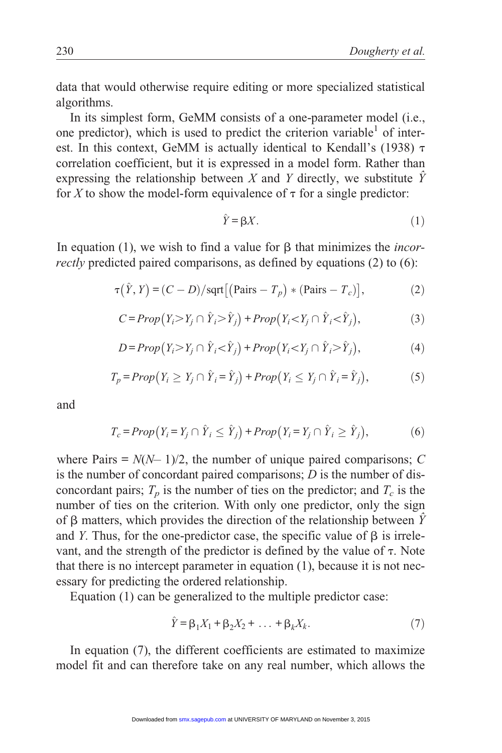data that would otherwise require editing or more specialized statistical algorithms.

In its simplest form, GeMM consists of a one-parameter model (i.e., one predictor), which is used to predict the criterion variable[1] of interest. In this context, GeMM is actually identical to Kendall's (1938) $\tau$ correlation coefficient, but it is expressed in a model form. Rather than expressing the relationship between $X$ and $Y$ directly, we substitute $\hat{Y}$ for $X$ to show the model-form equivalence of $\tau$ for a single predictor:

$$\hat{Y} = \beta X. \tag{1}$$

In equation (1), we wish to find a value for $\beta$ that minimizes the *incorrectly* predicted paired comparisons, as defined by equations (2) to (6):

$$\tau(\hat{Y}, Y) = (C - D)/\text{sqrt}\left[(\text{Pairs} - T_p) * (\text{Pairs} - T_c)\right], \tag{2}$$

$$C = Prop(Y_i > Y_j \cap \hat{Y}_i > \hat{Y}_j) + Prop(Y_i < Y_j \cap \hat{Y}_i < \hat{Y}_j), \tag{3}$$

$$D = Prop(Y_i > Y_j \cap \hat{Y}_i < \hat{Y}_j) + Prop(Y_i < Y_j \cap \hat{Y}_i > \hat{Y}_j), \tag{4}$$

$$T_p = Prop(Y_i \geq Y_j \cap \hat{Y}_i = \hat{Y}_j) + Prop(Y_i \leq Y_j \cap \hat{Y}_i = \hat{Y}_j), \tag{5}$$

and

$$T_c = Prop(Y_i = Y_j \cap \hat{Y}_i \leq \hat{Y}_j) + Prop(Y_i = Y_j \cap \hat{Y}_i \geq \hat{Y}_j), \tag{6}$$

where Pairs = $N(N-1)/2$, the number of unique paired comparisons; $C$ is the number of concordant paired comparisons; $D$ is the number of disconcordant pairs; $T_p$ is the number of ties on the predictor; and $T_c$ is the number of ties on the criterion. With only one predictor, only the sign of $\beta$ matters, which provides the direction of the relationship between $\hat{Y}$ and $Y$. Thus, for the one-predictor case, the specific value of $\beta$ is irrelevant, and the strength of the predictor is defined by the value of $\tau$. Note that there is no intercept parameter in equation (1), because it is not necessary for predicting the ordered relationship.

Equation (1) can be generalized to the multiple predictor case:

$$\hat{Y} = \beta_1 X_1 + \beta_2 X_2 + \ldots + \beta_k X_k. \tag{7}$$

In equation (7), the different coefficients are estimated to maximize model fit and can therefore take on any real number, which allows the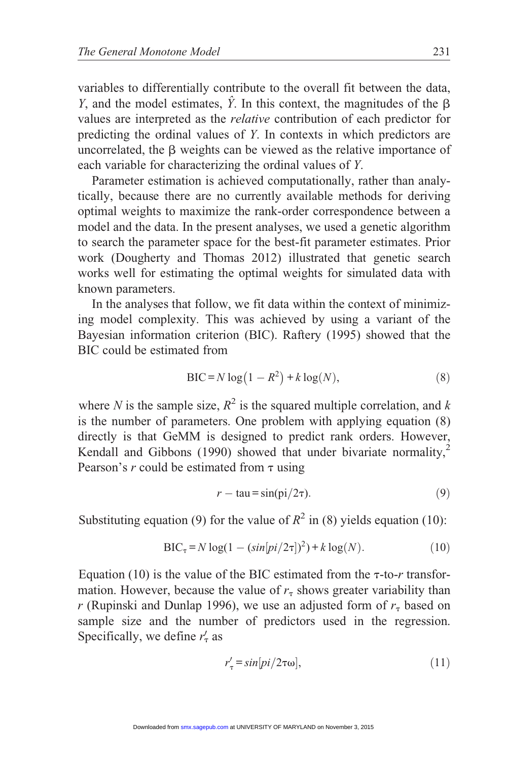variables to differentially contribute to the overall fit between the data, $Y$, and the model estimates, $\hat{Y}$. In this context, the magnitudes of the $\beta$ values are interpreted as the *relative* contribution of each predictor for predicting the ordinal values of $Y$. In contexts in which predictors are uncorrelated, the $\beta$ weights can be viewed as the relative importance of each variable for characterizing the ordinal values of $Y$.

Parameter estimation is achieved computationally, rather than analytically, because there are no currently available methods for deriving optimal weights to maximize the rank-order correspondence between a model and the data. In the present analyses, we used a genetic algorithm to search the parameter space for the best-fit parameter estimates. Prior work (Dougherty and Thomas 2012) illustrated that genetic search works well for estimating the optimal weights for simulated data with known parameters.

In the analyses that follow, we fit data within the context of minimizing model complexity. This was achieved by using a variant of the Bayesian information criterion (BIC). Raftery (1995) showed that the BIC could be estimated from

$$\text{BIC} = N \log\left(1 - R^2\right) + k \log(N), \tag{8}$$

where $N$ is the sample size, $R^2$ is the squared multiple correlation, and $k$ is the number of parameters. One problem with applying equation (8) directly is that GeMM is designed to predict rank orders. However, Kendall and Gibbons (1990) showed that under bivariate normality,[2] Pearson's $r$ could be estimated from $\tau$ using

$$r - \text{tau} = \sin(\text{pi}/2\tau). \tag{9}$$

Substituting equation (9) for the value of $R^2$ in (8) yields equation (10):

$$\text{BIC}_\tau = N \log(1 - (sin[pi/2\tau])^2) + k \log(N). \tag{10}$$

Equation (10) is the value of the BIC estimated from the $\tau$-to-$r$ transformation. However, because the value of $r_\tau$ shows greater variability than $r$ (Rupinski and Dunlap 1996), we use an adjusted form of $r_\tau$ based on sample size and the number of predictors used in the regression. Specifically, we define $r'_\tau$ as

$$r'_\tau = sin[pi/2\tau\omega], \tag{11}$$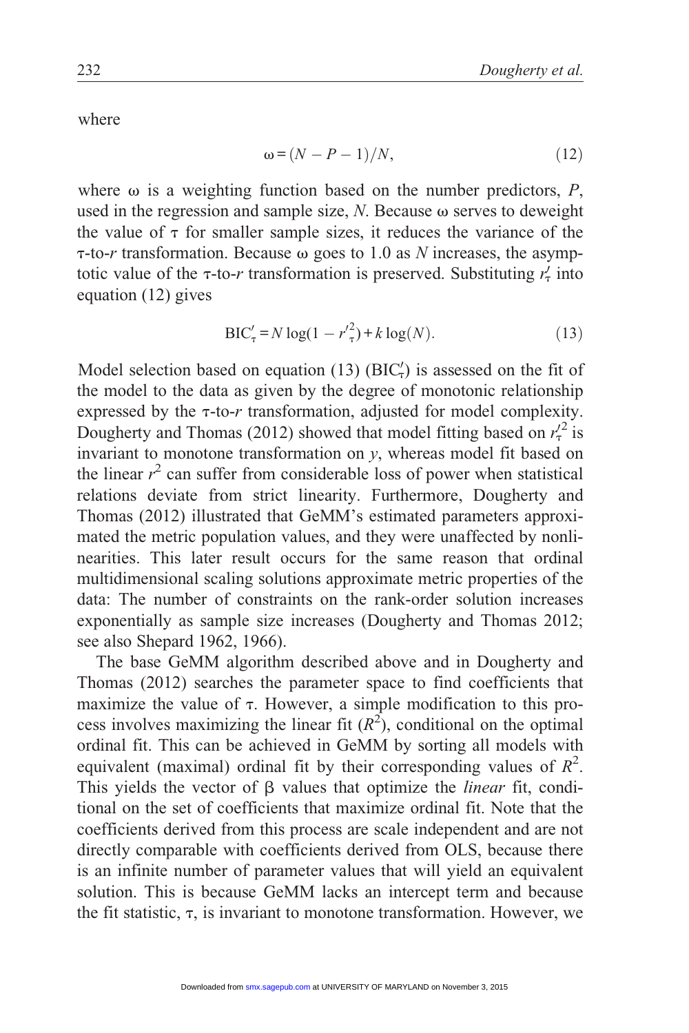where

$$\omega = (N - P - 1)/N, \tag{12}$$

where $\omega$ is a weighting function based on the number predictors, $P$, used in the regression and sample size, $N$. Because $\omega$ serves to deweight the value of $\tau$ for smaller sample sizes, it reduces the variance of the $\tau$-to-$r$ transformation. Because $\omega$ goes to 1.0 as $N$ increases, the asymptotic value of the $\tau$-to-$r$ transformation is preserved. Substituting $r'_\tau$ into equation (12) gives

$$\text{BIC}'_\tau = N\log(1 - r'^2_\tau) + k\log(N). \tag{13}$$

Model selection based on equation (13) ($\text{BIC}'_\tau$) is assessed on the fit of the model to the data as given by the degree of monotonic relationship expressed by the $\tau$-to-$r$ transformation, adjusted for model complexity. Dougherty and Thomas (2012) showed that model fitting based on $r'^2_\tau$ is invariant to monotone transformation on $y$, whereas model fit based on the linear $r^2$ can suffer from considerable loss of power when statistical relations deviate from strict linearity. Furthermore, Dougherty and Thomas (2012) illustrated that GeMM's estimated parameters approximated the metric population values, and they were unaffected by nonlinearities. This later result occurs for the same reason that ordinal multidimensional scaling solutions approximate metric properties of the data: The number of constraints on the rank-order solution increases exponentially as sample size increases (Dougherty and Thomas 2012; see also Shepard 1962, 1966).

The base GeMM algorithm described above and in Dougherty and Thomas (2012) searches the parameter space to find coefficients that maximize the value of $\tau$. However, a simple modification to this process involves maximizing the linear fit ($R^2$), conditional on the optimal ordinal fit. This can be achieved in GeMM by sorting all models with equivalent (maximal) ordinal fit by their corresponding values of $R^2$. This yields the vector of $\beta$ values that optimize the *linear* fit, conditional on the set of coefficients that maximize ordinal fit. Note that the coefficients derived from this process are scale independent and are not directly comparable with coefficients derived from OLS, because there is an infinite number of parameter values that will yield an equivalent solution. This is because GeMM lacks an intercept term and because the fit statistic, $\tau$, is invariant to monotone transformation. However, we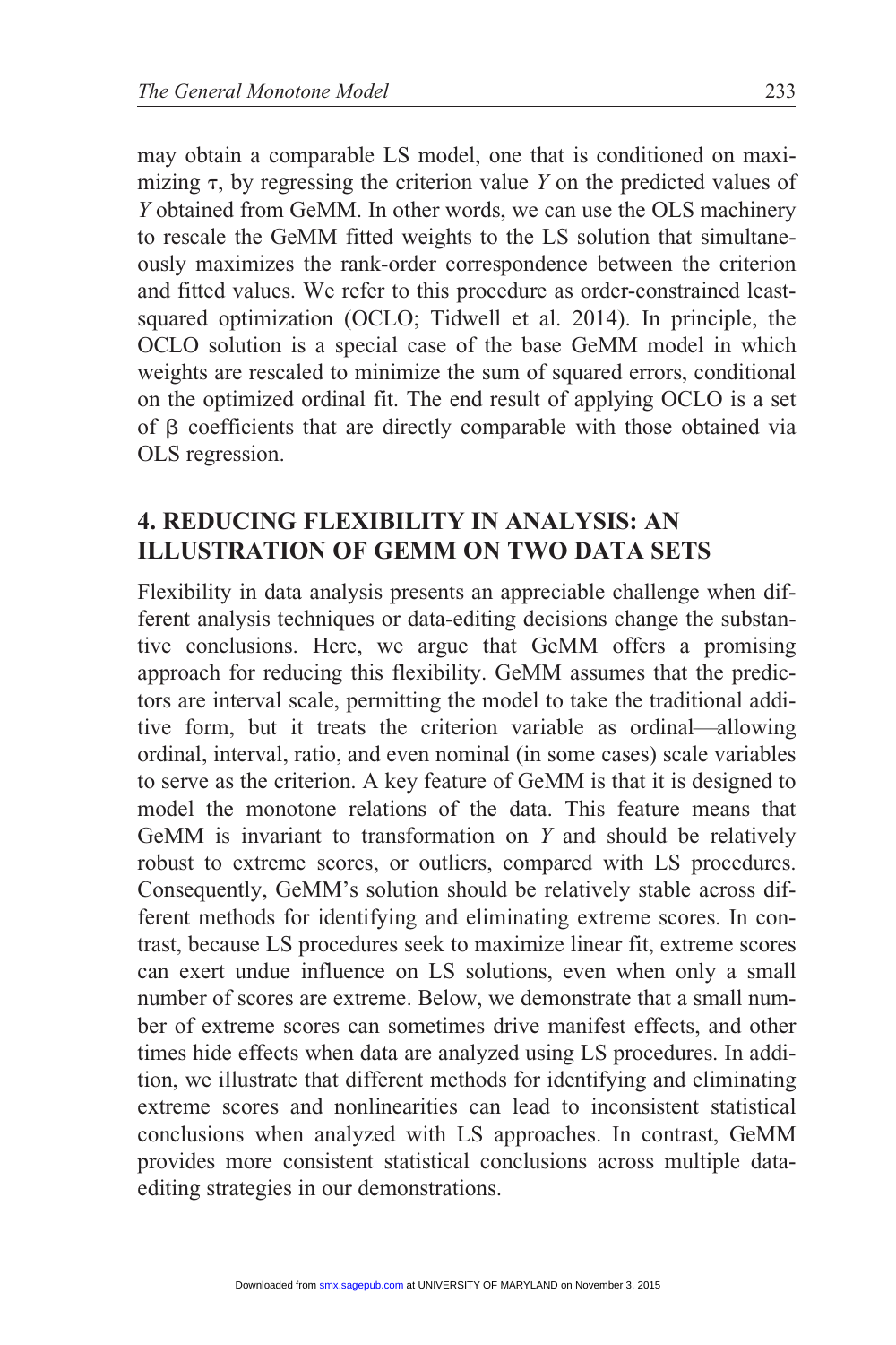may obtain a comparable LS model, one that is conditioned on maximizing $\tau$, by regressing the criterion value $Y$ on the predicted values of $Y$ obtained from GeMM. In other words, we can use the OLS machinery to rescale the GeMM fitted weights to the LS solution that simultaneously maximizes the rank-order correspondence between the criterion and fitted values. We refer to this procedure as order-constrained least-squared optimization (OCLO; Tidwell et al. 2014). In principle, the OCLO solution is a special case of the base GeMM model in which weights are rescaled to minimize the sum of squared errors, conditional on the optimized ordinal fit. The end result of applying OCLO is a set of $\beta$ coefficients that are directly comparable with those obtained via OLS regression.

## 4. REDUCING FLEXIBILITY IN ANALYSIS: AN ILLUSTRATION OF GEMM ON TWO DATA SETS

Flexibility in data analysis presents an appreciable challenge when different analysis techniques or data-editing decisions change the substantive conclusions. Here, we argue that GeMM offers a promising approach for reducing this flexibility. GeMM assumes that the predictors are interval scale, permitting the model to take the traditional additive form, but it treats the criterion variable as ordinal—allowing ordinal, interval, ratio, and even nominal (in some cases) scale variables to serve as the criterion. A key feature of GeMM is that it is designed to model the monotone relations of the data. This feature means that GeMM is invariant to transformation on $Y$ and should be relatively robust to extreme scores, or outliers, compared with LS procedures. Consequently, GeMM's solution should be relatively stable across different methods for identifying and eliminating extreme scores. In contrast, because LS procedures seek to maximize linear fit, extreme scores can exert undue influence on LS solutions, even when only a small number of scores are extreme. Below, we demonstrate that a small number of extreme scores can sometimes drive manifest effects, and other times hide effects when data are analyzed using LS procedures. In addition, we illustrate that different methods for identifying and eliminating extreme scores and nonlinearities can lead to inconsistent statistical conclusions when analyzed with LS approaches. In contrast, GeMM provides more consistent statistical conclusions across multiple data-editing strategies in our demonstrations.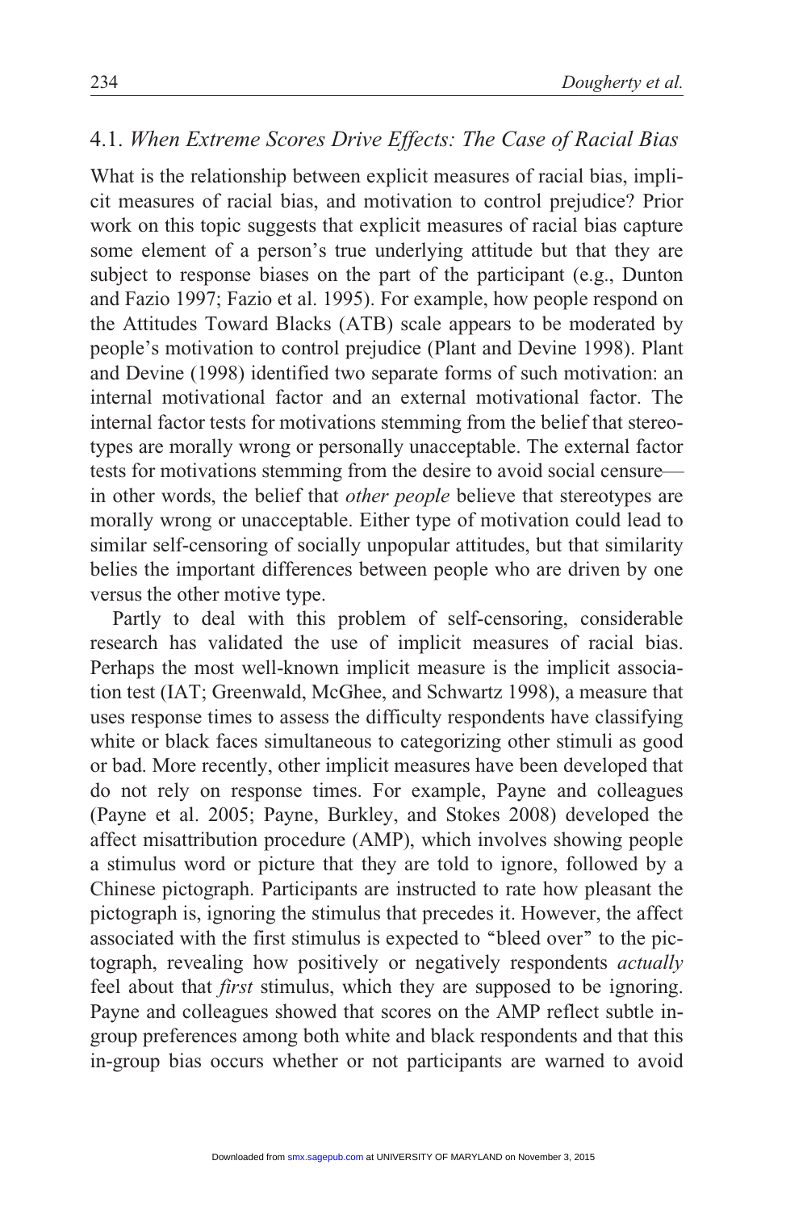## 4.1. *When Extreme Scores Drive Effects: The Case of Racial Bias*

What is the relationship between explicit measures of racial bias, implicit measures of racial bias, and motivation to control prejudice? Prior work on this topic suggests that explicit measures of racial bias capture some element of a person's true underlying attitude but that they are subject to response biases on the part of the participant (e.g., Dunton and Fazio 1997; Fazio et al. 1995). For example, how people respond on the Attitudes Toward Blacks (ATB) scale appears to be moderated by people's motivation to control prejudice (Plant and Devine 1998). Plant and Devine (1998) identified two separate forms of such motivation: an internal motivational factor and an external motivational factor. The internal factor tests for motivations stemming from the belief that stereotypes are morally wrong or personally unacceptable. The external factor tests for motivations stemming from the desire to avoid social censure—in other words, the belief that *other people* believe that stereotypes are morally wrong or unacceptable. Either type of motivation could lead to similar self-censoring of socially unpopular attitudes, but that similarity belies the important differences between people who are driven by one versus the other motive type.

Partly to deal with this problem of self-censoring, considerable research has validated the use of implicit measures of racial bias. Perhaps the most well-known implicit measure is the implicit association test (IAT; Greenwald, McGhee, and Schwartz 1998), a measure that uses response times to assess the difficulty respondents have classifying white or black faces simultaneous to categorizing other stimuli as good or bad. More recently, other implicit measures have been developed that do not rely on response times. For example, Payne and colleagues (Payne et al. 2005; Payne, Burkley, and Stokes 2008) developed the affect misattribution procedure (AMP), which involves showing people a stimulus word or picture that they are told to ignore, followed by a Chinese pictograph. Participants are instructed to rate how pleasant the pictograph is, ignoring the stimulus that precedes it. However, the affect associated with the first stimulus is expected to "bleed over" to the pictograph, revealing how positively or negatively respondents *actually* feel about that *first* stimulus, which they are supposed to be ignoring. Payne and colleagues showed that scores on the AMP reflect subtle in-group preferences among both white and black respondents and that this in-group bias occurs whether or not participants are warned to avoid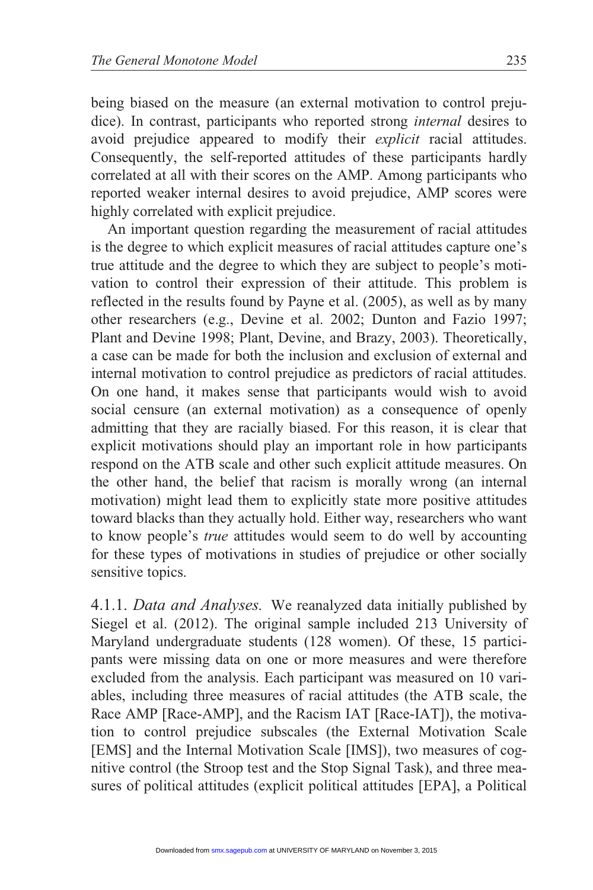being biased on the measure (an external motivation to control prejudice). In contrast, participants who reported strong *internal* desires to avoid prejudice appeared to modify their *explicit* racial attitudes. Consequently, the self-reported attitudes of these participants hardly correlated at all with their scores on the AMP. Among participants who reported weaker internal desires to avoid prejudice, AMP scores were highly correlated with explicit prejudice.

An important question regarding the measurement of racial attitudes is the degree to which explicit measures of racial attitudes capture one's true attitude and the degree to which they are subject to people's motivation to control their expression of their attitude. This problem is reflected in the results found by Payne et al. (2005), as well as by many other researchers (e.g., Devine et al. 2002; Dunton and Fazio 1997; Plant and Devine 1998; Plant, Devine, and Brazy, 2003). Theoretically, a case can be made for both the inclusion and exclusion of external and internal motivation to control prejudice as predictors of racial attitudes. On one hand, it makes sense that participants would wish to avoid social censure (an external motivation) as a consequence of openly admitting that they are racially biased. For this reason, it is clear that explicit motivations should play an important role in how participants respond on the ATB scale and other such explicit attitude measures. On the other hand, the belief that racism is morally wrong (an internal motivation) might lead them to explicitly state more positive attitudes toward blacks than they actually hold. Either way, researchers who want to know people's *true* attitudes would seem to do well by accounting for these types of motivations in studies of prejudice or other socially sensitive topics.

4.1.1. *Data and Analyses.* We reanalyzed data initially published by Siegel et al. (2012). The original sample included 213 University of Maryland undergraduate students (128 women). Of these, 15 participants were missing data on one or more measures and were therefore excluded from the analysis. Each participant was measured on 10 variables, including three measures of racial attitudes (the ATB scale, the Race AMP [Race-AMP], and the Racism IAT [Race-IAT]), the motivation to control prejudice subscales (the External Motivation Scale [EMS] and the Internal Motivation Scale [IMS]), two measures of cognitive control (the Stroop test and the Stop Signal Task), and three measures of political attitudes (explicit political attitudes [EPA], a Political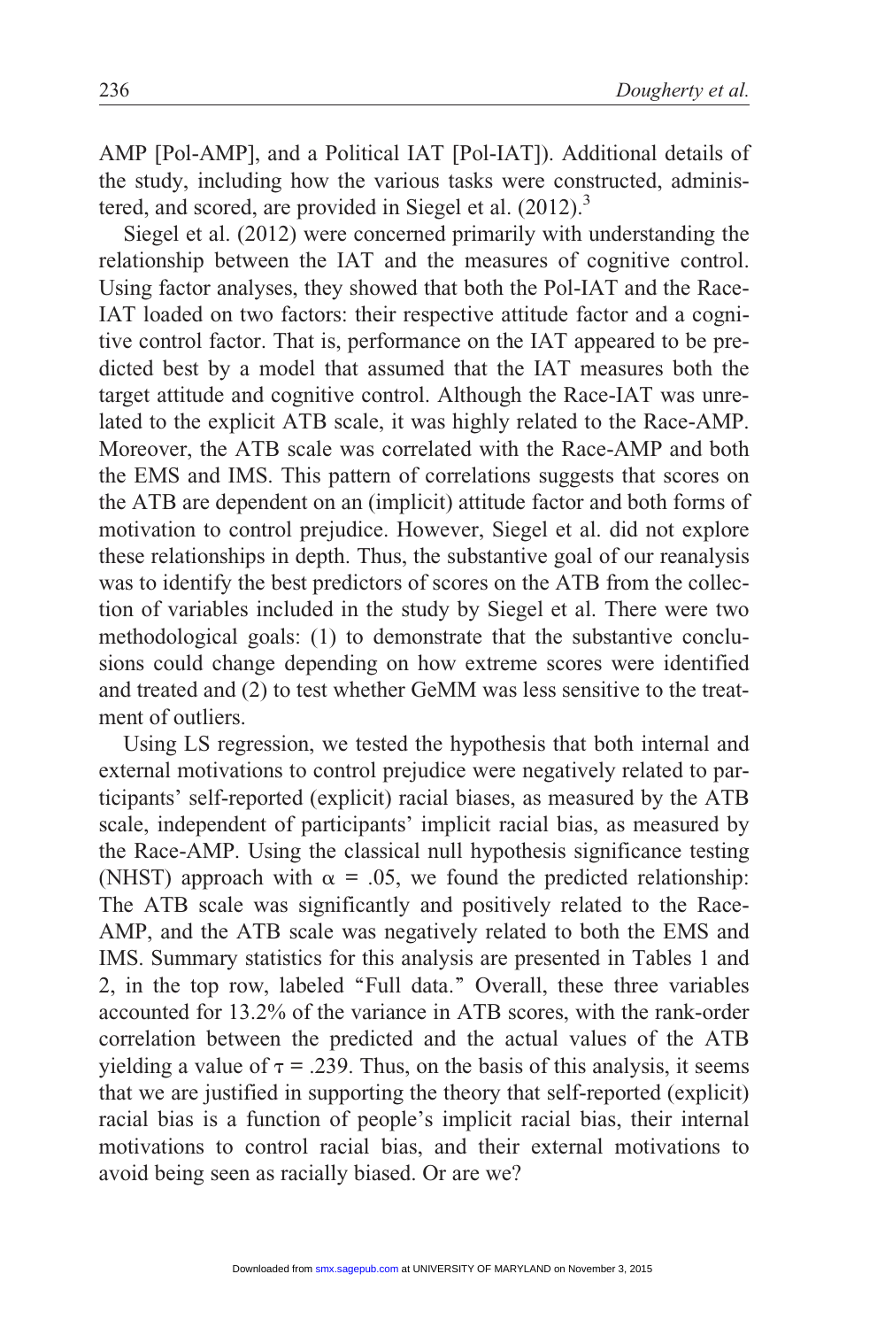AMP [Pol-AMP], and a Political IAT [Pol-IAT]). Additional details of the study, including how the various tasks were constructed, administered, and scored, are provided in Siegel et al. (2012).[3]

Siegel et al. (2012) were concerned primarily with understanding the relationship between the IAT and the measures of cognitive control. Using factor analyses, they showed that both the Pol-IAT and the Race-IAT loaded on two factors: their respective attitude factor and a cognitive control factor. That is, performance on the IAT appeared to be predicted best by a model that assumed that the IAT measures both the target attitude and cognitive control. Although the Race-IAT was unrelated to the explicit ATB scale, it was highly related to the Race-AMP. Moreover, the ATB scale was correlated with the Race-AMP and both the EMS and IMS. This pattern of correlations suggests that scores on the ATB are dependent on an (implicit) attitude factor and both forms of motivation to control prejudice. However, Siegel et al. did not explore these relationships in depth. Thus, the substantive goal of our reanalysis was to identify the best predictors of scores on the ATB from the collection of variables included in the study by Siegel et al. There were two methodological goals: (1) to demonstrate that the substantive conclusions could change depending on how extreme scores were identified and treated and (2) to test whether GeMM was less sensitive to the treatment of outliers.

Using LS regression, we tested the hypothesis that both internal and external motivations to control prejudice were negatively related to participants' self-reported (explicit) racial biases, as measured by the ATB scale, independent of participants' implicit racial bias, as measured by the Race-AMP. Using the classical null hypothesis significance testing (NHST) approach with $\alpha = .05$, we found the predicted relationship: The ATB scale was significantly and positively related to the Race-AMP, and the ATB scale was negatively related to both the EMS and IMS. Summary statistics for this analysis are presented in Tables 1 and 2, in the top row, labeled "Full data." Overall, these three variables accounted for 13.2% of the variance in ATB scores, with the rank-order correlation between the predicted and the actual values of the ATB yielding a value of $\tau = .239$. Thus, on the basis of this analysis, it seems that we are justified in supporting the theory that self-reported (explicit) racial bias is a function of people's implicit racial bias, their internal motivations to control racial bias, and their external motivations to avoid being seen as racially biased. Or are we?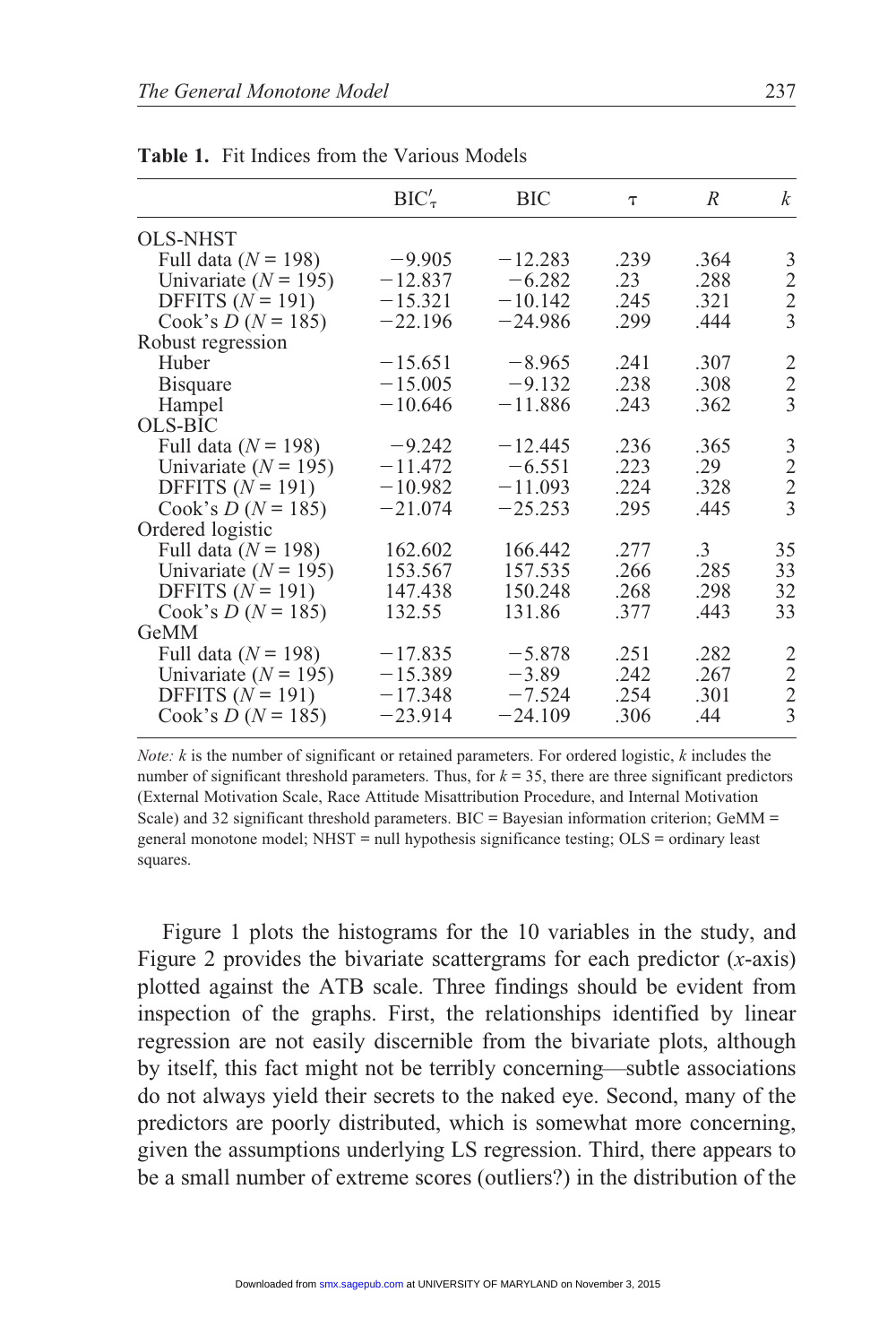**Table 1.** Fit Indices from the Various Models

| | $BIC'_\tau$ | BIC | $\tau$ | $R$ | $k$ |
|---|---|---|---|---|---|
| OLS-NHST | | | | | |
| Full data ($N$ = 198) | −9.905 | −12.283 | .239 | .364 | 3 |
| Univariate ($N$ = 195) | −12.837 | −6.282 | .23 | .288 | 2 |
| DFFITS ($N$ = 191) | −15.321 | −10.142 | .245 | .321 | 2 |
| Cook's $D$ ($N$ = 185) | −22.196 | −24.986 | .299 | .444 | 3 |
| Robust regression | | | | | |
| Huber | −15.651 | −8.965 | .241 | .307 | 2 |
| Bisquare | −15.005 | −9.132 | .238 | .308 | 2 |
| Hampel | −10.646 | −11.886 | .243 | .362 | 3 |
| OLS-BIC | | | | | |
| Full data ($N$ = 198) | −9.242 | −12.445 | .236 | .365 | 3 |
| Univariate ($N$ = 195) | −11.472 | −6.551 | .223 | .29 | 2 |
| DFFITS ($N$ = 191) | −10.982 | −11.093 | .224 | .328 | 2 |
| Cook's $D$ ($N$ = 185) | −21.074 | −25.253 | .295 | .445 | 3 |
| Ordered logistic | | | | | |
| Full data ($N$ = 198) | 162.602 | 166.442 | .277 | .3 | 35 |
| Univariate ($N$ = 195) | 153.567 | 157.535 | .266 | .285 | 33 |
| DFFITS ($N$ = 191) | 147.438 | 150.248 | .268 | .298 | 32 |
| Cook's $D$ ($N$ = 185) | 132.55 | 131.86 | .377 | .443 | 33 |
| GeMM | | | | | |
| Full data ($N$ = 198) | −17.835 | −5.878 | .251 | .282 | 2 |
| Univariate ($N$ = 195) | −15.389 | −3.89 | .242 | .267 | 2 |
| DFFITS ($N$ = 191) | −17.348 | −7.524 | .254 | .301 | 2 |
| Cook's $D$ ($N$ = 185) | −23.914 | −24.109 | .306 | .44 | 3 |

*Note: k* is the number of significant or retained parameters. For ordered logistic, *k* includes the number of significant threshold parameters. Thus, for $k = 35$, there are three significant predictors (External Motivation Scale, Race Attitude Misattribution Procedure, and Internal Motivation Scale) and 32 significant threshold parameters. BIC = Bayesian information criterion; GeMM = general monotone model; NHST = null hypothesis significance testing; OLS = ordinary least squares.

Figure 1 plots the histograms for the 10 variables in the study, and Figure 2 provides the bivariate scattergrams for each predictor ($x$-axis) plotted against the ATB scale. Three findings should be evident from inspection of the graphs. First, the relationships identified by linear regression are not easily discernible from the bivariate plots, although by itself, this fact might not be terribly concerning—subtle associations do not always yield their secrets to the naked eye. Second, many of the predictors are poorly distributed, which is somewhat more concerning, given the assumptions underlying LS regression. Third, there appears to be a small number of extreme scores (outliers?) in the distribution of the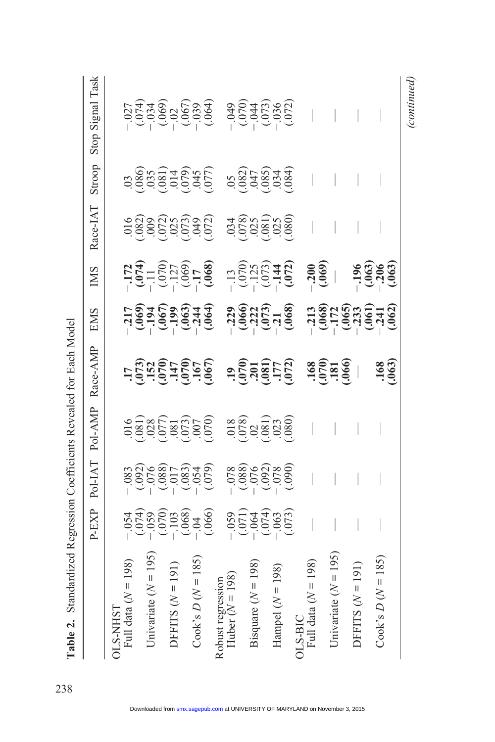**Table 2.** Standardized Regression Coefficients Revealed for Each Model

| | P-EXP | Pol-IAT | Pol-AMP | Race-AMP | EMS | IMS | Race-IAT | Stroop | Stop Signal Task |
|---|---|---|---|---|---|---|---|---|---|
| OLS-NHST | | | | | | | | | |
| Full data ($N$ = 198) | −.054 (.074) | −.083 (.092) | .016 (.081) | **.17 (.073)** | **−.217 (.069)** | **−.172 (.074)** | .016 (.082) | .03 (.086) | −.027 (.074) |
| Univariate ($N$ = 195) | −.059 (.070) | −.076 (.088) | .028 (.077) | **.152 (.070)** | **−.194 (.067)** | −.11 (.070) | .009 (.072) | .035 (.081) | −.034 (.069) |
| DFFITS ($N$ = 191) | −.103 (.068) | −.017 (.083) | .081 (.073) | **.147 (.070)** | **−.199 (.063)** | −.127 (.069) | .025 (.073) | .014 (.079) | −.02 (.067) |
| Cook's $D$ ($N$ = 185) | −.04 (.066) | −.054 (.079) | .007 (.070) | **.167 (.067)** | **−.244 (.064)** | **−.17 (.068)** | .049 (.072) | .045 (.077) | −.039 (.064) |
| Robust regression | | | | | | | | | |
| Huber ($N$ = 198) | −.059 (.071) | −.078 (.088) | .018 (.078) | **.19 (.070)** | **−.229 (.066)** | −.13 (.070) | .034 (.078) | .05 (.082) | −.049 (.070) |
| Bisquare ($N$ = 198) | −.064 (.074) | −.076 (.092) | .02 (.081) | **.201 (.081)** | **−.222 (.073)** | −.125 (.073) | .025 (.081) | .047 (.085) | −.044 (.073) |
| Hampel ($N$ = 198) | −.063 (.073) | −.078 (.090) | .023 (.080) | **.177 (.072)** | **−.21 (.068)** | **−.144 (.072)** | .025 (.080) | .034 (.084) | −.036 (.072) |
| OLS-BIC | | | | | | | | | |
| Full data ($N$ = 198) | — | — | — | **.168 (.070)** | **−.213 (.068)** | **−.200 (.069)** | — | — | — |
| Univariate ($N$ = 195) | — | — | — | **.181 (.066)** | **−.172 (.065)** | — | — | — | — |
| DFFITS ($N$ = 191) | — | — | — | — | **−.233 (.061)** | **−.196 (.063)** | — | — | — |
| Cook's $D$ ($N$ = 185) | — | — | — | **.168 (.063)** | **−.241 (.062)** | **−.206 (.063)** | — | — | — |

*(continued)*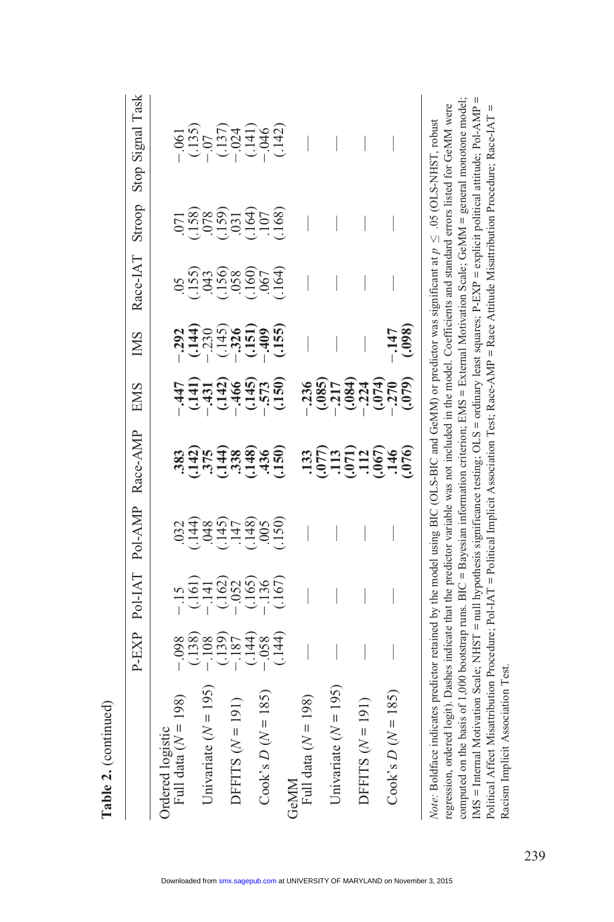**Table 2.** (continued)

| | P-EXP | Pol-IAT | Pol-AMP | Race-AMP | EMS | IMS | Race-IAT | Stroop | Stop Signal Task |
|---|---|---|---|---|---|---|---|---|---|
| Ordered logistic | | | | | | | | | |
| Full data ($N$ = 198) | −.098 | −.15 | .032 | **.383** | **−.447** | **−.292** | .05 | .071 | −.061 |
| | (.138) | (.161) | (.144) | **(.142)** | **(.141)** | **(.144)** | (.155) | (.158) | (.135) |
| Univariate ($N$ = 195) | −.108 | −.141 | .048 | **.375** | **−.431** | −.230 | .043 | .078 | −.07 |
| | (.139) | (.162) | (.145) | **(.144)** | **(.142)** | (.145) | (.156) | (.159) | (.137) |
| DFFITS ($N$ = 191) | −.187 | −.052 | .147 | **.338** | **−.466** | **−.326** | .058 | .031 | −.024 |
| | (.144) | (.165) | (.148) | **(.148)** | **(.145)** | **(.151)** | (.160) | (.164) | (.141) |
| Cook's $D$ ($N$ = 185) | −.058 | −.136 | .005 | **.436** | **−.573** | **−.409** | .067 | .107 | −.046 |
| | (.144) | (.167) | (.150) | **(.150)** | **(.150)** | **(.155)** | (.164) | (.168) | (.142) |
| GeMM | | | | | | | | | |
| Full data ($N$ = 198) | — | — | — | **.133** | **−.236** | — | — | — | — |
| | | | | **(.077)** | **(.085)** | | | | |
| Univariate ($N$ = 195) | — | — | — | **.113** | **−.217** | — | — | — | — |
| | | | | **(.071)** | **(.084)** | | | | |
| DFFITS ($N$ = 191) | — | — | — | **.112** | **−.224** | — | — | — | — |
| | | | | **(.067)** | **(.074)** | | | | |
| Cook's $D$ ($N$ = 185) | — | — | — | **.146** | **−.270** | **−.147** | — | — | — |
| | | | | **(.076)** | **(.079)** | **(.098)** | | | |

*Note:* Boldface indicates predictor retained by the model using BIC (OLS-BIC and GeMM) or predictor was significant at $p \leq .05$ (OLS-NHST, robust regression, ordered logit). Dashes indicate that the predictor variable was not included in the model. Coefficients and standard errors listed for GeMM were computed on the basis of 1,000 bootstrap runs. BIC = Bayesian information criterion; EMS = External Motivation Scale; GeMM = general monotone model; IMS = Internal Motivation Scale; NHST = null hypothesis significance testing; OLS = ordinary least squares; P-EXP = explicit political attitude; Pol-AMP = Political Affect Misattribution Procedure; Pol-IAT = Political Implicit Association Test; Race-AMP = Race Attitude Misattribution Procedure; Race-IAT = Racism Implicit Association Test.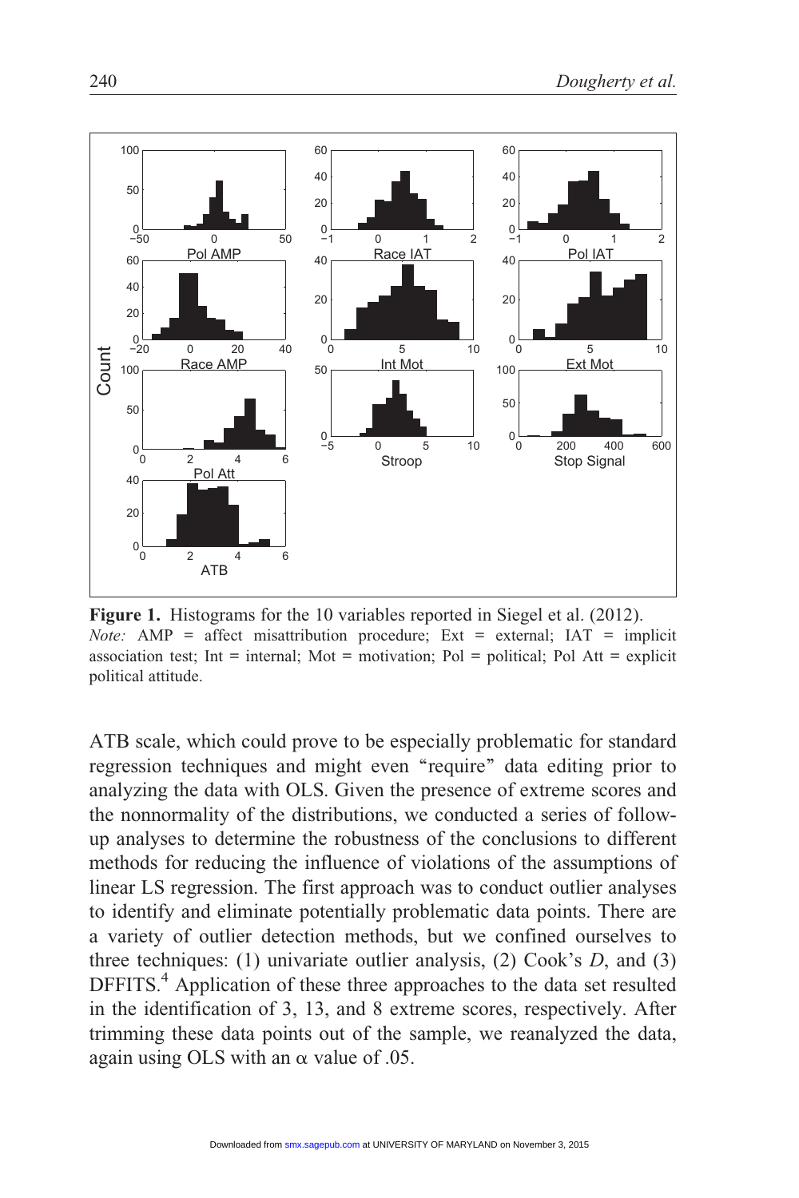**Figure 1.** Histograms for the 10 variables reported in Siegel et al. (2012).
*Note:* AMP = affect misattribution procedure; Ext = external; IAT = implicit association test; Int = internal; Mot = motivation; Pol = political; Pol Att = explicit political attitude.

ATB scale, which could prove to be especially problematic for standard regression techniques and might even "require" data editing prior to analyzing the data with OLS. Given the presence of extreme scores and the nonnormality of the distributions, we conducted a series of follow-up analyses to determine the robustness of the conclusions to different methods for reducing the influence of violations of the assumptions of linear LS regression. The first approach was to conduct outlier analyses to identify and eliminate potentially problematic data points. There are a variety of outlier detection methods, but we confined ourselves to three techniques: (1) univariate outlier analysis, (2) Cook's *D*, and (3) DFFITS.[4] Application of these three approaches to the data set resulted in the identification of 3, 13, and 8 extreme scores, respectively. After trimming these data points out of the sample, we reanalyzed the data, again using OLS with an $\alpha$ value of .05.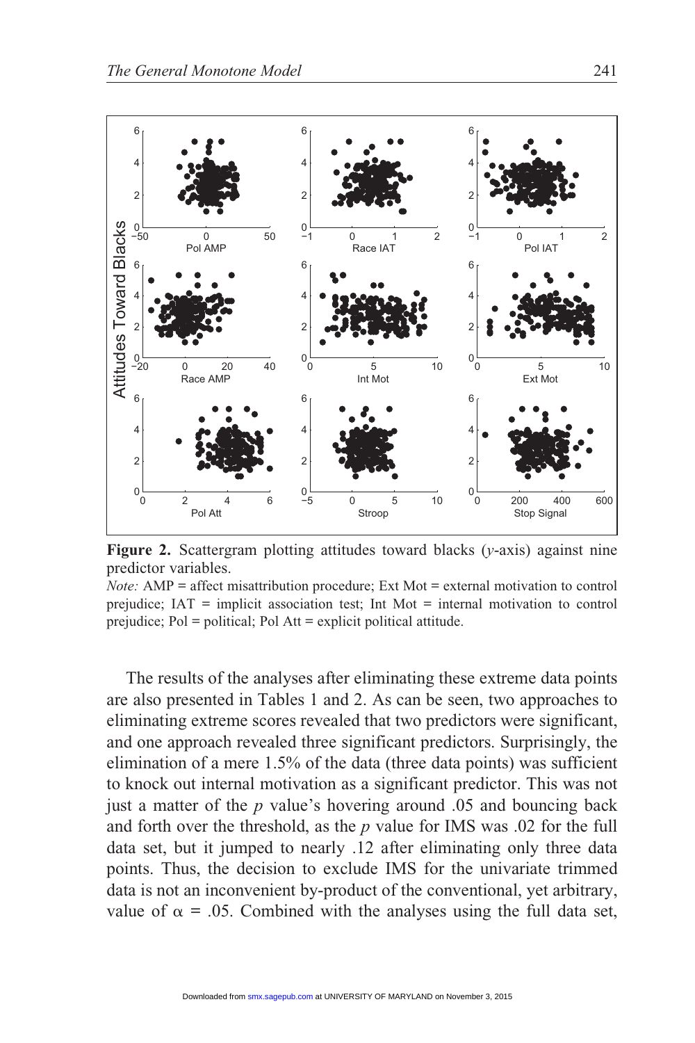**Figure 2.** Scattergram plotting attitudes toward blacks (*y*-axis) against nine predictor variables.

*Note:* AMP = affect misattribution procedure; Ext Mot = external motivation to control prejudice; IAT = implicit association test; Int Mot = internal motivation to control prejudice; Pol = political; Pol Att = explicit political attitude.

The results of the analyses after eliminating these extreme data points are also presented in Tables 1 and 2. As can be seen, two approaches to eliminating extreme scores revealed that two predictors were significant, and one approach revealed three significant predictors. Surprisingly, the elimination of a mere 1.5% of the data (three data points) was sufficient to knock out internal motivation as a significant predictor. This was not just a matter of the *p* value's hovering around .05 and bouncing back and forth over the threshold, as the *p* value for IMS was .02 for the full data set, but it jumped to nearly .12 after eliminating only three data points. Thus, the decision to exclude IMS for the univariate trimmed data is not an inconvenient by-product of the conventional, yet arbitrary, value of $\alpha = .05$. Combined with the analyses using the full data set,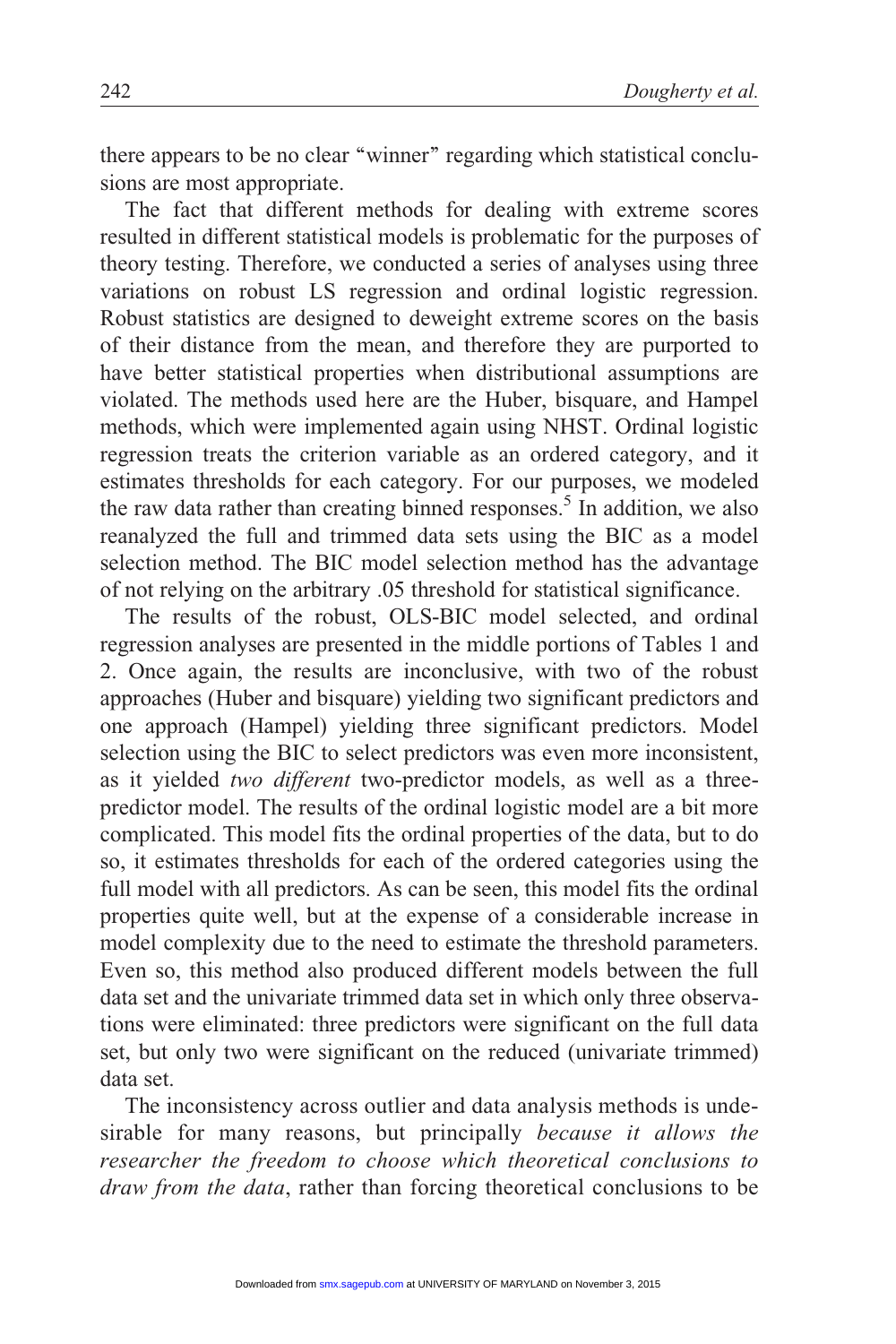there appears to be no clear "winner" regarding which statistical conclusions are most appropriate.

The fact that different methods for dealing with extreme scores resulted in different statistical models is problematic for the purposes of theory testing. Therefore, we conducted a series of analyses using three variations on robust LS regression and ordinal logistic regression. Robust statistics are designed to deweight extreme scores on the basis of their distance from the mean, and therefore they are purported to have better statistical properties when distributional assumptions are violated. The methods used here are the Huber, bisquare, and Hampel methods, which were implemented again using NHST. Ordinal logistic regression treats the criterion variable as an ordered category, and it estimates thresholds for each category. For our purposes, we modeled the raw data rather than creating binned responses.[5] In addition, we also reanalyzed the full and trimmed data sets using the BIC as a model selection method. The BIC model selection method has the advantage of not relying on the arbitrary .05 threshold for statistical significance.

The results of the robust, OLS-BIC model selected, and ordinal regression analyses are presented in the middle portions of Tables 1 and 2. Once again, the results are inconclusive, with two of the robust approaches (Huber and bisquare) yielding two significant predictors and one approach (Hampel) yielding three significant predictors. Model selection using the BIC to select predictors was even more inconsistent, as it yielded *two different* two-predictor models, as well as a three-predictor model. The results of the ordinal logistic model are a bit more complicated. This model fits the ordinal properties of the data, but to do so, it estimates thresholds for each of the ordered categories using the full model with all predictors. As can be seen, this model fits the ordinal properties quite well, but at the expense of a considerable increase in model complexity due to the need to estimate the threshold parameters. Even so, this method also produced different models between the full data set and the univariate trimmed data set in which only three observations were eliminated: three predictors were significant on the full data set, but only two were significant on the reduced (univariate trimmed) data set.

The inconsistency across outlier and data analysis methods is undesirable for many reasons, but principally *because it allows the researcher the freedom to choose which theoretical conclusions to draw from the data*, rather than forcing theoretical conclusions to be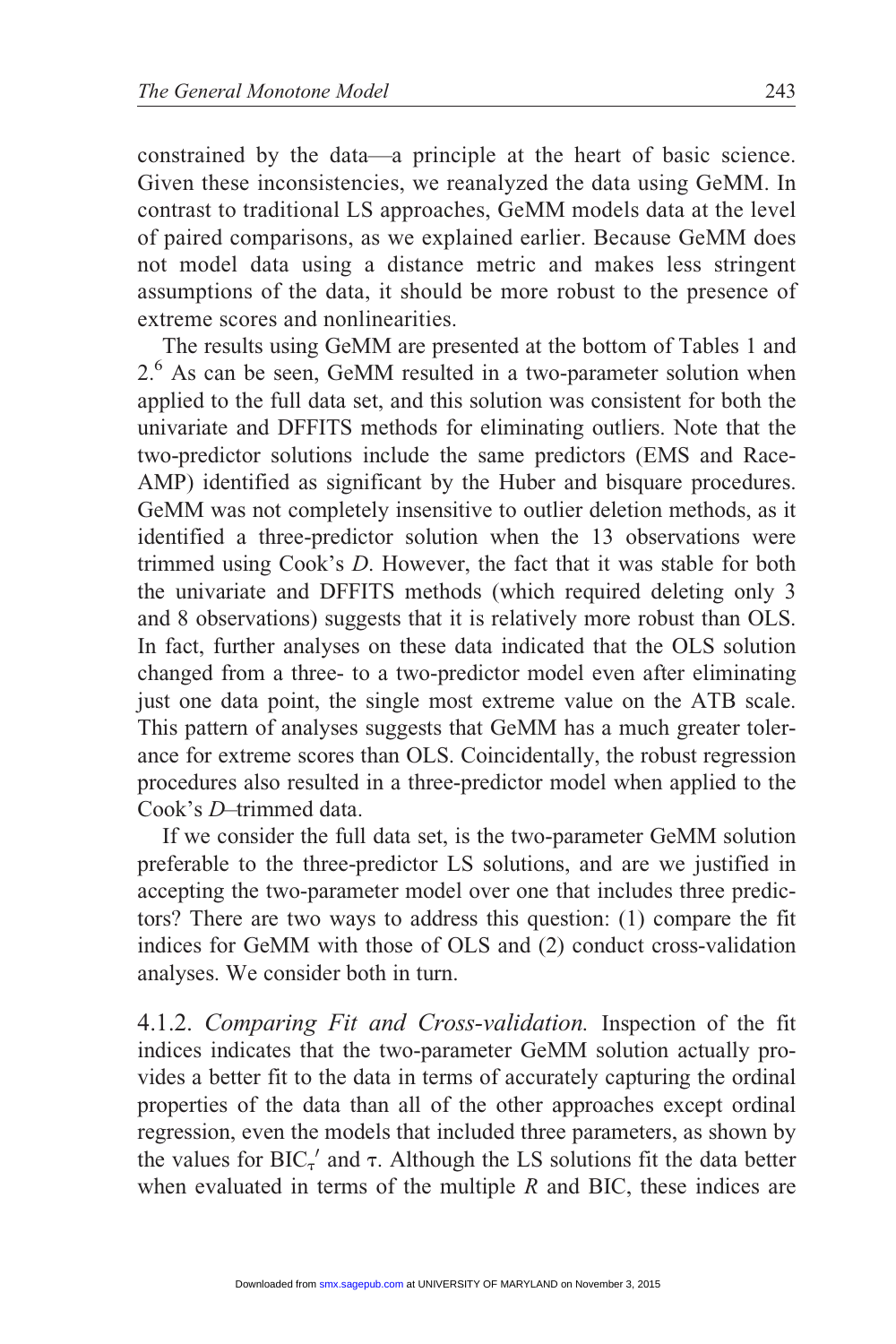constrained by the data—a principle at the heart of basic science. Given these inconsistencies, we reanalyzed the data using GeMM. In contrast to traditional LS approaches, GeMM models data at the level of paired comparisons, as we explained earlier. Because GeMM does not model data using a distance metric and makes less stringent assumptions of the data, it should be more robust to the presence of extreme scores and nonlinearities.

The results using GeMM are presented at the bottom of Tables 1 and 2.[6] As can be seen, GeMM resulted in a two-parameter solution when applied to the full data set, and this solution was consistent for both the univariate and DFFITS methods for eliminating outliers. Note that the two-predictor solutions include the same predictors (EMS and Race-AMP) identified as significant by the Huber and bisquare procedures. GeMM was not completely insensitive to outlier deletion methods, as it identified a three-predictor solution when the 13 observations were trimmed using Cook's *D*. However, the fact that it was stable for both the univariate and DFFITS methods (which required deleting only 3 and 8 observations) suggests that it is relatively more robust than OLS. In fact, further analyses on these data indicated that the OLS solution changed from a three- to a two-predictor model even after eliminating just one data point, the single most extreme value on the ATB scale. This pattern of analyses suggests that GeMM has a much greater tolerance for extreme scores than OLS. Coincidentally, the robust regression procedures also resulted in a three-predictor model when applied to the Cook's *D*–trimmed data.

If we consider the full data set, is the two-parameter GeMM solution preferable to the three-predictor LS solutions, and are we justified in accepting the two-parameter model over one that includes three predictors? There are two ways to address this question: (1) compare the fit indices for GeMM with those of OLS and (2) conduct cross-validation analyses. We consider both in turn.

4.1.2. *Comparing Fit and Cross-validation.* Inspection of the fit indices indicates that the two-parameter GeMM solution actually provides a better fit to the data in terms of accurately capturing the ordinal properties of the data than all of the other approaches except ordinal regression, even the models that included three parameters, as shown by the values for $BIC_\tau'$ and $\tau$. Although the LS solutions fit the data better when evaluated in terms of the multiple $R$ and BIC, these indices are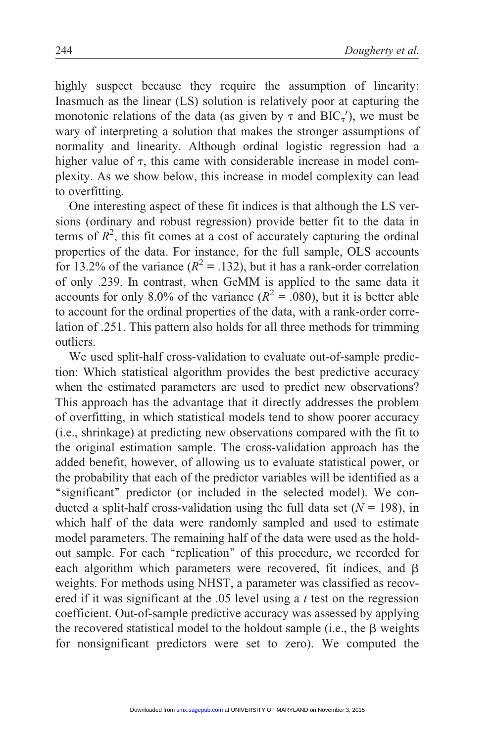highly suspect because they require the assumption of linearity: Inasmuch as the linear (LS) solution is relatively poor at capturing the monotonic relations of the data (as given by $\tau$ and $\mathrm{BIC}_{\tau}'$), we must be wary of interpreting a solution that makes the stronger assumptions of normality and linearity. Although ordinal logistic regression had a higher value of $\tau$, this came with considerable increase in model complexity. As we show below, this increase in model complexity can lead to overfitting.

One interesting aspect of these fit indices is that although the LS versions (ordinary and robust regression) provide better fit to the data in terms of $R^2$, this fit comes at a cost of accurately capturing the ordinal properties of the data. For instance, for the full sample, OLS accounts for 13.2% of the variance ($R^2 = .132$), but it has a rank-order correlation of only .239. In contrast, when GeMM is applied to the same data it accounts for only 8.0% of the variance ($R^2 = .080$), but it is better able to account for the ordinal properties of the data, with a rank-order correlation of .251. This pattern also holds for all three methods for trimming outliers.

We used split-half cross-validation to evaluate out-of-sample prediction: Which statistical algorithm provides the best predictive accuracy when the estimated parameters are used to predict new observations? This approach has the advantage that it directly addresses the problem of overfitting, in which statistical models tend to show poorer accuracy (i.e., shrinkage) at predicting new observations compared with the fit to the original estimation sample. The cross-validation approach has the added benefit, however, of allowing us to evaluate statistical power, or the probability that each of the predictor variables will be identified as a "significant" predictor (or included in the selected model). We conducted a split-half cross-validation using the full data set ($N = 198$), in which half of the data were randomly sampled and used to estimate model parameters. The remaining half of the data were used as the holdout sample. For each "replication" of this procedure, we recorded for each algorithm which parameters were recovered, fit indices, and $\beta$ weights. For methods using NHST, a parameter was classified as recovered if it was significant at the .05 level using a $t$ test on the regression coefficient. Out-of-sample predictive accuracy was assessed by applying the recovered statistical model to the holdout sample (i.e., the $\beta$ weights for nonsignificant predictors were set to zero). We computed the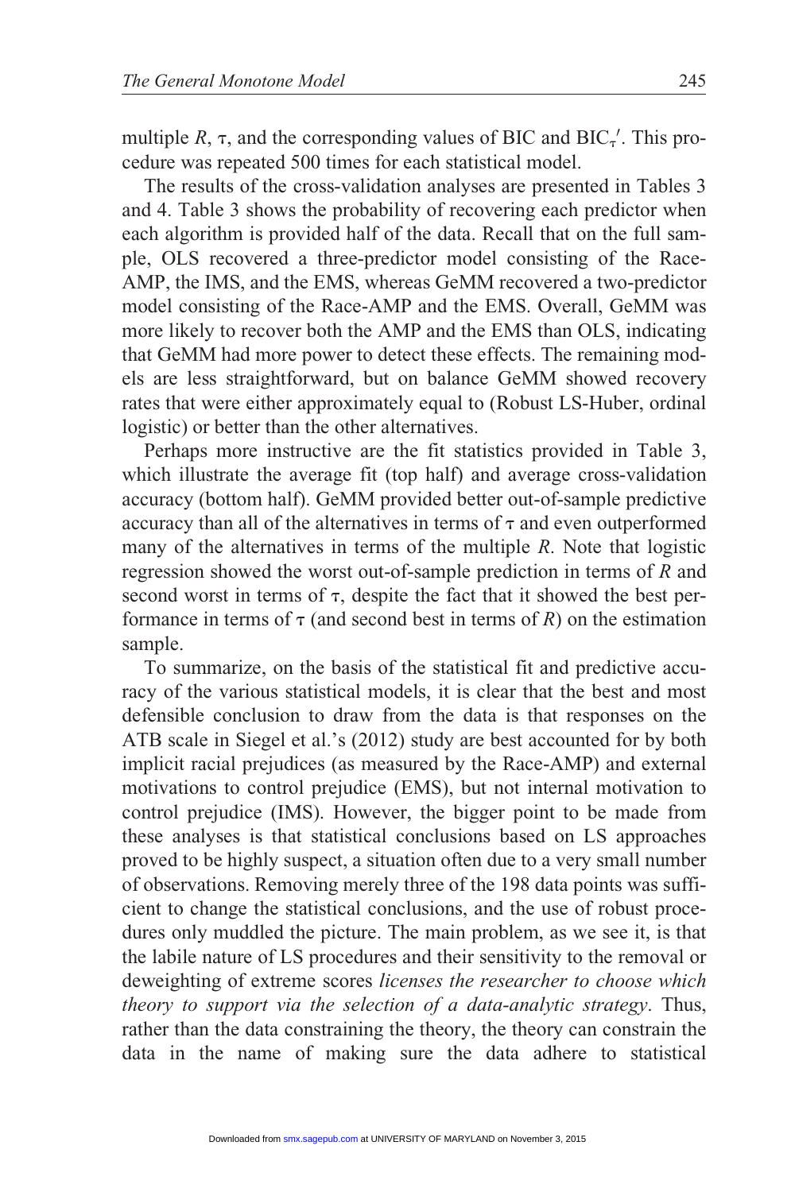multiple $R$, $\tau$, and the corresponding values of BIC and $\text{BIC}_{\tau}'$. This procedure was repeated 500 times for each statistical model.

The results of the cross-validation analyses are presented in Tables 3 and 4. Table 3 shows the probability of recovering each predictor when each algorithm is provided half of the data. Recall that on the full sample, OLS recovered a three-predictor model consisting of the Race-AMP, the IMS, and the EMS, whereas GeMM recovered a two-predictor model consisting of the Race-AMP and the EMS. Overall, GeMM was more likely to recover both the AMP and the EMS than OLS, indicating that GeMM had more power to detect these effects. The remaining models are less straightforward, but on balance GeMM showed recovery rates that were either approximately equal to (Robust LS-Huber, ordinal logistic) or better than the other alternatives.

Perhaps more instructive are the fit statistics provided in Table 3, which illustrate the average fit (top half) and average cross-validation accuracy (bottom half). GeMM provided better out-of-sample predictive accuracy than all of the alternatives in terms of $\tau$ and even outperformed many of the alternatives in terms of the multiple $R$. Note that logistic regression showed the worst out-of-sample prediction in terms of $R$ and second worst in terms of $\tau$, despite the fact that it showed the best performance in terms of $\tau$ (and second best in terms of $R$) on the estimation sample.

To summarize, on the basis of the statistical fit and predictive accuracy of the various statistical models, it is clear that the best and most defensible conclusion to draw from the data is that responses on the ATB scale in Siegel et al.'s (2012) study are best accounted for by both implicit racial prejudices (as measured by the Race-AMP) and external motivations to control prejudice (EMS), but not internal motivation to control prejudice (IMS). However, the bigger point to be made from these analyses is that statistical conclusions based on LS approaches proved to be highly suspect, a situation often due to a very small number of observations. Removing merely three of the 198 data points was sufficient to change the statistical conclusions, and the use of robust procedures only muddled the picture. The main problem, as we see it, is that the labile nature of LS procedures and their sensitivity to the removal or deweighting of extreme scores *licenses the researcher to choose which theory to support via the selection of a data-analytic strategy*. Thus, rather than the data constraining the theory, the theory can constrain the data in the name of making sure the data adhere to statistical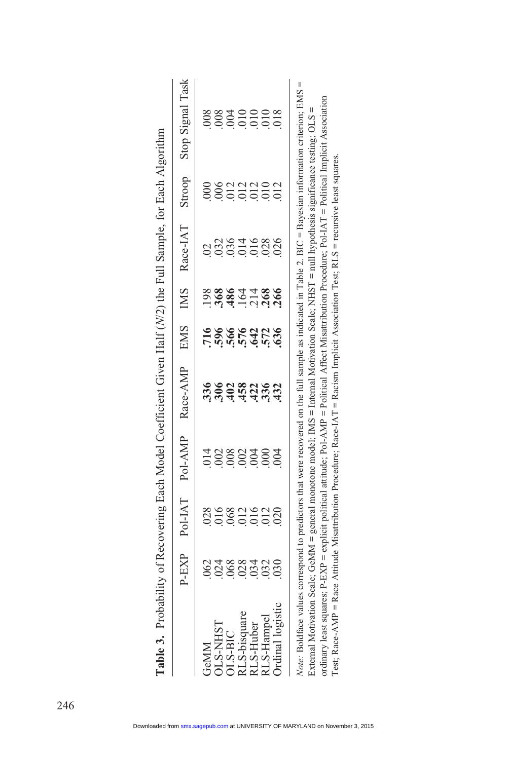**Table 3.** Probability of Recovering Each Model Coefficient Given Half ($N$/2) the Full Sample, for Each Algorithm

| | P-EXP | Pol-IAT | Pol-AMP | Race-AMP | EMS | IMS | Race-IAT | Stroop | Stop Signal Task |
|---|---|---|---|---|---|---|---|---|---|
| GeMM | .062 | .028 | .014 | **.336** | **.716** | .198 | .02 | .000 | .008 |
| OLS-NHST | .024 | .016 | .002 | **.306** | **.596** | **.368** | .032 | .006 | .008 |
| OLS-BIC | .068 | .068 | .008 | **.402** | **.566** | **.486** | .036 | .012 | .004 |
| RLS-bisquare | .028 | .012 | .002 | **.458** | **.576** | .164 | .014 | .012 | .010 |
| RLS-Huber | .034 | .016 | .004 | **.422** | **.642** | .214 | .016 | .012 | .010 |
| RLS-Hampel | .032 | .012 | .000 | **.336** | **.572** | **.268** | .028 | .010 | .010 |
| Ordinal logistic | .030 | .020 | .004 | **.432** | **.636** | **.266** | .026 | .012 | .018 |

*Note:* Boldface values correspond to predictors that were recovered on the full sample as indicated in Table 2. BIC = Bayesian information criterion; EMS = External Motivation Scale; GeMM = general monotone model; IMS = Internal Motivation Scale; NHST = null hypothesis significance testing; OLS = ordinary least squares; P-EXP = explicit political attitude; Pol-AMP = Political Affect Misattribution Procedure; Pol-IAT = Political Implicit Association Test; Race-AMP = Race Attitude Misattribution Procedure; Race-IAT = Racism Implicit Association Test; RLS = recursive least squares.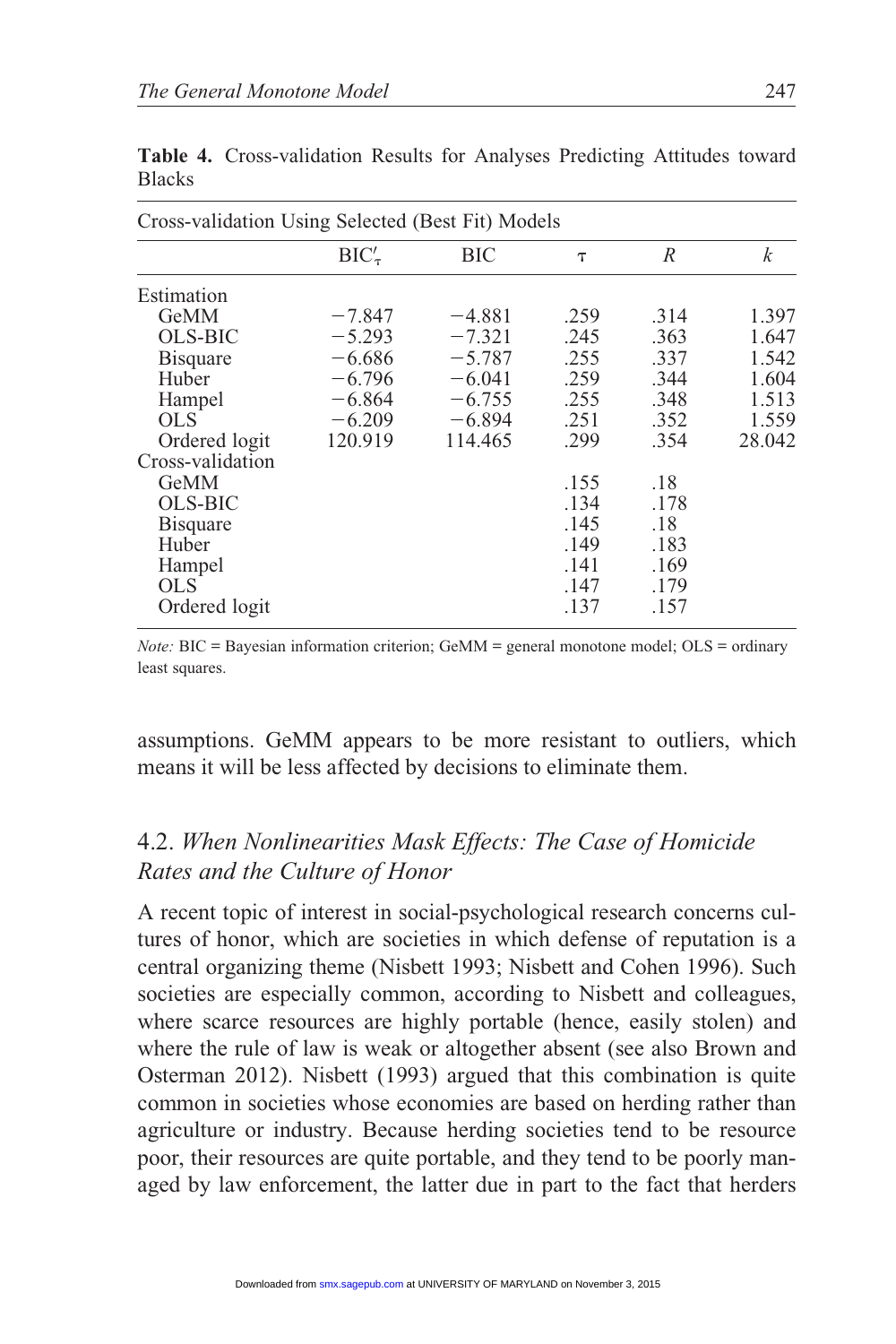**Table 4.** Cross-validation Results for Analyses Predicting Attitudes toward Blacks

| Cross-validation Using Selected (Best Fit) Models | | | | | |
|---|---|---|---|---|---|
| | $BIC'_{\tau}$ | BIC | $\tau$ | $R$ | $k$ |
| Estimation | | | | | |
| GeMM | −7.847 | −4.881 | .259 | .314 | 1.397 |
| OLS-BIC | −5.293 | −7.321 | .245 | .363 | 1.647 |
| Bisquare | −6.686 | −5.787 | .255 | .337 | 1.542 |
| Huber | −6.796 | −6.041 | .259 | .344 | 1.604 |
| Hampel | −6.864 | −6.755 | .255 | .348 | 1.513 |
| OLS | −6.209 | −6.894 | .251 | .352 | 1.559 |
| Ordered logit | 120.919 | 114.465 | .299 | .354 | 28.042 |
| Cross-validation | | | | | |
| GeMM | | | .155 | .18 | |
| OLS-BIC | | | .134 | .178 | |
| Bisquare | | | .145 | .18 | |
| Huber | | | .149 | .183 | |
| Hampel | | | .141 | .169 | |
| OLS | | | .147 | .179 | |
| Ordered logit | | | .137 | .157 | |

*Note:* BIC = Bayesian information criterion; GeMM = general monotone model; OLS = ordinary least squares.

assumptions. GeMM appears to be more resistant to outliers, which means it will be less affected by decisions to eliminate them.

## 4.2. *When Nonlinearities Mask Effects: The Case of Homicide Rates and the Culture of Honor*

A recent topic of interest in social-psychological research concerns cultures of honor, which are societies in which defense of reputation is a central organizing theme (Nisbett 1993; Nisbett and Cohen 1996). Such societies are especially common, according to Nisbett and colleagues, where scarce resources are highly portable (hence, easily stolen) and where the rule of law is weak or altogether absent (see also Brown and Osterman 2012). Nisbett (1993) argued that this combination is quite common in societies whose economies are based on herding rather than agriculture or industry. Because herding societies tend to be resource poor, their resources are quite portable, and they tend to be poorly managed by law enforcement, the latter due in part to the fact that herders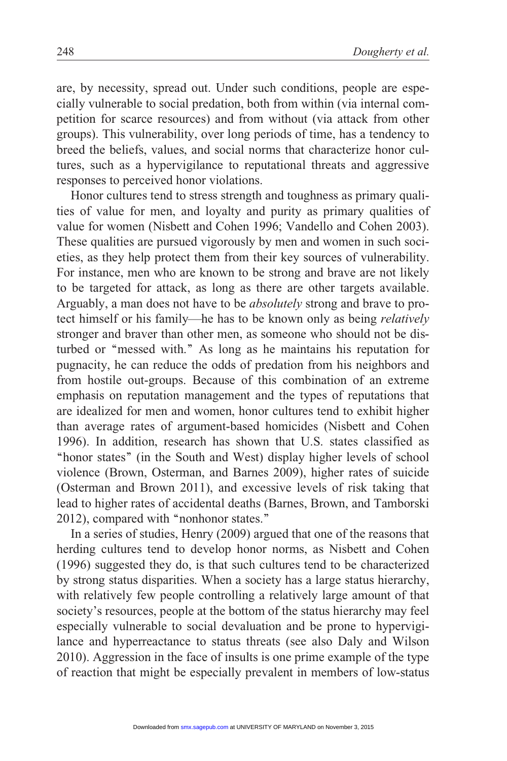are, by necessity, spread out. Under such conditions, people are especially vulnerable to social predation, both from within (via internal competition for scarce resources) and from without (via attack from other groups). This vulnerability, over long periods of time, has a tendency to breed the beliefs, values, and social norms that characterize honor cultures, such as a hypervigilance to reputational threats and aggressive responses to perceived honor violations.

Honor cultures tend to stress strength and toughness as primary qualities of value for men, and loyalty and purity as primary qualities of value for women (Nisbett and Cohen 1996; Vandello and Cohen 2003). These qualities are pursued vigorously by men and women in such societies, as they help protect them from their key sources of vulnerability. For instance, men who are known to be strong and brave are not likely to be targeted for attack, as long as there are other targets available. Arguably, a man does not have to be *absolutely* strong and brave to protect himself or his family—he has to be known only as being *relatively* stronger and braver than other men, as someone who should not be disturbed or "messed with." As long as he maintains his reputation for pugnacity, he can reduce the odds of predation from his neighbors and from hostile out-groups. Because of this combination of an extreme emphasis on reputation management and the types of reputations that are idealized for men and women, honor cultures tend to exhibit higher than average rates of argument-based homicides (Nisbett and Cohen 1996). In addition, research has shown that U.S. states classified as "honor states" (in the South and West) display higher levels of school violence (Brown, Osterman, and Barnes 2009), higher rates of suicide (Osterman and Brown 2011), and excessive levels of risk taking that lead to higher rates of accidental deaths (Barnes, Brown, and Tamborski 2012), compared with "nonhonor states."

In a series of studies, Henry (2009) argued that one of the reasons that herding cultures tend to develop honor norms, as Nisbett and Cohen (1996) suggested they do, is that such cultures tend to be characterized by strong status disparities. When a society has a large status hierarchy, with relatively few people controlling a relatively large amount of that society's resources, people at the bottom of the status hierarchy may feel especially vulnerable to social devaluation and be prone to hypervigilance and hyperreactance to status threats (see also Daly and Wilson 2010). Aggression in the face of insults is one prime example of the type of reaction that might be especially prevalent in members of low-status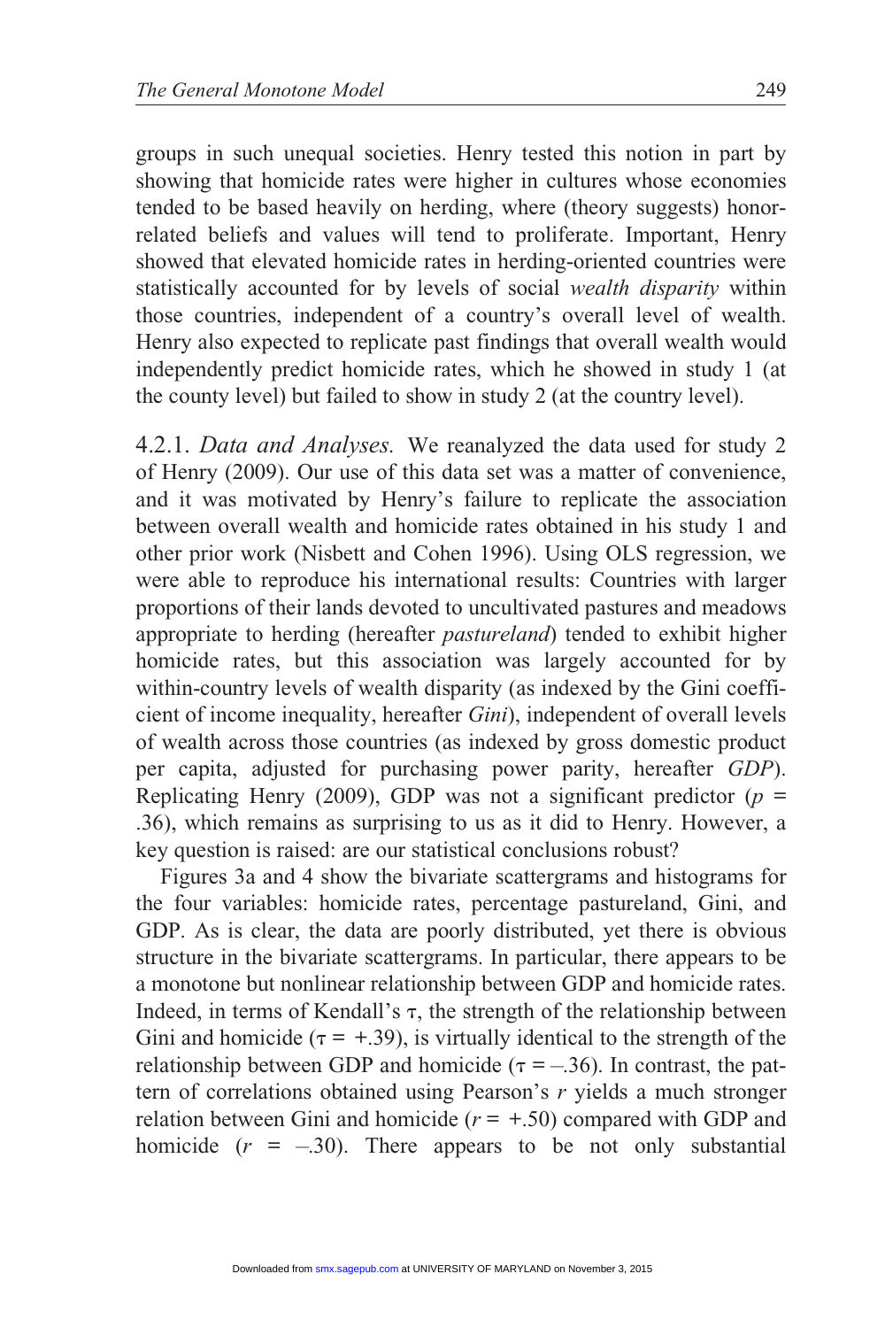groups in such unequal societies. Henry tested this notion in part by showing that homicide rates were higher in cultures whose economies tended to be based heavily on herding, where (theory suggests) honor-related beliefs and values will tend to proliferate. Important, Henry showed that elevated homicide rates in herding-oriented countries were statistically accounted for by levels of social *wealth disparity* within those countries, independent of a country's overall level of wealth. Henry also expected to replicate past findings that overall wealth would independently predict homicide rates, which he showed in study 1 (at the county level) but failed to show in study 2 (at the country level).

4.2.1. *Data and Analyses.* We reanalyzed the data used for study 2 of Henry (2009). Our use of this data set was a matter of convenience, and it was motivated by Henry's failure to replicate the association between overall wealth and homicide rates obtained in his study 1 and other prior work (Nisbett and Cohen 1996). Using OLS regression, we were able to reproduce his international results: Countries with larger proportions of their lands devoted to uncultivated pastures and meadows appropriate to herding (hereafter *pastureland*) tended to exhibit higher homicide rates, but this association was largely accounted for by within-country levels of wealth disparity (as indexed by the Gini coefficient of income inequality, hereafter *Gini*), independent of overall levels of wealth across those countries (as indexed by gross domestic product per capita, adjusted for purchasing power parity, hereafter *GDP*). Replicating Henry (2009), GDP was not a significant predictor ($p$ = .36), which remains as surprising to us as it did to Henry. However, a key question is raised: are our statistical conclusions robust?

Figures 3a and 4 show the bivariate scattergrams and histograms for the four variables: homicide rates, percentage pastureland, Gini, and GDP. As is clear, the data are poorly distributed, yet there is obvious structure in the bivariate scattergrams. In particular, there appears to be a monotone but nonlinear relationship between GDP and homicide rates. Indeed, in terms of Kendall's $\tau$, the strength of the relationship between Gini and homicide ($\tau$ = +.39), is virtually identical to the strength of the relationship between GDP and homicide ($\tau$ = –.36). In contrast, the pattern of correlations obtained using Pearson's $r$ yields a much stronger relation between Gini and homicide ($r$ = +.50) compared with GDP and homicide ($r$ = –.30). There appears to be not only substantial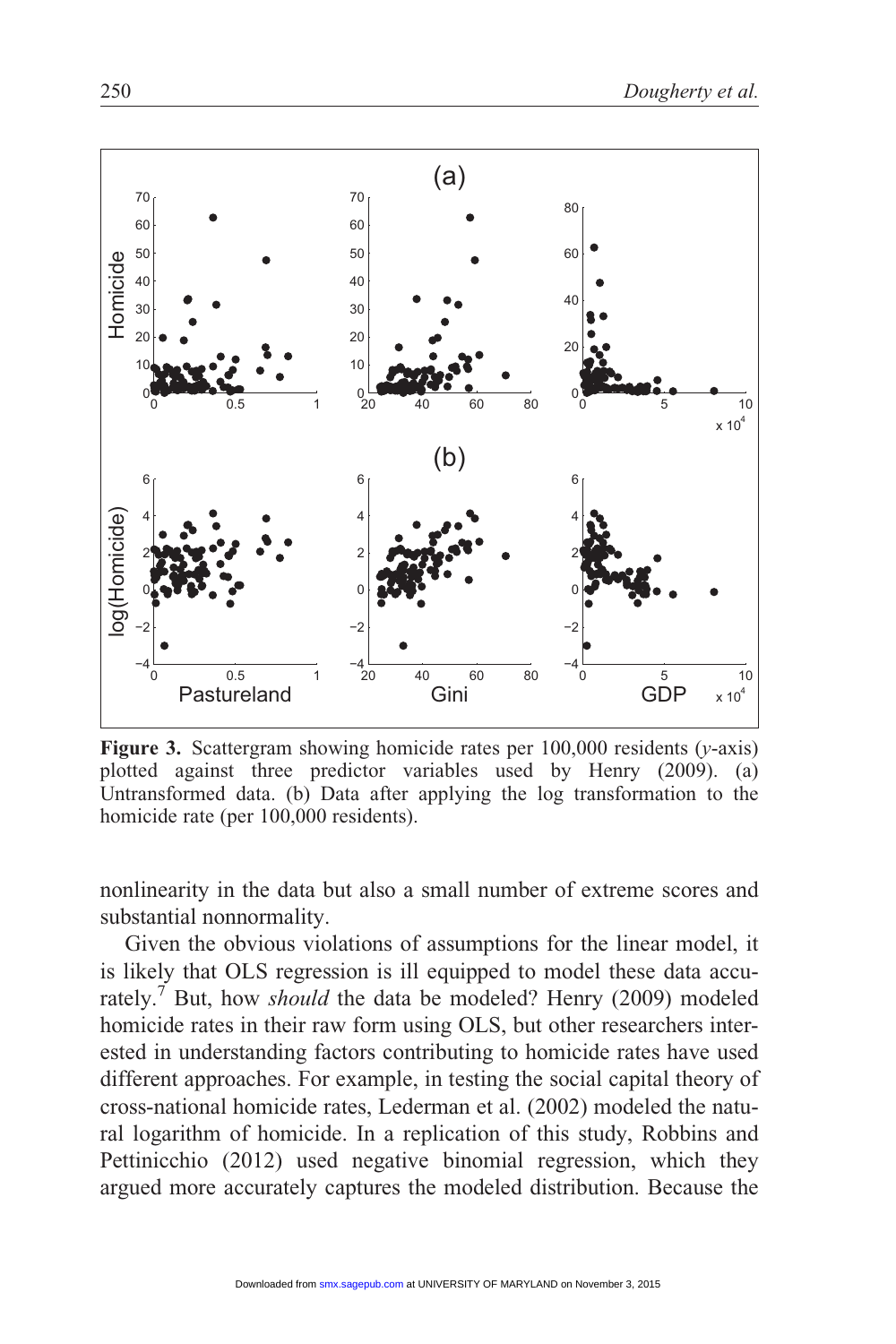**Figure 3.** Scattergram showing homicide rates per 100,000 residents ($y$-axis) plotted against three predictor variables used by Henry (2009). (a) Untransformed data. (b) Data after applying the log transformation to the homicide rate (per 100,000 residents).

nonlinearity in the data but also a small number of extreme scores and substantial nonnormality.

Given the obvious violations of assumptions for the linear model, it is likely that OLS regression is ill equipped to model these data accurately.[7] But, how *should* the data be modeled? Henry (2009) modeled homicide rates in their raw form using OLS, but other researchers interested in understanding factors contributing to homicide rates have used different approaches. For example, in testing the social capital theory of cross-national homicide rates, Lederman et al. (2002) modeled the natural logarithm of homicide. In a replication of this study, Robbins and Pettinicchio (2012) used negative binomial regression, which they argued more accurately captures the modeled distribution. Because the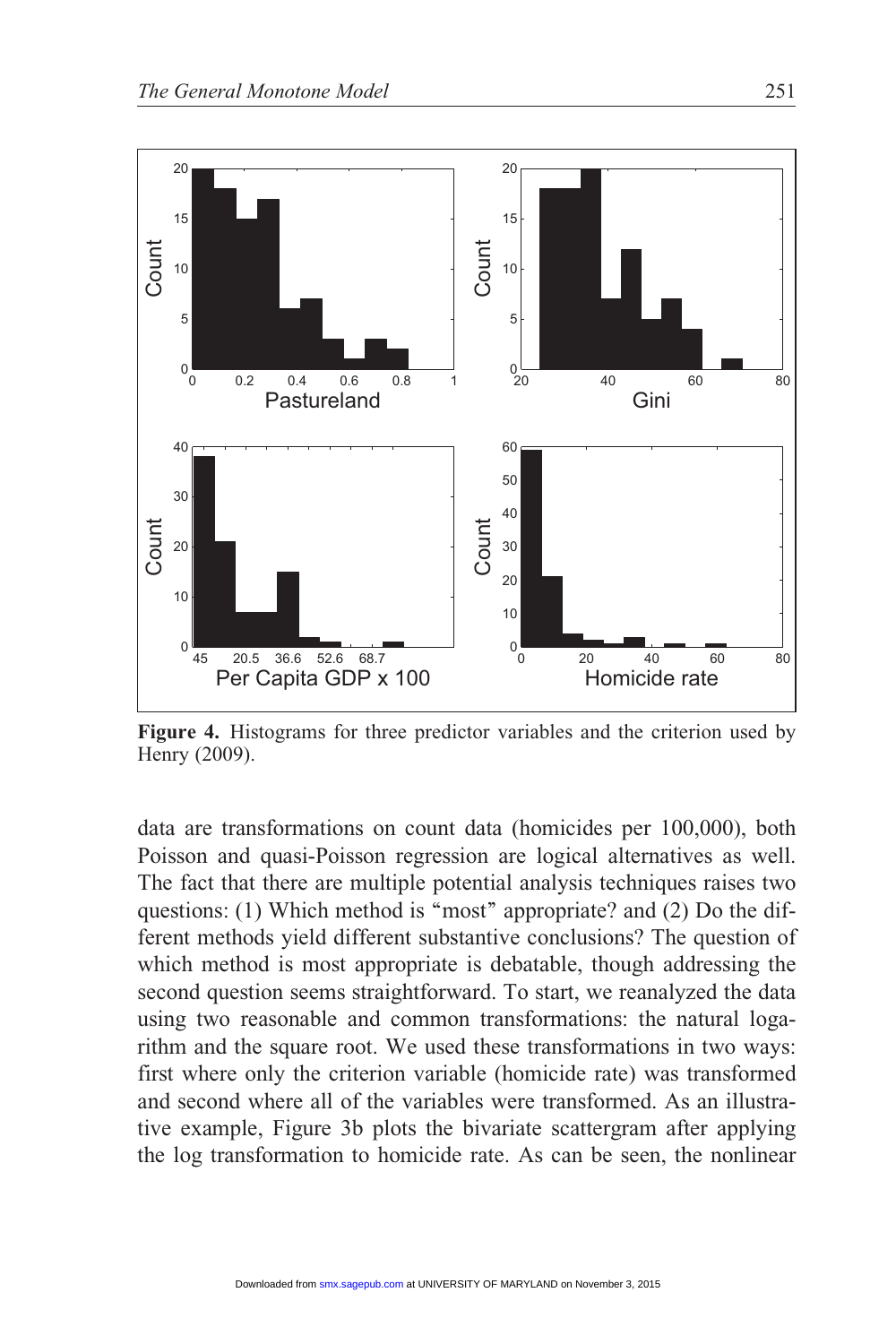**Figure 4.** Histograms for three predictor variables and the criterion used by Henry (2009).

data are transformations on count data (homicides per 100,000), both Poisson and quasi-Poisson regression are logical alternatives as well. The fact that there are multiple potential analysis techniques raises two questions: (1) Which method is "most" appropriate? and (2) Do the different methods yield different substantive conclusions? The question of which method is most appropriate is debatable, though addressing the second question seems straightforward. To start, we reanalyzed the data using two reasonable and common transformations: the natural logarithm and the square root. We used these transformations in two ways: first where only the criterion variable (homicide rate) was transformed and second where all of the variables were transformed. As an illustrative example, Figure 3b plots the bivariate scattergram after applying the log transformation to homicide rate. As can be seen, the nonlinear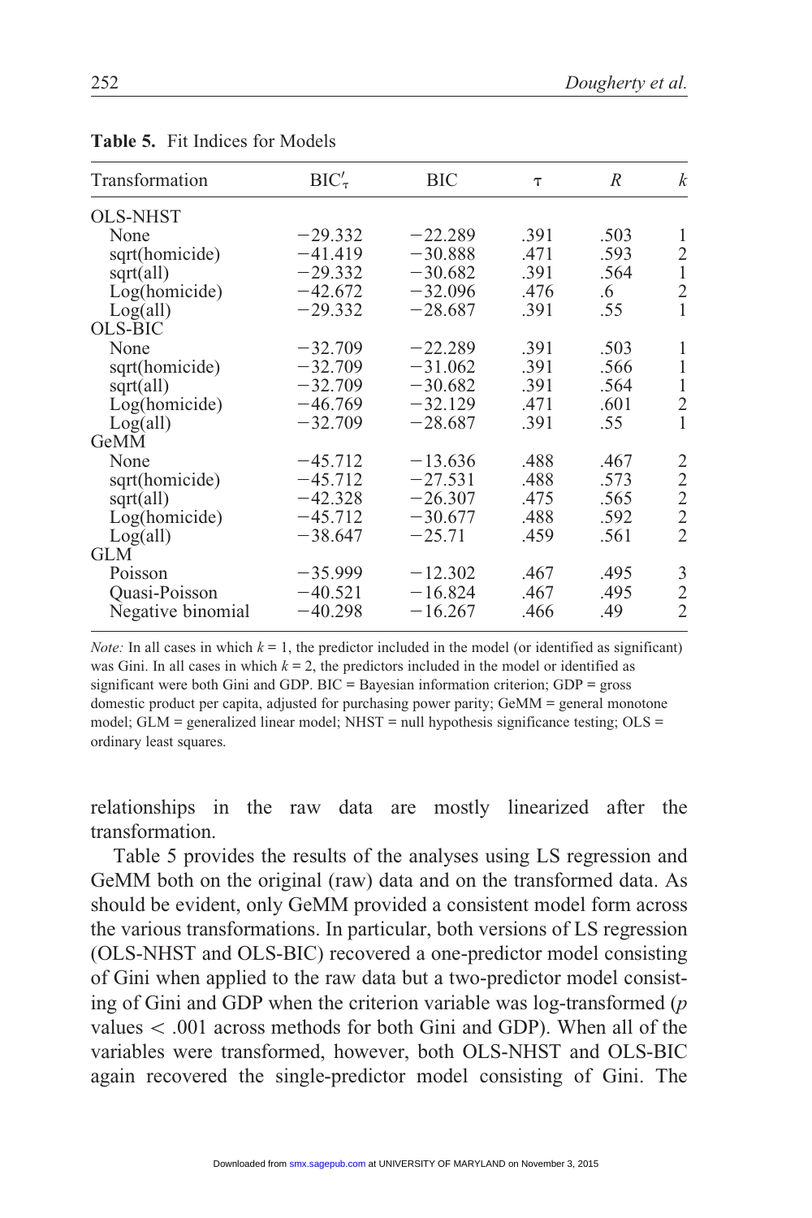**Table 5.** Fit Indices for Models

| Transformation | $BIC'_\tau$ | BIC | $\tau$ | $R$ | $k$ |
|---|---|---|---|---|---|
| OLS-NHST | | | | | |
| None | −29.332 | −22.289 | .391 | .503 | 1 |
| sqrt(homicide) | −41.419 | −30.888 | .471 | .593 | 2 |
| sqrt(all) | −29.332 | −30.682 | .391 | .564 | 1 |
| Log(homicide) | −42.672 | −32.096 | .476 | .6 | 2 |
| Log(all) | −29.332 | −28.687 | .391 | .55 | 1 |
| OLS-BIC | | | | | |
| None | −32.709 | −22.289 | .391 | .503 | 1 |
| sqrt(homicide) | −32.709 | −31.062 | .391 | .566 | 1 |
| sqrt(all) | −32.709 | −30.682 | .391 | .564 | 1 |
| Log(homicide) | −46.769 | −32.129 | .471 | .601 | 2 |
| Log(all) | −32.709 | −28.687 | .391 | .55 | 1 |
| GeMM | | | | | |
| None | −45.712 | −13.636 | .488 | .467 | 2 |
| sqrt(homicide) | −45.712 | −27.531 | .488 | .573 | 2 |
| sqrt(all) | −42.328 | −26.307 | .475 | .565 | 2 |
| Log(homicide) | −45.712 | −30.677 | .488 | .592 | 2 |
| Log(all) | −38.647 | −25.71 | .459 | .561 | 2 |
| GLM | | | | | |
| Poisson | −35.999 | −12.302 | .467 | .495 | 3 |
| Quasi-Poisson | −40.521 | −16.824 | .467 | .495 | 2 |
| Negative binomial | −40.298 | −16.267 | .466 | .49 | 2 |

*Note:* In all cases in which $k = 1$, the predictor included in the model (or identified as significant) was Gini. In all cases in which $k = 2$, the predictors included in the model or identified as significant were both Gini and GDP. BIC = Bayesian information criterion; GDP = gross domestic product per capita, adjusted for purchasing power parity; GeMM = general monotone model; GLM = generalized linear model; NHST = null hypothesis significance testing; OLS = ordinary least squares.

relationships in the raw data are mostly linearized after the transformation.

Table 5 provides the results of the analyses using LS regression and GeMM both on the original (raw) data and on the transformed data. As should be evident, only GeMM provided a consistent model form across the various transformations. In particular, both versions of LS regression (OLS-NHST and OLS-BIC) recovered a one-predictor model consisting of Gini when applied to the raw data but a two-predictor model consisting of Gini and GDP when the criterion variable was log-transformed ($p$ values $< .001$ across methods for both Gini and GDP). When all of the variables were transformed, however, both OLS-NHST and OLS-BIC again recovered the single-predictor model consisting of Gini. The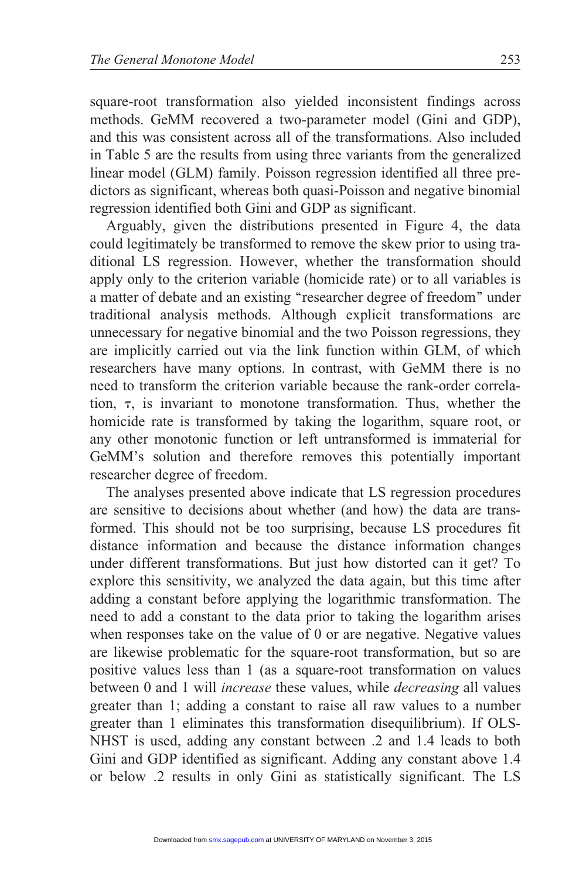square-root transformation also yielded inconsistent findings across methods. GeMM recovered a two-parameter model (Gini and GDP), and this was consistent across all of the transformations. Also included in Table 5 are the results from using three variants from the generalized linear model (GLM) family. Poisson regression identified all three predictors as significant, whereas both quasi-Poisson and negative binomial regression identified both Gini and GDP as significant.

Arguably, given the distributions presented in Figure 4, the data could legitimately be transformed to remove the skew prior to using traditional LS regression. However, whether the transformation should apply only to the criterion variable (homicide rate) or to all variables is a matter of debate and an existing "researcher degree of freedom" under traditional analysis methods. Although explicit transformations are unnecessary for negative binomial and the two Poisson regressions, they are implicitly carried out via the link function within GLM, of which researchers have many options. In contrast, with GeMM there is no need to transform the criterion variable because the rank-order correlation, $\tau$, is invariant to monotone transformation. Thus, whether the homicide rate is transformed by taking the logarithm, square root, or any other monotonic function or left untransformed is immaterial for GeMM's solution and therefore removes this potentially important researcher degree of freedom.

The analyses presented above indicate that LS regression procedures are sensitive to decisions about whether (and how) the data are transformed. This should not be too surprising, because LS procedures fit distance information and because the distance information changes under different transformations. But just how distorted can it get? To explore this sensitivity, we analyzed the data again, but this time after adding a constant before applying the logarithmic transformation. The need to add a constant to the data prior to taking the logarithm arises when responses take on the value of 0 or are negative. Negative values are likewise problematic for the square-root transformation, but so are positive values less than 1 (as a square-root transformation on values between 0 and 1 will *increase* these values, while *decreasing* all values greater than 1; adding a constant to raise all raw values to a number greater than 1 eliminates this transformation disequilibrium). If OLS-NHST is used, adding any constant between .2 and 1.4 leads to both Gini and GDP identified as significant. Adding any constant above 1.4 or below .2 results in only Gini as statistically significant. The LS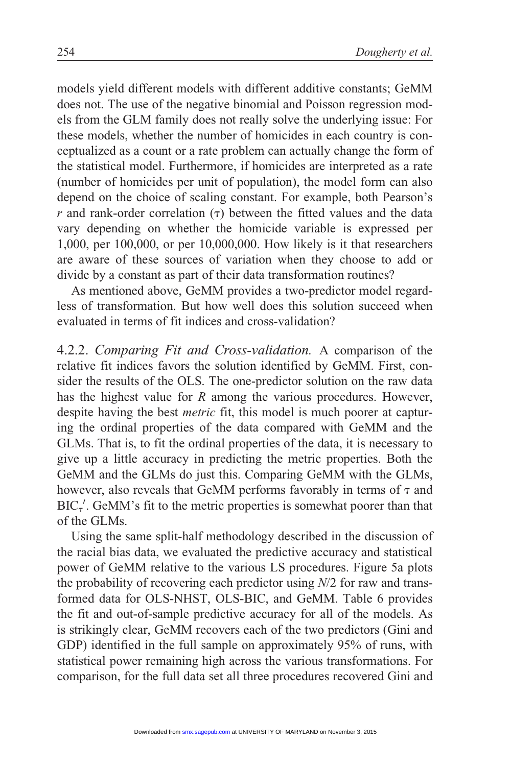models yield different models with different additive constants; GeMM does not. The use of the negative binomial and Poisson regression models from the GLM family does not really solve the underlying issue: For these models, whether the number of homicides in each country is conceptualized as a count or a rate problem can actually change the form of the statistical model. Furthermore, if homicides are interpreted as a rate (number of homicides per unit of population), the model form can also depend on the choice of scaling constant. For example, both Pearson's $r$ and rank-order correlation ($\tau$) between the fitted values and the data vary depending on whether the homicide variable is expressed per 1,000, per 100,000, or per 10,000,000. How likely is it that researchers are aware of these sources of variation when they choose to add or divide by a constant as part of their data transformation routines?

As mentioned above, GeMM provides a two-predictor model regardless of transformation. But how well does this solution succeed when evaluated in terms of fit indices and cross-validation?

4.2.2. *Comparing Fit and Cross-validation.* A comparison of the relative fit indices favors the solution identified by GeMM. First, consider the results of the OLS. The one-predictor solution on the raw data has the highest value for $R$ among the various procedures. However, despite having the best *metric* fit, this model is much poorer at capturing the ordinal properties of the data compared with GeMM and the GLMs. That is, to fit the ordinal properties of the data, it is necessary to give up a little accuracy in predicting the metric properties. Both the GeMM and the GLMs do just this. Comparing GeMM with the GLMs, however, also reveals that GeMM performs favorably in terms of $\tau$ and $\text{BIC}_\tau'$. GeMM's fit to the metric properties is somewhat poorer than that of the GLMs.

Using the same split-half methodology described in the discussion of the racial bias data, we evaluated the predictive accuracy and statistical power of GeMM relative to the various LS procedures. Figure 5a plots the probability of recovering each predictor using $N/2$ for raw and transformed data for OLS-NHST, OLS-BIC, and GeMM. Table 6 provides the fit and out-of-sample predictive accuracy for all of the models. As is strikingly clear, GeMM recovers each of the two predictors (Gini and GDP) identified in the full sample on approximately 95% of runs, with statistical power remaining high across the various transformations. For comparison, for the full data set all three procedures recovered Gini and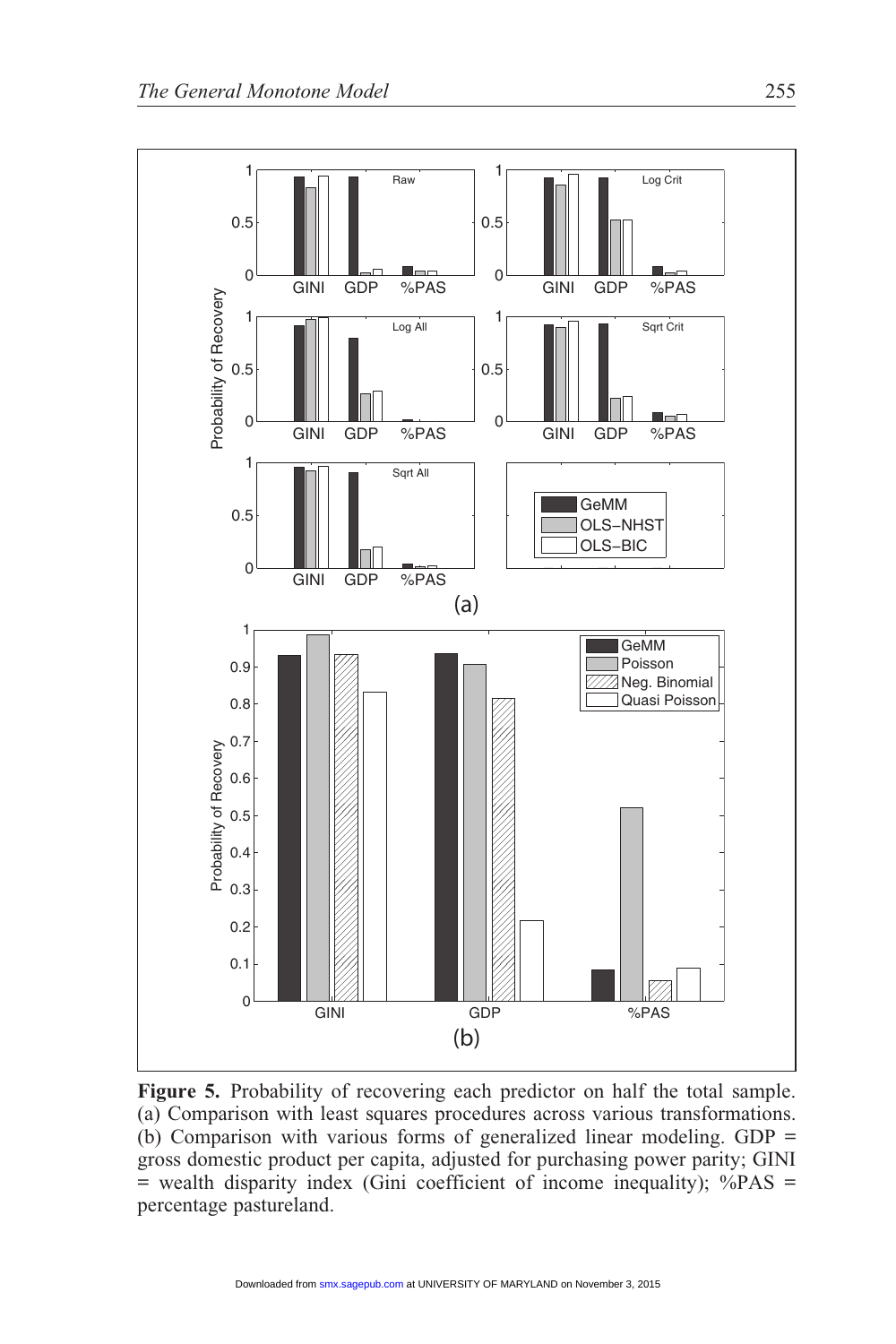**Figure 5.** Probability of recovering each predictor on half the total sample. (a) Comparison with least squares procedures across various transformations. (b) Comparison with various forms of generalized linear modeling. GDP = gross domestic product per capita, adjusted for purchasing power parity; GINI = wealth disparity index (Gini coefficient of income inequality); %PAS = percentage pastureland.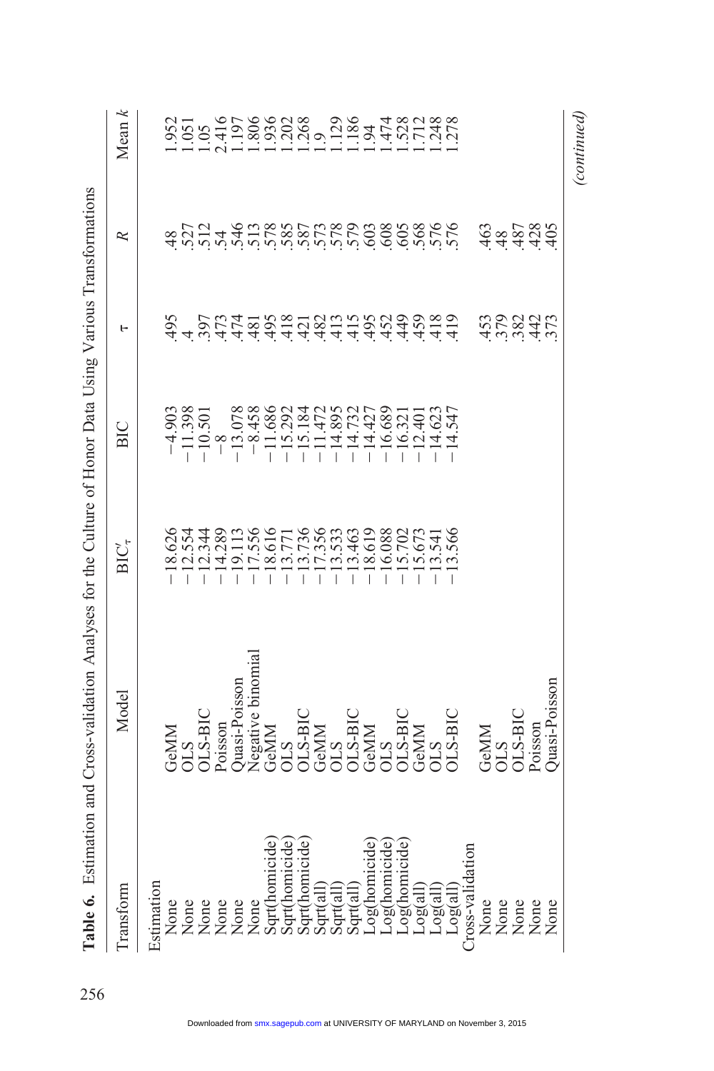**Table 6.** Estimation and Cross-validation Analyses for the Culture of Honor Data Using Various Transformations

| Transform | Model | $BIC'_{\tau}$ | BIC | $\tau$ | $R$ | Mean $k$ |
|---|---|---|---|---|---|---|
| Estimation | | | | | | |
| None | GeMM | −18.626 | −4.903 | .495 | .48 | 1.952 |
| None | OLS | −12.554 | −11.398 | .4 | .527 | 1.051 |
| None | OLS-BIC | −12.344 | −10.501 | .397 | .512 | 1.05 |
| None | Poisson | −14.289 | −8 | .473 | .54 | 2.416 |
| None | Quasi-Poisson | −19.113 | −13.078 | .474 | .546 | 1.197 |
| None | Negative binomial | −17.556 | −8.458 | .481 | .513 | 1.806 |
| Sqrt(homicide) | GeMM | −18.616 | −11.686 | .495 | .578 | 1.936 |
| Sqrt(homicide) | OLS | −13.771 | −15.292 | .418 | .585 | 1.202 |
| Sqrt(homicide) | OLS-BIC | −13.736 | −15.184 | .421 | .587 | 1.268 |
| Sqrt(all) | GeMM | −17.356 | −11.472 | .482 | .573 | 1.9 |
| Sqrt(all) | OLS | −13.533 | −14.895 | .413 | .578 | 1.129 |
| Sqrt(all) | OLS-BIC | −13.463 | −14.732 | .415 | .579 | 1.186 |
| Log(homicide) | GeMM | −18.619 | −14.427 | .495 | .603 | 1.94 |
| Log(homicide) | OLS | −16.088 | −16.689 | .452 | .608 | 1.474 |
| Log(homicide) | OLS-BIC | −15.702 | −16.321 | .449 | .605 | 1.528 |
| Log(all) | GeMM | −15.673 | −12.401 | .459 | .568 | 1.712 |
| Log(all) | OLS | −13.541 | −14.623 | .418 | .576 | 1.248 |
| Log(all) | OLS-BIC | −13.566 | −14.547 | .419 | .576 | 1.278 |
| Cross-validation | | | | | | |
| None | GeMM | | | .453 | .463 | |
| None | OLS | | | .379 | .48 | |
| None | OLS-BIC | | | .382 | .487 | |
| None | Poisson | | | .442 | .428 | |
| None | Quasi-Poisson | | | .373 | .405 | |

*(continued)*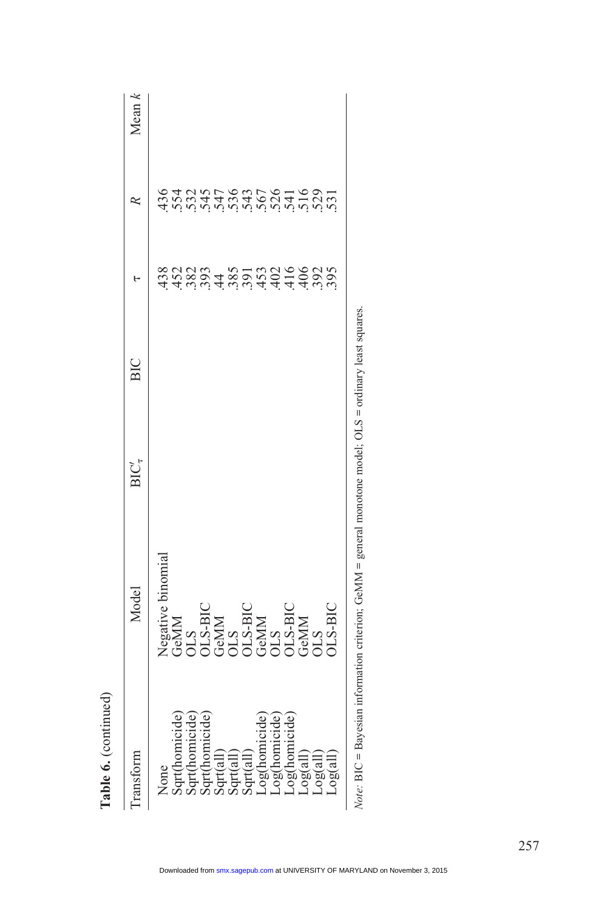**Table 6.** (continued)

| Transform | Model | $BIC'_\tau$ | BIC | $\tau$ | $R$ | Mean $k$ |
|---|---|---|---|---|---|---|
| None | Negative binomial | | | .438 | .436 | |
| Sqrt(homicide) | GeMM | | | .452 | .554 | |
| Sqrt(homicide) | OLS | | | .382 | .532 | |
| Sqrt(homicide) | OLS-BIC | | | .393 | .545 | |
| Sqrt(all) | GeMM | | | .44 | .547 | |
| Sqrt(all) | OLS | | | .385 | .536 | |
| Sqrt(all) | OLS-BIC | | | .391 | .543 | |
| Log(homicide) | GeMM | | | .453 | .567 | |
| Log(homicide) | OLS | | | .402 | .526 | |
| Log(homicide) | OLS-BIC | | | .416 | .541 | |
| Log(all) | GeMM | | | .406 | .516 | |
| Log(all) | OLS | | | .392 | .529 | |
| Log(all) | OLS-BIC | | | .395 | .531 | |

*Note:* BIC = Bayesian information criterion; GeMM = general monotone model; OLS = ordinary least squares.

Downloaded from smx.sagepub.com at UNIVERSITY OF MARYLAND on November 3, 2015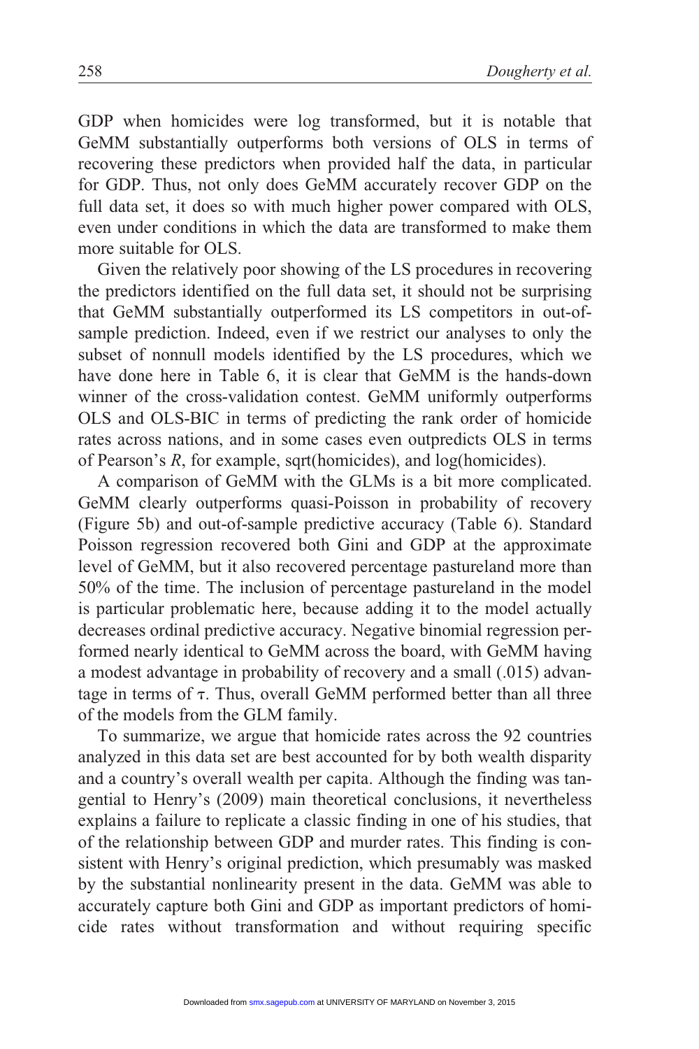GDP when homicides were log transformed, but it is notable that GeMM substantially outperforms both versions of OLS in terms of recovering these predictors when provided half the data, in particular for GDP. Thus, not only does GeMM accurately recover GDP on the full data set, it does so with much higher power compared with OLS, even under conditions in which the data are transformed to make them more suitable for OLS.

Given the relatively poor showing of the LS procedures in recovering the predictors identified on the full data set, it should not be surprising that GeMM substantially outperformed its LS competitors in out-of-sample prediction. Indeed, even if we restrict our analyses to only the subset of nonnull models identified by the LS procedures, which we have done here in Table 6, it is clear that GeMM is the hands-down winner of the cross-validation contest. GeMM uniformly outperforms OLS and OLS-BIC in terms of predicting the rank order of homicide rates across nations, and in some cases even outpredicts OLS in terms of Pearson's *R*, for example, sqrt(homicides), and log(homicides).

A comparison of GeMM with the GLMs is a bit more complicated. GeMM clearly outperforms quasi-Poisson in probability of recovery (Figure 5b) and out-of-sample predictive accuracy (Table 6). Standard Poisson regression recovered both Gini and GDP at the approximate level of GeMM, but it also recovered percentage pastureland more than 50% of the time. The inclusion of percentage pastureland in the model is particular problematic here, because adding it to the model actually decreases ordinal predictive accuracy. Negative binomial regression performed nearly identical to GeMM across the board, with GeMM having a modest advantage in probability of recovery and a small (.015) advantage in terms of $\tau$. Thus, overall GeMM performed better than all three of the models from the GLM family.

To summarize, we argue that homicide rates across the 92 countries analyzed in this data set are best accounted for by both wealth disparity and a country's overall wealth per capita. Although the finding was tangential to Henry's (2009) main theoretical conclusions, it nevertheless explains a failure to replicate a classic finding in one of his studies, that of the relationship between GDP and murder rates. This finding is consistent with Henry's original prediction, which presumably was masked by the substantial nonlinearity present in the data. GeMM was able to accurately capture both Gini and GDP as important predictors of homicide rates without transformation and without requiring specific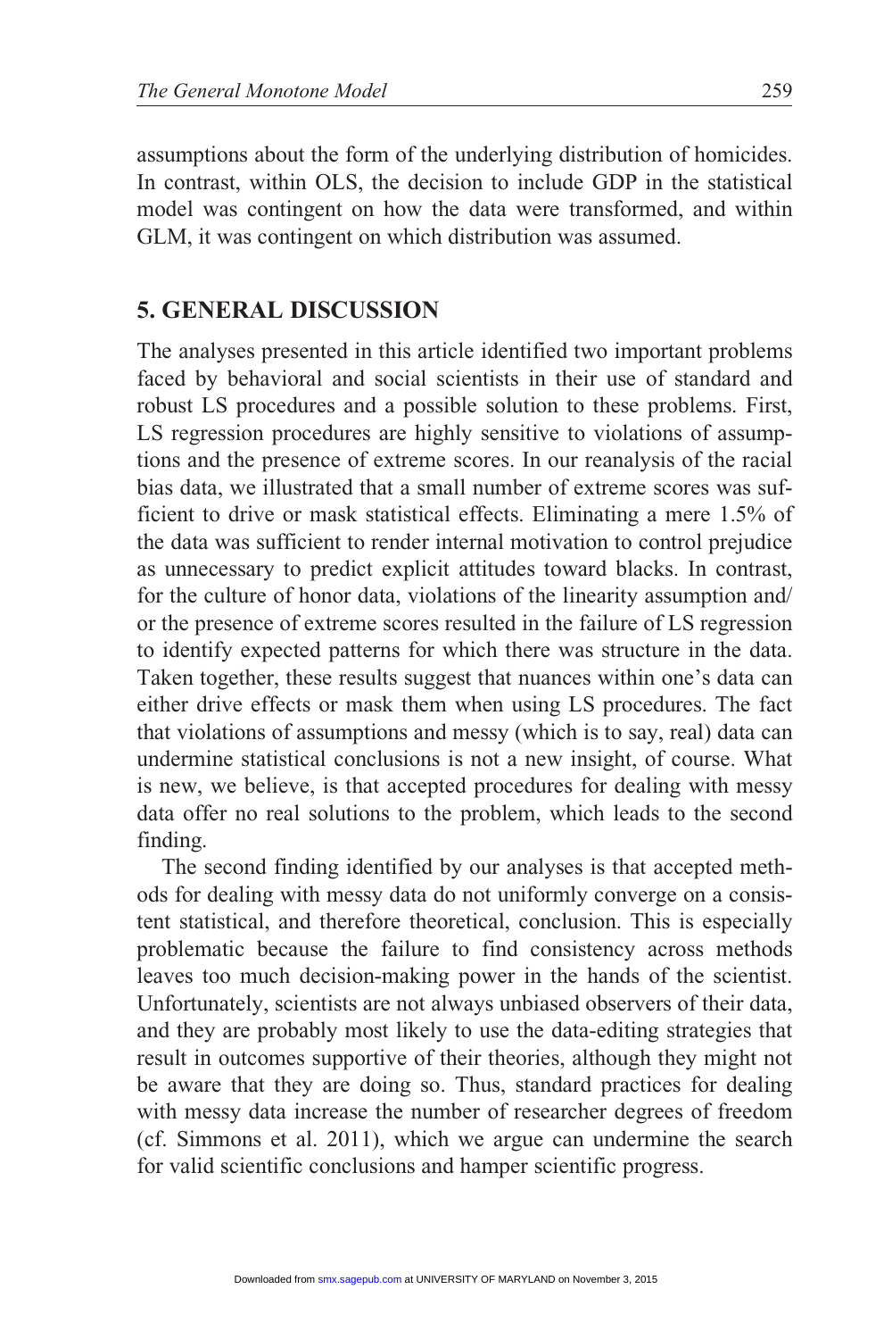assumptions about the form of the underlying distribution of homicides. In contrast, within OLS, the decision to include GDP in the statistical model was contingent on how the data were transformed, and within GLM, it was contingent on which distribution was assumed.

## 5. GENERAL DISCUSSION

The analyses presented in this article identified two important problems faced by behavioral and social scientists in their use of standard and robust LS procedures and a possible solution to these problems. First, LS regression procedures are highly sensitive to violations of assumptions and the presence of extreme scores. In our reanalysis of the racial bias data, we illustrated that a small number of extreme scores was sufficient to drive or mask statistical effects. Eliminating a mere 1.5% of the data was sufficient to render internal motivation to control prejudice as unnecessary to predict explicit attitudes toward blacks. In contrast, for the culture of honor data, violations of the linearity assumption and/or the presence of extreme scores resulted in the failure of LS regression to identify expected patterns for which there was structure in the data. Taken together, these results suggest that nuances within one's data can either drive effects or mask them when using LS procedures. The fact that violations of assumptions and messy (which is to say, real) data can undermine statistical conclusions is not a new insight, of course. What is new, we believe, is that accepted procedures for dealing with messy data offer no real solutions to the problem, which leads to the second finding.

The second finding identified by our analyses is that accepted methods for dealing with messy data do not uniformly converge on a consistent statistical, and therefore theoretical, conclusion. This is especially problematic because the failure to find consistency across methods leaves too much decision-making power in the hands of the scientist. Unfortunately, scientists are not always unbiased observers of their data, and they are probably most likely to use the data-editing strategies that result in outcomes supportive of their theories, although they might not be aware that they are doing so. Thus, standard practices for dealing with messy data increase the number of researcher degrees of freedom (cf. Simmons et al. 2011), which we argue can undermine the search for valid scientific conclusions and hamper scientific progress.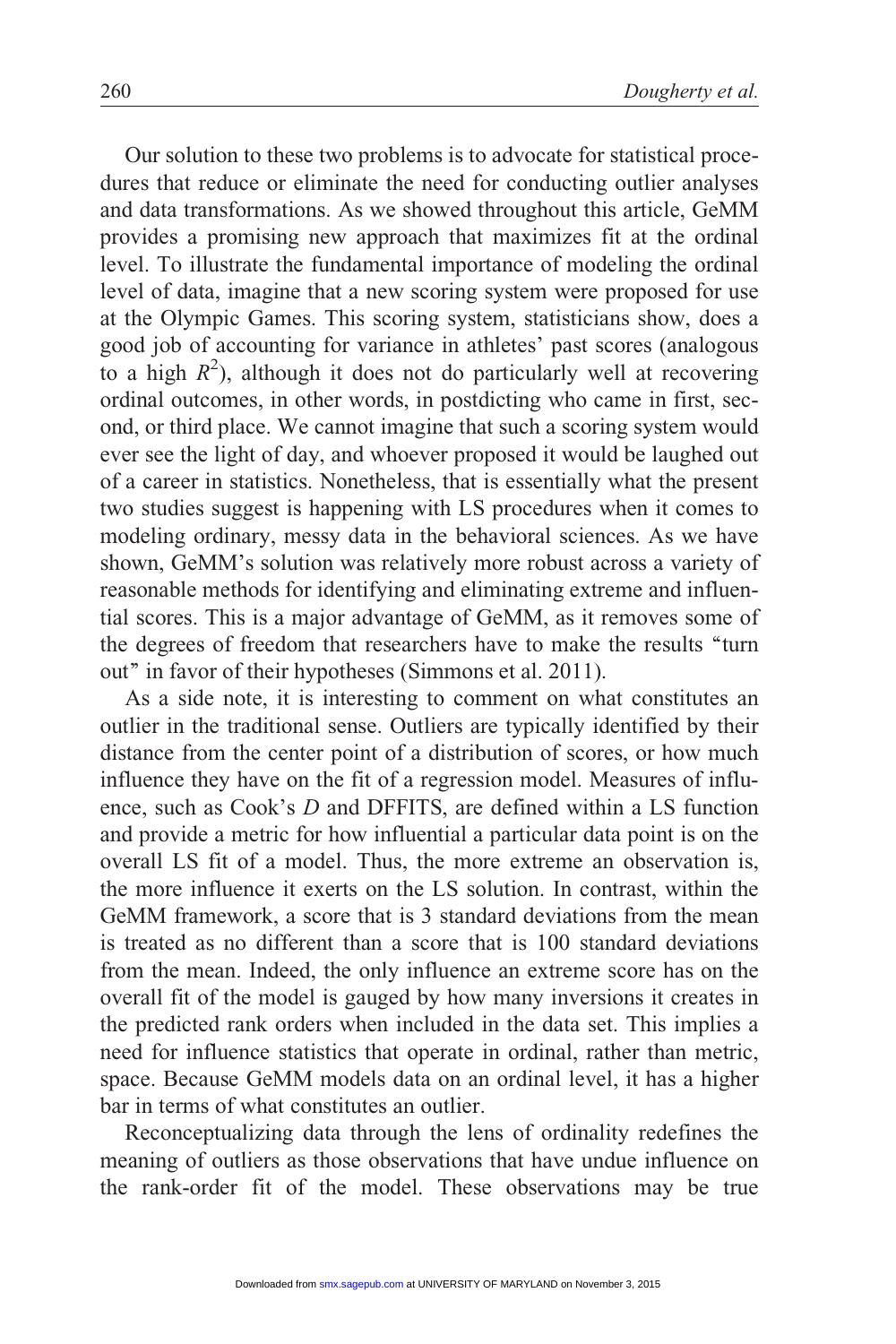Our solution to these two problems is to advocate for statistical procedures that reduce or eliminate the need for conducting outlier analyses and data transformations. As we showed throughout this article, GeMM provides a promising new approach that maximizes fit at the ordinal level. To illustrate the fundamental importance of modeling the ordinal level of data, imagine that a new scoring system were proposed for use at the Olympic Games. This scoring system, statisticians show, does a good job of accounting for variance in athletes' past scores (analogous to a high $R^2$), although it does not do particularly well at recovering ordinal outcomes, in other words, in postdicting who came in first, second, or third place. We cannot imagine that such a scoring system would ever see the light of day, and whoever proposed it would be laughed out of a career in statistics. Nonetheless, that is essentially what the present two studies suggest is happening with LS procedures when it comes to modeling ordinary, messy data in the behavioral sciences. As we have shown, GeMM's solution was relatively more robust across a variety of reasonable methods for identifying and eliminating extreme and influential scores. This is a major advantage of GeMM, as it removes some of the degrees of freedom that researchers have to make the results "turn out" in favor of their hypotheses (Simmons et al. 2011).

As a side note, it is interesting to comment on what constitutes an outlier in the traditional sense. Outliers are typically identified by their distance from the center point of a distribution of scores, or how much influence they have on the fit of a regression model. Measures of influence, such as Cook's *D* and DFFITS, are defined within a LS function and provide a metric for how influential a particular data point is on the overall LS fit of a model. Thus, the more extreme an observation is, the more influence it exerts on the LS solution. In contrast, within the GeMM framework, a score that is 3 standard deviations from the mean is treated as no different than a score that is 100 standard deviations from the mean. Indeed, the only influence an extreme score has on the overall fit of the model is gauged by how many inversions it creates in the predicted rank orders when included in the data set. This implies a need for influence statistics that operate in ordinal, rather than metric, space. Because GeMM models data on an ordinal level, it has a higher bar in terms of what constitutes an outlier.

Reconceptualizing data through the lens of ordinality redefines the meaning of outliers as those observations that have undue influence on the rank-order fit of the model. These observations may be true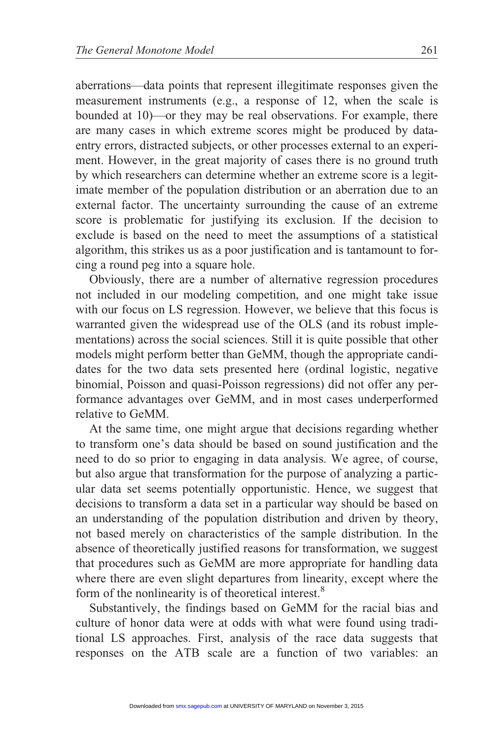aberrations—data points that represent illegitimate responses given the measurement instruments (e.g., a response of 12, when the scale is bounded at 10)—or they may be real observations. For example, there are many cases in which extreme scores might be produced by data-entry errors, distracted subjects, or other processes external to an experiment. However, in the great majority of cases there is no ground truth by which researchers can determine whether an extreme score is a legitimate member of the population distribution or an aberration due to an external factor. The uncertainty surrounding the cause of an extreme score is problematic for justifying its exclusion. If the decision to exclude is based on the need to meet the assumptions of a statistical algorithm, this strikes us as a poor justification and is tantamount to forcing a round peg into a square hole.

Obviously, there are a number of alternative regression procedures not included in our modeling competition, and one might take issue with our focus on LS regression. However, we believe that this focus is warranted given the widespread use of the OLS (and its robust implementations) across the social sciences. Still it is quite possible that other models might perform better than GeMM, though the appropriate candidates for the two data sets presented here (ordinal logistic, negative binomial, Poisson and quasi-Poisson regressions) did not offer any performance advantages over GeMM, and in most cases underperformed relative to GeMM.

At the same time, one might argue that decisions regarding whether to transform one's data should be based on sound justification and the need to do so prior to engaging in data analysis. We agree, of course, but also argue that transformation for the purpose of analyzing a particular data set seems potentially opportunistic. Hence, we suggest that decisions to transform a data set in a particular way should be based on an understanding of the population distribution and driven by theory, not based merely on characteristics of the sample distribution. In the absence of theoretically justified reasons for transformation, we suggest that procedures such as GeMM are more appropriate for handling data where there are even slight departures from linearity, except where the form of the nonlinearity is of theoretical interest.[8]

Substantively, the findings based on GeMM for the racial bias and culture of honor data were at odds with what were found using traditional LS approaches. First, analysis of the race data suggests that responses on the ATB scale are a function of two variables: an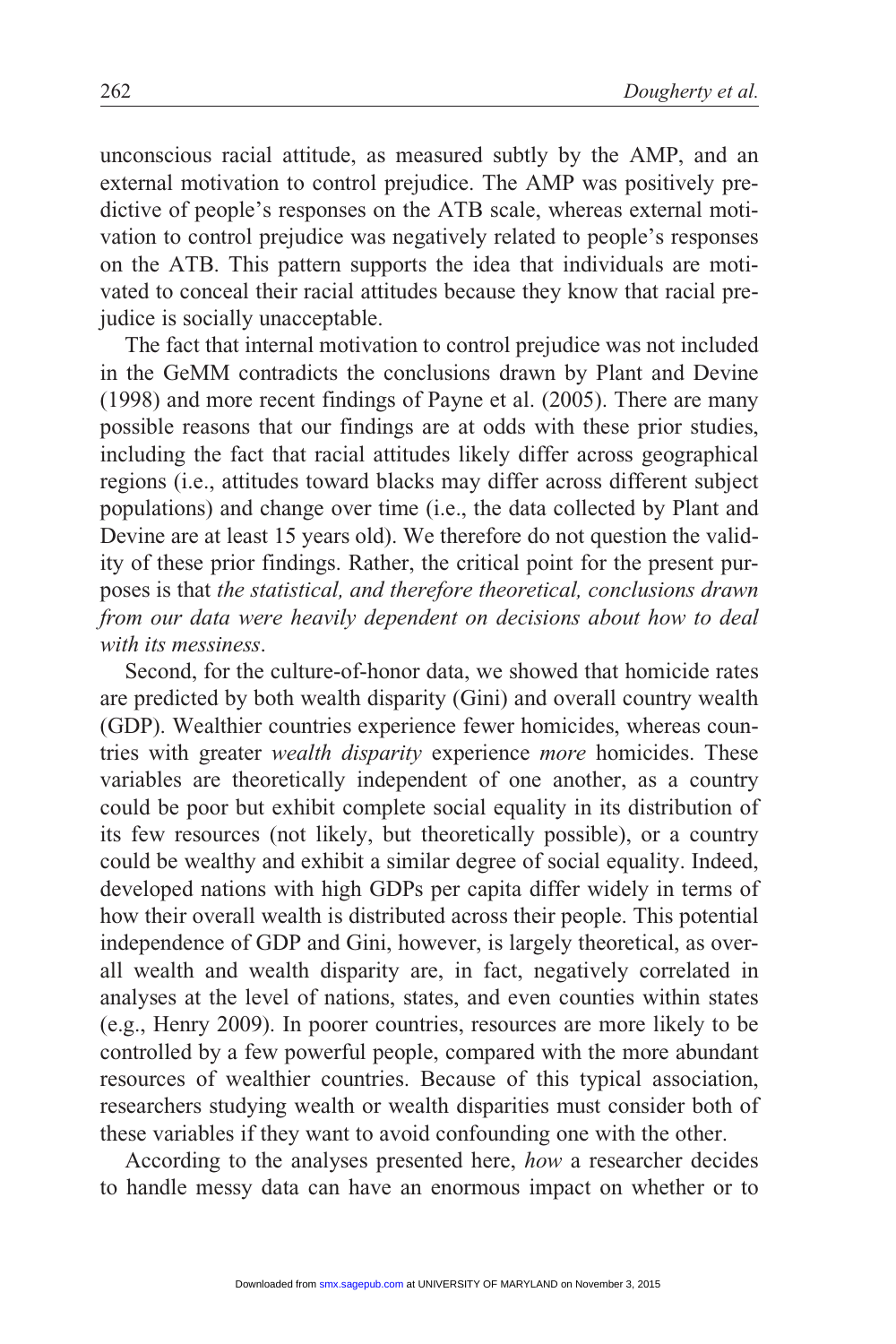unconscious racial attitude, as measured subtly by the AMP, and an external motivation to control prejudice. The AMP was positively predictive of people's responses on the ATB scale, whereas external motivation to control prejudice was negatively related to people's responses on the ATB. This pattern supports the idea that individuals are motivated to conceal their racial attitudes because they know that racial prejudice is socially unacceptable.

The fact that internal motivation to control prejudice was not included in the GeMM contradicts the conclusions drawn by Plant and Devine (1998) and more recent findings of Payne et al. (2005). There are many possible reasons that our findings are at odds with these prior studies, including the fact that racial attitudes likely differ across geographical regions (i.e., attitudes toward blacks may differ across different subject populations) and change over time (i.e., the data collected by Plant and Devine are at least 15 years old). We therefore do not question the validity of these prior findings. Rather, the critical point for the present purposes is that *the statistical, and therefore theoretical, conclusions drawn from our data were heavily dependent on decisions about how to deal with its messiness*.

Second, for the culture-of-honor data, we showed that homicide rates are predicted by both wealth disparity (Gini) and overall country wealth (GDP). Wealthier countries experience fewer homicides, whereas countries with greater *wealth disparity* experience *more* homicides. These variables are theoretically independent of one another, as a country could be poor but exhibit complete social equality in its distribution of its few resources (not likely, but theoretically possible), or a country could be wealthy and exhibit a similar degree of social equality. Indeed, developed nations with high GDPs per capita differ widely in terms of how their overall wealth is distributed across their people. This potential independence of GDP and Gini, however, is largely theoretical, as overall wealth and wealth disparity are, in fact, negatively correlated in analyses at the level of nations, states, and even counties within states (e.g., Henry 2009). In poorer countries, resources are more likely to be controlled by a few powerful people, compared with the more abundant resources of wealthier countries. Because of this typical association, researchers studying wealth or wealth disparities must consider both of these variables if they want to avoid confounding one with the other.

According to the analyses presented here, *how* a researcher decides to handle messy data can have an enormous impact on whether or to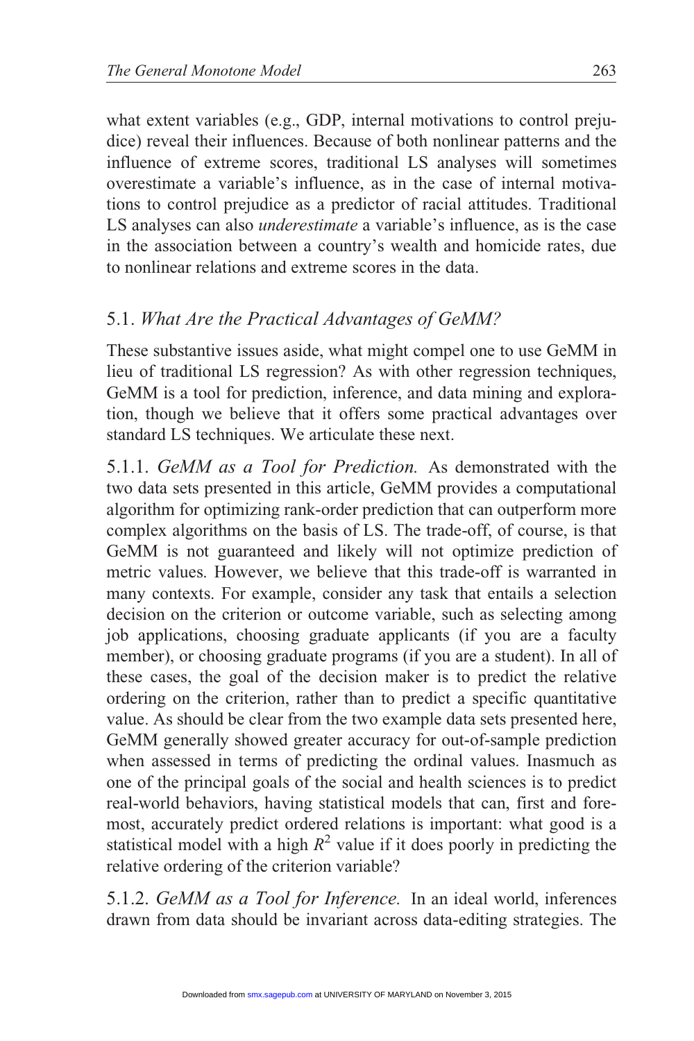what extent variables (e.g., GDP, internal motivations to control prejudice) reveal their influences. Because of both nonlinear patterns and the influence of extreme scores, traditional LS analyses will sometimes overestimate a variable's influence, as in the case of internal motivations to control prejudice as a predictor of racial attitudes. Traditional LS analyses can also *underestimate* a variable's influence, as is the case in the association between a country's wealth and homicide rates, due to nonlinear relations and extreme scores in the data.

## 5.1. *What Are the Practical Advantages of GeMM?*

These substantive issues aside, what might compel one to use GeMM in lieu of traditional LS regression? As with other regression techniques, GeMM is a tool for prediction, inference, and data mining and exploration, though we believe that it offers some practical advantages over standard LS techniques. We articulate these next.

5.1.1. *GeMM as a Tool for Prediction.* As demonstrated with the two data sets presented in this article, GeMM provides a computational algorithm for optimizing rank-order prediction that can outperform more complex algorithms on the basis of LS. The trade-off, of course, is that GeMM is not guaranteed and likely will not optimize prediction of metric values. However, we believe that this trade-off is warranted in many contexts. For example, consider any task that entails a selection decision on the criterion or outcome variable, such as selecting among job applications, choosing graduate applicants (if you are a faculty member), or choosing graduate programs (if you are a student). In all of these cases, the goal of the decision maker is to predict the relative ordering on the criterion, rather than to predict a specific quantitative value. As should be clear from the two example data sets presented here, GeMM generally showed greater accuracy for out-of-sample prediction when assessed in terms of predicting the ordinal values. Inasmuch as one of the principal goals of the social and health sciences is to predict real-world behaviors, having statistical models that can, first and foremost, accurately predict ordered relations is important: what good is a statistical model with a high $R^2$ value if it does poorly in predicting the relative ordering of the criterion variable?

5.1.2. *GeMM as a Tool for Inference.* In an ideal world, inferences drawn from data should be invariant across data-editing strategies. The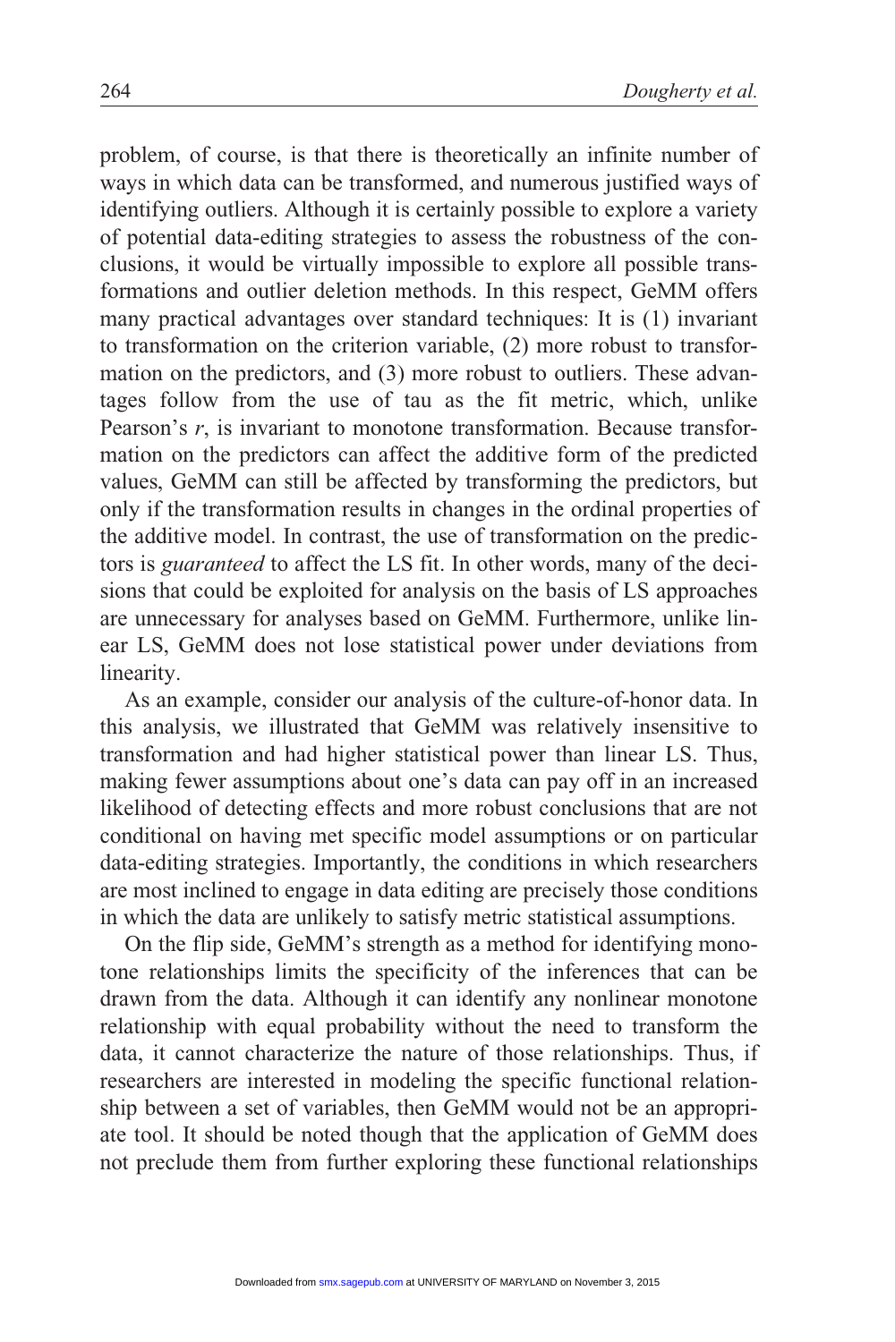problem, of course, is that there is theoretically an infinite number of ways in which data can be transformed, and numerous justified ways of identifying outliers. Although it is certainly possible to explore a variety of potential data-editing strategies to assess the robustness of the conclusions, it would be virtually impossible to explore all possible transformations and outlier deletion methods. In this respect, GeMM offers many practical advantages over standard techniques: It is (1) invariant to transformation on the criterion variable, (2) more robust to transformation on the predictors, and (3) more robust to outliers. These advantages follow from the use of tau as the fit metric, which, unlike Pearson's $r$, is invariant to monotone transformation. Because transformation on the predictors can affect the additive form of the predicted values, GeMM can still be affected by transforming the predictors, but only if the transformation results in changes in the ordinal properties of the additive model. In contrast, the use of transformation on the predictors is *guaranteed* to affect the LS fit. In other words, many of the decisions that could be exploited for analysis on the basis of LS approaches are unnecessary for analyses based on GeMM. Furthermore, unlike linear LS, GeMM does not lose statistical power under deviations from linearity.

As an example, consider our analysis of the culture-of-honor data. In this analysis, we illustrated that GeMM was relatively insensitive to transformation and had higher statistical power than linear LS. Thus, making fewer assumptions about one's data can pay off in an increased likelihood of detecting effects and more robust conclusions that are not conditional on having met specific model assumptions or on particular data-editing strategies. Importantly, the conditions in which researchers are most inclined to engage in data editing are precisely those conditions in which the data are unlikely to satisfy metric statistical assumptions.

On the flip side, GeMM's strength as a method for identifying monotone relationships limits the specificity of the inferences that can be drawn from the data. Although it can identify any nonlinear monotone relationship with equal probability without the need to transform the data, it cannot characterize the nature of those relationships. Thus, if researchers are interested in modeling the specific functional relationship between a set of variables, then GeMM would not be an appropriate tool. It should be noted though that the application of GeMM does not preclude them from further exploring these functional relationships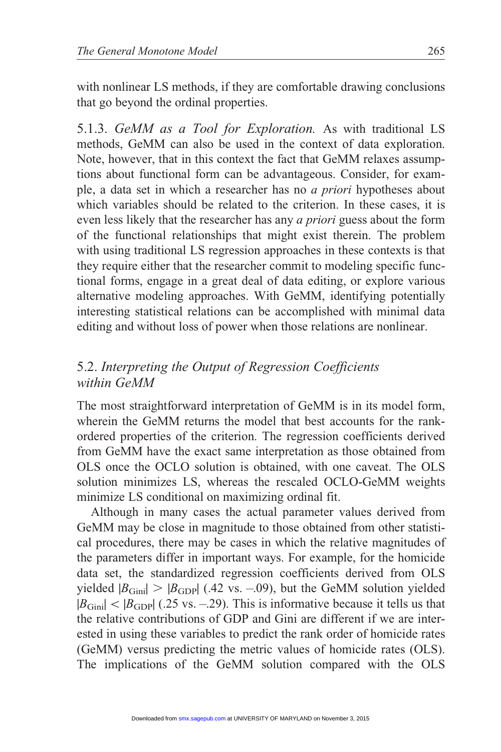with nonlinear LS methods, if they are comfortable drawing conclusions that go beyond the ordinal properties.

5.1.3. *GeMM as a Tool for Exploration.* As with traditional LS methods, GeMM can also be used in the context of data exploration. Note, however, that in this context the fact that GeMM relaxes assumptions about functional form can be advantageous. Consider, for example, a data set in which a researcher has no *a priori* hypotheses about which variables should be related to the criterion. In these cases, it is even less likely that the researcher has any *a priori* guess about the form of the functional relationships that might exist therein. The problem with using traditional LS regression approaches in these contexts is that they require either that the researcher commit to modeling specific functional forms, engage in a great deal of data editing, or explore various alternative modeling approaches. With GeMM, identifying potentially interesting statistical relations can be accomplished with minimal data editing and without loss of power when those relations are nonlinear.

## 5.2. *Interpreting the Output of Regression Coefficients within GeMM*

The most straightforward interpretation of GeMM is in its model form, wherein the GeMM returns the model that best accounts for the rank-ordered properties of the criterion. The regression coefficients derived from GeMM have the exact same interpretation as those obtained from OLS once the OCLO solution is obtained, with one caveat. The OLS solution minimizes LS, whereas the rescaled OCLO-GeMM weights minimize LS conditional on maximizing ordinal fit.

Although in many cases the actual parameter values derived from GeMM may be close in magnitude to those obtained from other statistical procedures, there may be cases in which the relative magnitudes of the parameters differ in important ways. For example, for the homicide data set, the standardized regression coefficients derived from OLS yielded $|B_{\text{Gini}}| > |B_{\text{GDP}}|$ (.42 vs. –.09), but the GeMM solution yielded $|B_{\text{Gini}}| < |B_{\text{GDP}}|$ (.25 vs. –.29). This is informative because it tells us that the relative contributions of GDP and Gini are different if we are interested in using these variables to predict the rank order of homicide rates (GeMM) versus predicting the metric values of homicide rates (OLS). The implications of the GeMM solution compared with the OLS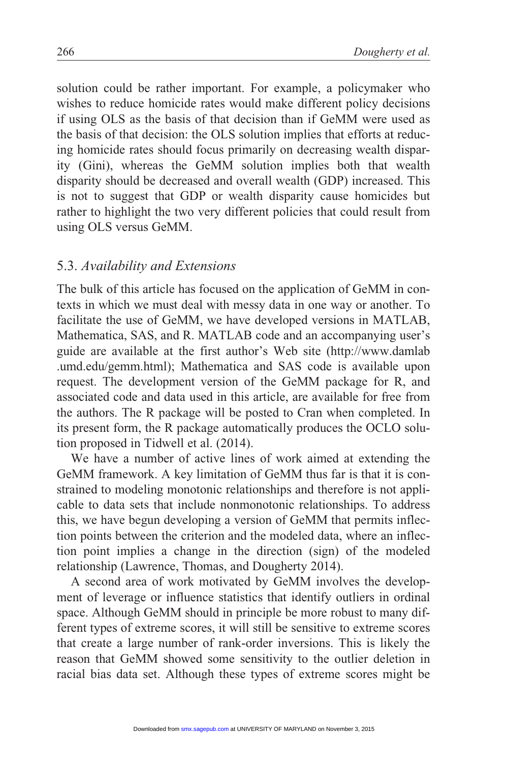solution could be rather important. For example, a policymaker who wishes to reduce homicide rates would make different policy decisions if using OLS as the basis of that decision than if GeMM were used as the basis of that decision: the OLS solution implies that efforts at reducing homicide rates should focus primarily on decreasing wealth disparity (Gini), whereas the GeMM solution implies both that wealth disparity should be decreased and overall wealth (GDP) increased. This is not to suggest that GDP or wealth disparity cause homicides but rather to highlight the two very different policies that could result from using OLS versus GeMM.

### 5.3. *Availability and Extensions*

The bulk of this article has focused on the application of GeMM in contexts in which we must deal with messy data in one way or another. To facilitate the use of GeMM, we have developed versions in MATLAB, Mathematica, SAS, and R. MATLAB code and an accompanying user's guide are available at the first author's Web site (http://www.damlab.umd.edu/gemm.html); Mathematica and SAS code is available upon request. The development version of the GeMM package for R, and associated code and data used in this article, are available for free from the authors. The R package will be posted to Cran when completed. In its present form, the R package automatically produces the OCLO solution proposed in Tidwell et al. (2014).

We have a number of active lines of work aimed at extending the GeMM framework. A key limitation of GeMM thus far is that it is constrained to modeling monotonic relationships and therefore is not applicable to data sets that include nonmonotonic relationships. To address this, we have begun developing a version of GeMM that permits inflection points between the criterion and the modeled data, where an inflection point implies a change in the direction (sign) of the modeled relationship (Lawrence, Thomas, and Dougherty 2014).

A second area of work motivated by GeMM involves the development of leverage or influence statistics that identify outliers in ordinal space. Although GeMM should in principle be more robust to many different types of extreme scores, it will still be sensitive to extreme scores that create a large number of rank-order inversions. This is likely the reason that GeMM showed some sensitivity to the outlier deletion in racial bias data set. Although these types of extreme scores might be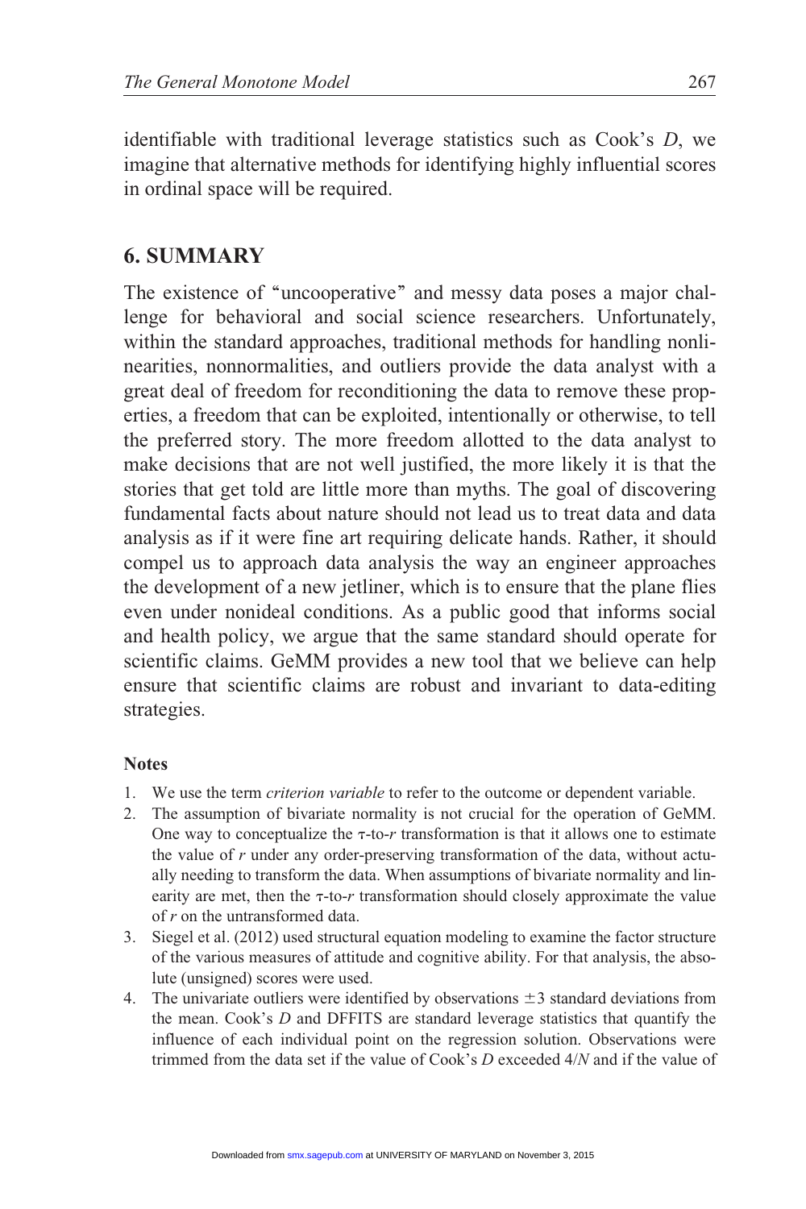identifiable with traditional leverage statistics such as Cook's $D$, we imagine that alternative methods for identifying highly influential scores in ordinal space will be required.

## 6. SUMMARY

The existence of "uncooperative" and messy data poses a major challenge for behavioral and social science researchers. Unfortunately, within the standard approaches, traditional methods for handling nonlinearities, nonnormalities, and outliers provide the data analyst with a great deal of freedom for reconditioning the data to remove these properties, a freedom that can be exploited, intentionally or otherwise, to tell the preferred story. The more freedom allotted to the data analyst to make decisions that are not well justified, the more likely it is that the stories that get told are little more than myths. The goal of discovering fundamental facts about nature should not lead us to treat data and data analysis as if it were fine art requiring delicate hands. Rather, it should compel us to approach data analysis the way an engineer approaches the development of a new jetliner, which is to ensure that the plane flies even under nonideal conditions. As a public good that informs social and health policy, we argue that the same standard should operate for scientific claims. GeMM provides a new tool that we believe can help ensure that scientific claims are robust and invariant to data-editing strategies.

### Notes

1. We use the term *criterion variable* to refer to the outcome or dependent variable.
2. The assumption of bivariate normality is not crucial for the operation of GeMM. One way to conceptualize the $\tau$-to-$r$ transformation is that it allows one to estimate the value of $r$ under any order-preserving transformation of the data, without actually needing to transform the data. When assumptions of bivariate normality and linearity are met, then the $\tau$-to-$r$ transformation should closely approximate the value of $r$ on the untransformed data.
3. Siegel et al. (2012) used structural equation modeling to examine the factor structure of the various measures of attitude and cognitive ability. For that analysis, the absolute (unsigned) scores were used.
4. The univariate outliers were identified by observations $\pm 3$ standard deviations from the mean. Cook's $D$ and DFFITS are standard leverage statistics that quantify the influence of each individual point on the regression solution. Observations were trimmed from the data set if the value of Cook's $D$ exceeded $4/N$ and if the value of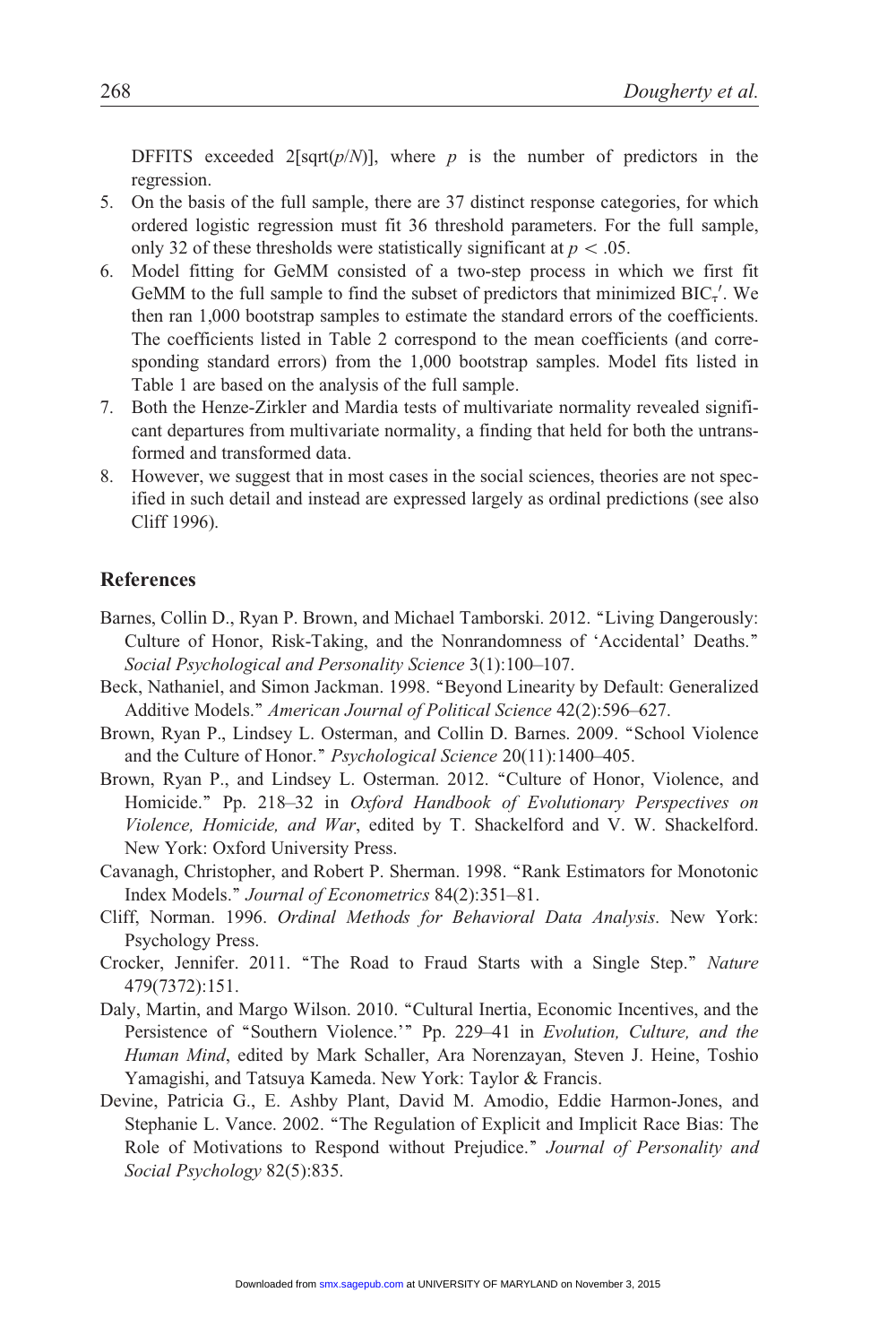DFFITS exceeded 2[sqrt($p$/$N$)], where $p$ is the number of predictors in the regression.

5. On the basis of the full sample, there are 37 distinct response categories, for which ordered logistic regression must fit 36 threshold parameters. For the full sample, only 32 of these thresholds were statistically significant at $p < .05$.
6. Model fitting for GeMM consisted of a two-step process in which we first fit GeMM to the full sample to find the subset of predictors that minimized $BIC_{\tau}'$. We then ran 1,000 bootstrap samples to estimate the standard errors of the coefficients. The coefficients listed in Table 2 correspond to the mean coefficients (and corresponding standard errors) from the 1,000 bootstrap samples. Model fits listed in Table 1 are based on the analysis of the full sample.
7. Both the Henze-Zirkler and Mardia tests of multivariate normality revealed significant departures from multivariate normality, a finding that held for both the untransformed and transformed data.
8. However, we suggest that in most cases in the social sciences, theories are not specified in such detail and instead are expressed largely as ordinal predictions (see also Cliff 1996).

## References

Barnes, Collin D., Ryan P. Brown, and Michael Tamborski. 2012. "Living Dangerously: Culture of Honor, Risk-Taking, and the Nonrandomness of 'Accidental' Deaths." *Social Psychological and Personality Science* 3(1):100–107.

Beck, Nathaniel, and Simon Jackman. 1998. "Beyond Linearity by Default: Generalized Additive Models." *American Journal of Political Science* 42(2):596–627.

Brown, Ryan P., Lindsey L. Osterman, and Collin D. Barnes. 2009. "School Violence and the Culture of Honor." *Psychological Science* 20(11):1400–405.

Brown, Ryan P., and Lindsey L. Osterman. 2012. "Culture of Honor, Violence, and Homicide." Pp. 218–32 in *Oxford Handbook of Evolutionary Perspectives on Violence, Homicide, and War*, edited by T. Shackelford and V. W. Shackelford. New York: Oxford University Press.

Cavanagh, Christopher, and Robert P. Sherman. 1998. "Rank Estimators for Monotonic Index Models." *Journal of Econometrics* 84(2):351–81.

Cliff, Norman. 1996. *Ordinal Methods for Behavioral Data Analysis*. New York: Psychology Press.

Crocker, Jennifer. 2011. "The Road to Fraud Starts with a Single Step." *Nature* 479(7372):151.

Daly, Martin, and Margo Wilson. 2010. "Cultural Inertia, Economic Incentives, and the Persistence of "Southern Violence.'" Pp. 229–41 in *Evolution, Culture, and the Human Mind*, edited by Mark Schaller, Ara Norenzayan, Steven J. Heine, Toshio Yamagishi, and Tatsuya Kameda. New York: Taylor & Francis.

Devine, Patricia G., E. Ashby Plant, David M. Amodio, Eddie Harmon-Jones, and Stephanie L. Vance. 2002. "The Regulation of Explicit and Implicit Race Bias: The Role of Motivations to Respond without Prejudice." *Journal of Personality and Social Psychology* 82(5):835.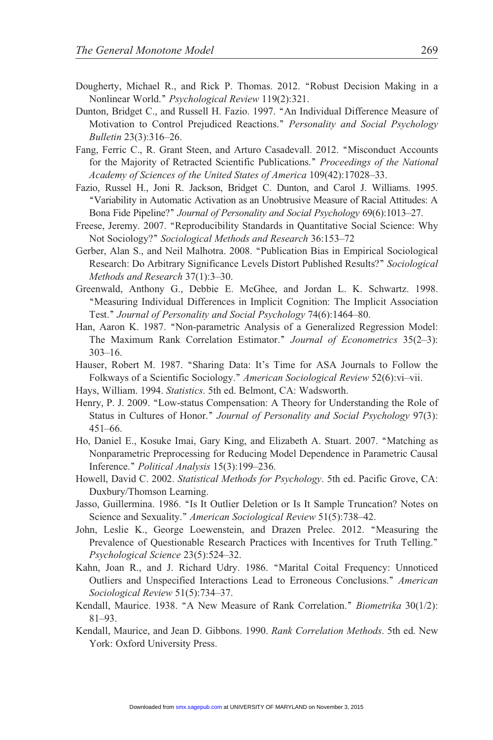Dougherty, Michael R., and Rick P. Thomas. 2012. "Robust Decision Making in a Nonlinear World." *Psychological Review* 119(2):321.

Dunton, Bridget C., and Russell H. Fazio. 1997. "An Individual Difference Measure of Motivation to Control Prejudiced Reactions." *Personality and Social Psychology Bulletin* 23(3):316–26.

Fang, Ferric C., R. Grant Steen, and Arturo Casadevall. 2012. "Misconduct Accounts for the Majority of Retracted Scientific Publications." *Proceedings of the National Academy of Sciences of the United States of America* 109(42):17028–33.

Fazio, Russel H., Joni R. Jackson, Bridget C. Dunton, and Carol J. Williams. 1995. "Variability in Automatic Activation as an Unobtrusive Measure of Racial Attitudes: A Bona Fide Pipeline?" *Journal of Personality and Social Psychology* 69(6):1013–27.

Freese, Jeremy. 2007. "Reproducibility Standards in Quantitative Social Science: Why Not Sociology?" *Sociological Methods and Research* 36:153–72

Gerber, Alan S., and Neil Malhotra. 2008. "Publication Bias in Empirical Sociological Research: Do Arbitrary Significance Levels Distort Published Results?" *Sociological Methods and Research* 37(1):3–30.

Greenwald, Anthony G., Debbie E. McGhee, and Jordan L. K. Schwartz. 1998. "Measuring Individual Differences in Implicit Cognition: The Implicit Association Test." *Journal of Personality and Social Psychology* 74(6):1464–80.

Han, Aaron K. 1987. "Non-parametric Analysis of a Generalized Regression Model: The Maximum Rank Correlation Estimator." *Journal of Econometrics* 35(2–3): 303–16.

Hauser, Robert M. 1987. "Sharing Data: It's Time for ASA Journals to Follow the Folkways of a Scientific Sociology." *American Sociological Review* 52(6):vi–vii.

Hays, William. 1994. *Statistics*. 5th ed. Belmont, CA: Wadsworth.

Henry, P. J. 2009. "Low-status Compensation: A Theory for Understanding the Role of Status in Cultures of Honor." *Journal of Personality and Social Psychology* 97(3): 451–66.

Ho, Daniel E., Kosuke Imai, Gary King, and Elizabeth A. Stuart. 2007. "Matching as Nonparametric Preprocessing for Reducing Model Dependence in Parametric Causal Inference." *Political Analysis* 15(3):199–236.

Howell, David C. 2002. *Statistical Methods for Psychology*. 5th ed. Pacific Grove, CA: Duxbury/Thomson Learning.

Jasso, Guillermina. 1986. "Is It Outlier Deletion or Is It Sample Truncation? Notes on Science and Sexuality." *American Sociological Review* 51(5):738–42.

John, Leslie K., George Loewenstein, and Drazen Prelec. 2012. "Measuring the Prevalence of Questionable Research Practices with Incentives for Truth Telling." *Psychological Science* 23(5):524–32.

Kahn, Joan R., and J. Richard Udry. 1986. "Marital Coital Frequency: Unnoticed Outliers and Unspecified Interactions Lead to Erroneous Conclusions." *American Sociological Review* 51(5):734–37.

Kendall, Maurice. 1938. "A New Measure of Rank Correlation." *Biometrika* 30(1/2): 81–93.

Kendall, Maurice, and Jean D. Gibbons. 1990. *Rank Correlation Methods*. 5th ed. New York: Oxford University Press.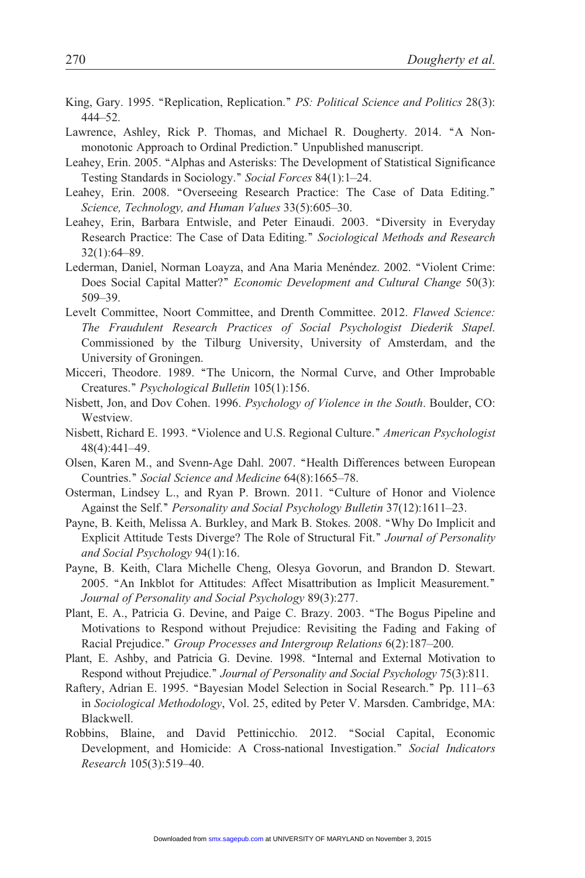King, Gary. 1995. "Replication, Replication." *PS: Political Science and Politics* 28(3): 444–52.

Lawrence, Ashley, Rick P. Thomas, and Michael R. Dougherty. 2014. "A Non-monotonic Approach to Ordinal Prediction." Unpublished manuscript.

Leahey, Erin. 2005. "Alphas and Asterisks: The Development of Statistical Significance Testing Standards in Sociology." *Social Forces* 84(1):1–24.

Leahey, Erin. 2008. "Overseeing Research Practice: The Case of Data Editing." *Science, Technology, and Human Values* 33(5):605–30.

Leahey, Erin, Barbara Entwisle, and Peter Einaudi. 2003. "Diversity in Everyday Research Practice: The Case of Data Editing." *Sociological Methods and Research* 32(1):64–89.

Lederman, Daniel, Norman Loayza, and Ana Maria Menéndez. 2002. "Violent Crime: Does Social Capital Matter?" *Economic Development and Cultural Change* 50(3): 509–39.

Levelt Committee, Noort Committee, and Drenth Committee. 2012. *Flawed Science: The Fraudulent Research Practices of Social Psychologist Diederik Stapel*. Commissioned by the Tilburg University, University of Amsterdam, and the University of Groningen.

Micceri, Theodore. 1989. "The Unicorn, the Normal Curve, and Other Improbable Creatures." *Psychological Bulletin* 105(1):156.

Nisbett, Jon, and Dov Cohen. 1996. *Psychology of Violence in the South*. Boulder, CO: Westview.

Nisbett, Richard E. 1993. "Violence and U.S. Regional Culture." *American Psychologist* 48(4):441–49.

Olsen, Karen M., and Svenn-Age Dahl. 2007. "Health Differences between European Countries." *Social Science and Medicine* 64(8):1665–78.

Osterman, Lindsey L., and Ryan P. Brown. 2011. "Culture of Honor and Violence Against the Self." *Personality and Social Psychology Bulletin* 37(12):1611–23.

Payne, B. Keith, Melissa A. Burkley, and Mark B. Stokes. 2008. "Why Do Implicit and Explicit Attitude Tests Diverge? The Role of Structural Fit." *Journal of Personality and Social Psychology* 94(1):16.

Payne, B. Keith, Clara Michelle Cheng, Olesya Govorun, and Brandon D. Stewart. 2005. "An Inkblot for Attitudes: Affect Misattribution as Implicit Measurement." *Journal of Personality and Social Psychology* 89(3):277.

Plant, E. A., Patricia G. Devine, and Paige C. Brazy. 2003. "The Bogus Pipeline and Motivations to Respond without Prejudice: Revisiting the Fading and Faking of Racial Prejudice." *Group Processes and Intergroup Relations* 6(2):187–200.

Plant, E. Ashby, and Patricia G. Devine. 1998. "Internal and External Motivation to Respond without Prejudice." *Journal of Personality and Social Psychology* 75(3):811.

Raftery, Adrian E. 1995. "Bayesian Model Selection in Social Research." Pp. 111–63 in *Sociological Methodology*, Vol. 25, edited by Peter V. Marsden. Cambridge, MA: Blackwell.

Robbins, Blaine, and David Pettinicchio. 2012. "Social Capital, Economic Development, and Homicide: A Cross-national Investigation." *Social Indicators Research* 105(3):519–40.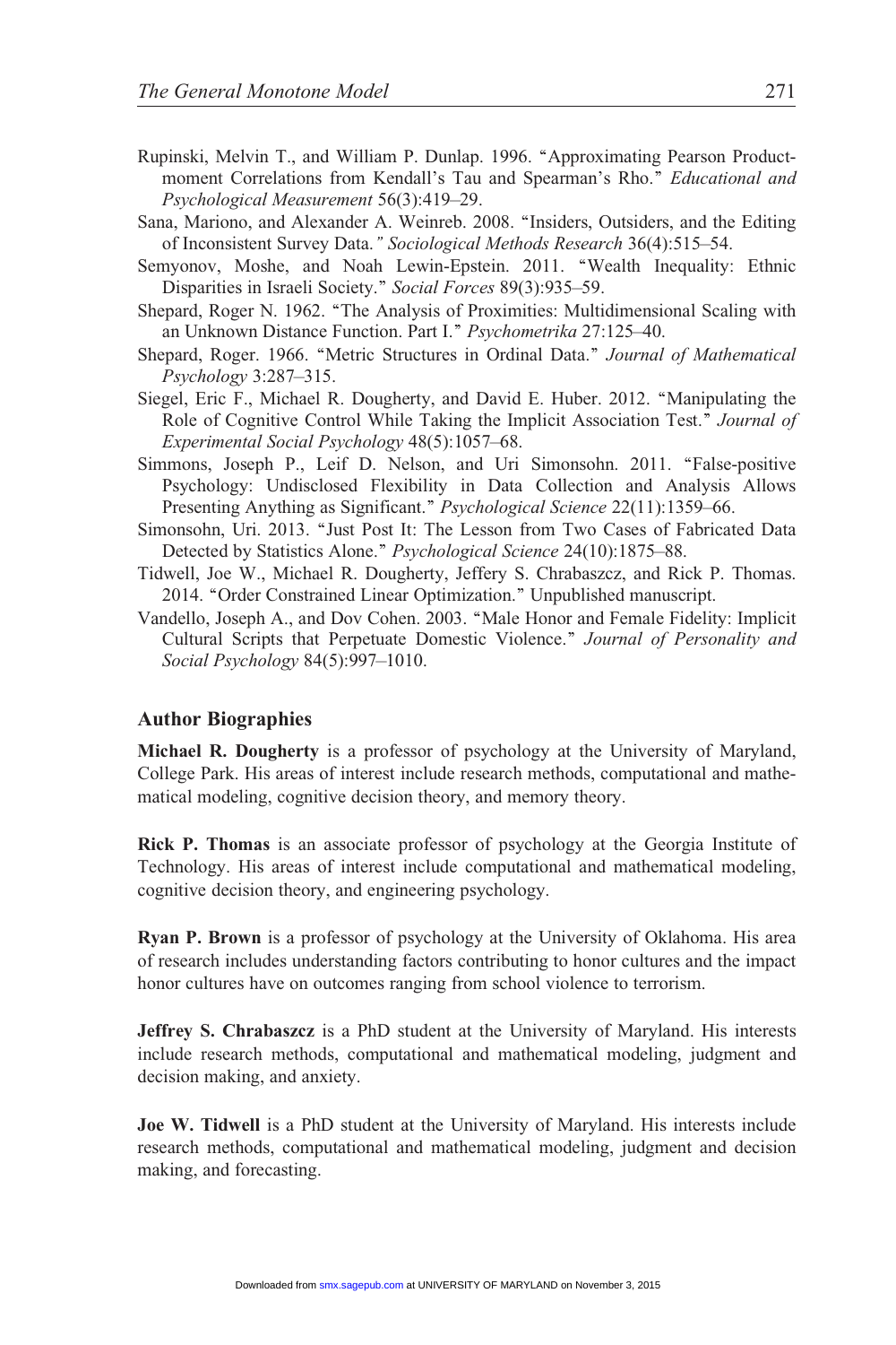Rupinski, Melvin T., and William P. Dunlap. 1996. "Approximating Pearson Product-moment Correlations from Kendall's Tau and Spearman's Rho." *Educational and Psychological Measurement* 56(3):419–29.

Sana, Mariono, and Alexander A. Weinreb. 2008. "Insiders, Outsiders, and the Editing of Inconsistent Survey Data." *Sociological Methods Research* 36(4):515–54.

Semyonov, Moshe, and Noah Lewin-Epstein. 2011. "Wealth Inequality: Ethnic Disparities in Israeli Society." *Social Forces* 89(3):935–59.

Shepard, Roger N. 1962. "The Analysis of Proximities: Multidimensional Scaling with an Unknown Distance Function. Part I." *Psychometrika* 27:125–40.

Shepard, Roger. 1966. "Metric Structures in Ordinal Data." *Journal of Mathematical Psychology* 3:287–315.

Siegel, Eric F., Michael R. Dougherty, and David E. Huber. 2012. "Manipulating the Role of Cognitive Control While Taking the Implicit Association Test." *Journal of Experimental Social Psychology* 48(5):1057–68.

Simmons, Joseph P., Leif D. Nelson, and Uri Simonsohn. 2011. "False-positive Psychology: Undisclosed Flexibility in Data Collection and Analysis Allows Presenting Anything as Significant." *Psychological Science* 22(11):1359–66.

Simonsohn, Uri. 2013. "Just Post It: The Lesson from Two Cases of Fabricated Data Detected by Statistics Alone." *Psychological Science* 24(10):1875–88.

Tidwell, Joe W., Michael R. Dougherty, Jeffery S. Chrabaszcz, and Rick P. Thomas. 2014. "Order Constrained Linear Optimization." Unpublished manuscript.

Vandello, Joseph A., and Dov Cohen. 2003. "Male Honor and Female Fidelity: Implicit Cultural Scripts that Perpetuate Domestic Violence." *Journal of Personality and Social Psychology* 84(5):997–1010.

## Author Biographies

**Michael R. Dougherty** is a professor of psychology at the University of Maryland, College Park. His areas of interest include research methods, computational and mathematical modeling, cognitive decision theory, and memory theory.

**Rick P. Thomas** is an associate professor of psychology at the Georgia Institute of Technology. His areas of interest include computational and mathematical modeling, cognitive decision theory, and engineering psychology.

**Ryan P. Brown** is a professor of psychology at the University of Oklahoma. His area of research includes understanding factors contributing to honor cultures and the impact honor cultures have on outcomes ranging from school violence to terrorism.

**Jeffrey S. Chrabaszcz** is a PhD student at the University of Maryland. His interests include research methods, computational and mathematical modeling, judgment and decision making, and anxiety.

**Joe W. Tidwell** is a PhD student at the University of Maryland. His interests include research methods, computational and mathematical modeling, judgment and decision making, and forecasting.